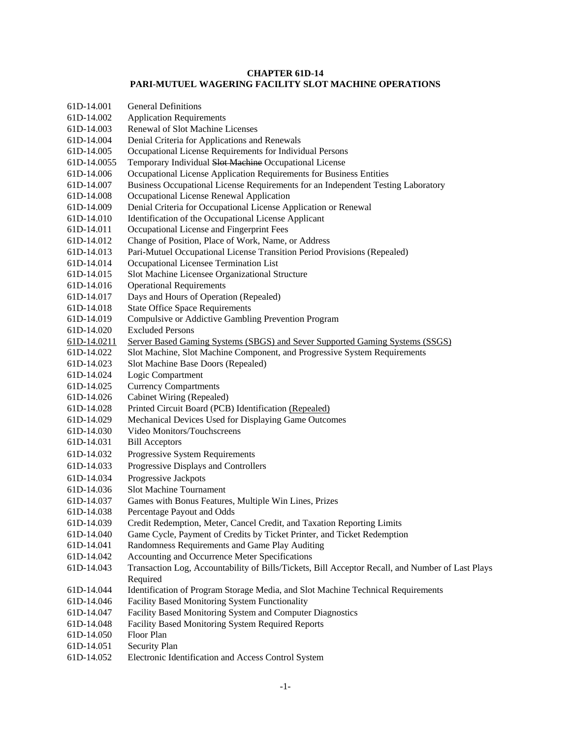**CHAPTER 61D-14**
**PARI-MUTUEL WAGERING FACILITY SLOT MACHINE OPERATIONS**

| | |
|---|---|
| 61D-14.001 | General Definitions |
| 61D-14.002 | Application Requirements |
| 61D-14.003 | Renewal of Slot Machine Licenses |
| 61D-14.004 | Denial Criteria for Applications and Renewals |
| 61D-14.005 | Occupational License Requirements for Individual Persons |
| 61D-14.0055 | Temporary Individual ~~Slot Machine~~ Occupational License |
| 61D-14.006 | Occupational License Application Requirements for Business Entities |
| 61D-14.007 | Business Occupational License Requirements for an Independent Testing Laboratory |
| 61D-14.008 | Occupational License Renewal Application |
| 61D-14.009 | Denial Criteria for Occupational License Application or Renewal |
| 61D-14.010 | Identification of the Occupational License Applicant |
| 61D-14.011 | Occupational License and Fingerprint Fees |
| 61D-14.012 | Change of Position, Place of Work, Name, or Address |
| 61D-14.013 | Pari-Mutuel Occupational License Transition Period Provisions (Repealed) |
| 61D-14.014 | Occupational Licensee Termination List |
| 61D-14.015 | Slot Machine Licensee Organizational Structure |
| 61D-14.016 | Operational Requirements |
| 61D-14.017 | Days and Hours of Operation (Repealed) |
| 61D-14.018 | State Office Space Requirements |
| 61D-14.019 | Compulsive or Addictive Gambling Prevention Program |
| 61D-14.020 | Excluded Persons |
| <u>61D-14.0211</u> | <u>Server Based Gaming Systems (SBGS) and Sever Supported Gaming Systems (SSGS)</u> |
| 61D-14.022 | Slot Machine, Slot Machine Component, and Progressive System Requirements |
| 61D-14.023 | Slot Machine Base Doors (Repealed) |
| 61D-14.024 | Logic Compartment |
| 61D-14.025 | Currency Compartments |
| 61D-14.026 | Cabinet Wiring (Repealed) |
| 61D-14.028 | Printed Circuit Board (PCB) Identification <u>(Repealed)</u> |
| 61D-14.029 | Mechanical Devices Used for Displaying Game Outcomes |
| 61D-14.030 | Video Monitors/Touchscreens |
| 61D-14.031 | Bill Acceptors |
| 61D-14.032 | Progressive System Requirements |
| 61D-14.033 | Progressive Displays and Controllers |
| 61D-14.034 | Progressive Jackpots |
| 61D-14.036 | Slot Machine Tournament |
| 61D-14.037 | Games with Bonus Features, Multiple Win Lines, Prizes |
| 61D-14.038 | Percentage Payout and Odds |
| 61D-14.039 | Credit Redemption, Meter, Cancel Credit, and Taxation Reporting Limits |
| 61D-14.040 | Game Cycle, Payment of Credits by Ticket Printer, and Ticket Redemption |
| 61D-14.041 | Randomness Requirements and Game Play Auditing |
| 61D-14.042 | Accounting and Occurrence Meter Specifications |
| 61D-14.043 | Transaction Log, Accountability of Bills/Tickets, Bill Acceptor Recall, and Number of Last Plays Required |
| 61D-14.044 | Identification of Program Storage Media, and Slot Machine Technical Requirements |
| 61D-14.046 | Facility Based Monitoring System Functionality |
| 61D-14.047 | Facility Based Monitoring System and Computer Diagnostics |
| 61D-14.048 | Facility Based Monitoring System Required Reports |
| 61D-14.050 | Floor Plan |
| 61D-14.051 | Security Plan |
| 61D-14.052 | Electronic Identification and Access Control System |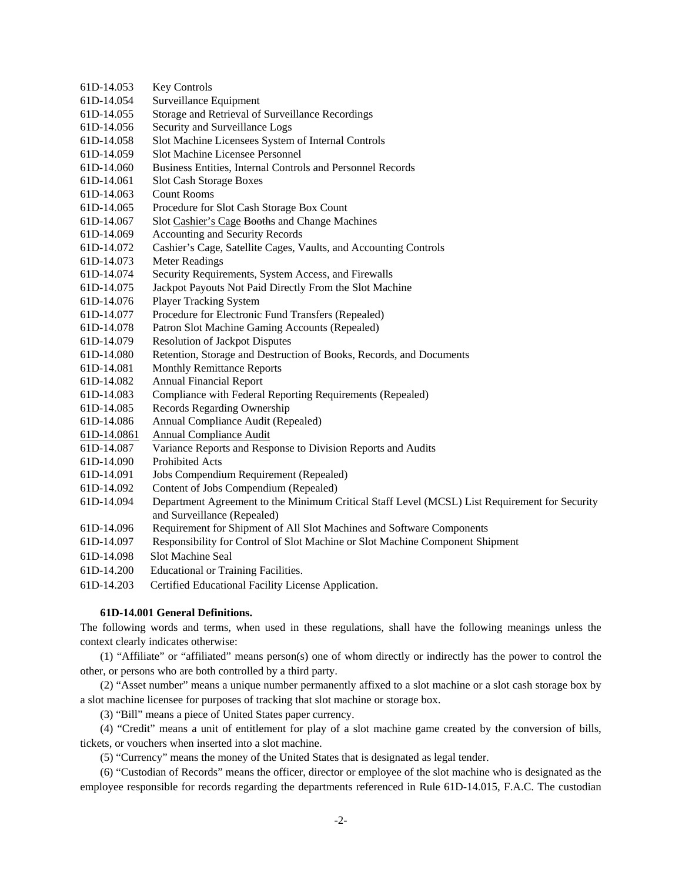61D-14.053 Key Controls
61D-14.054 Surveillance Equipment
61D-14.055 Storage and Retrieval of Surveillance Recordings
61D-14.056 Security and Surveillance Logs
61D-14.058 Slot Machine Licensees System of Internal Controls
61D-14.059 Slot Machine Licensee Personnel
61D-14.060 Business Entities, Internal Controls and Personnel Records
61D-14.061 Slot Cash Storage Boxes
61D-14.063 Count Rooms
61D-14.065 Procedure for Slot Cash Storage Box Count
61D-14.067 Slot <u>Cashier's Cage</u> ~~Booths~~ and Change Machines
61D-14.069 Accounting and Security Records
61D-14.072 Cashier's Cage, Satellite Cages, Vaults, and Accounting Controls
61D-14.073 Meter Readings
61D-14.074 Security Requirements, System Access, and Firewalls
61D-14.075 Jackpot Payouts Not Paid Directly From the Slot Machine
61D-14.076 Player Tracking System
61D-14.077 Procedure for Electronic Fund Transfers (Repealed)
61D-14.078 Patron Slot Machine Gaming Accounts (Repealed)
61D-14.079 Resolution of Jackpot Disputes
61D-14.080 Retention, Storage and Destruction of Books, Records, and Documents
61D-14.081 Monthly Remittance Reports
61D-14.082 Annual Financial Report
61D-14.083 Compliance with Federal Reporting Requirements (Repealed)
61D-14.085 Records Regarding Ownership
61D-14.086 Annual Compliance Audit (Repealed)
<u>61D-14.0861 Annual Compliance Audit</u>
61D-14.087 Variance Reports and Response to Division Reports and Audits
61D-14.090 Prohibited Acts
61D-14.091 Jobs Compendium Requirement (Repealed)
61D-14.092 Content of Jobs Compendium (Repealed)
61D-14.094 Department Agreement to the Minimum Critical Staff Level (MCSL) List Requirement for Security and Surveillance (Repealed)
61D-14.096 Requirement for Shipment of All Slot Machines and Software Components
61D-14.097 Responsibility for Control of Slot Machine or Slot Machine Component Shipment
61D-14.098 Slot Machine Seal
61D-14.200 Educational or Training Facilities.
61D-14.203 Certified Educational Facility License Application.

**61D-14.001 General Definitions.**

The following words and terms, when used in these regulations, shall have the following meanings unless the context clearly indicates otherwise:

(1) "Affiliate" or "affiliated" means person(s) one of whom directly or indirectly has the power to control the other, or persons who are both controlled by a third party.

(2) "Asset number" means a unique number permanently affixed to a slot machine or a slot cash storage box by a slot machine licensee for purposes of tracking that slot machine or storage box.

(3) "Bill" means a piece of United States paper currency.

(4) "Credit" means a unit of entitlement for play of a slot machine game created by the conversion of bills, tickets, or vouchers when inserted into a slot machine.

(5) "Currency" means the money of the United States that is designated as legal tender.

(6) "Custodian of Records" means the officer, director or employee of the slot machine who is designated as the employee responsible for records regarding the departments referenced in Rule 61D-14.015, F.A.C. The custodian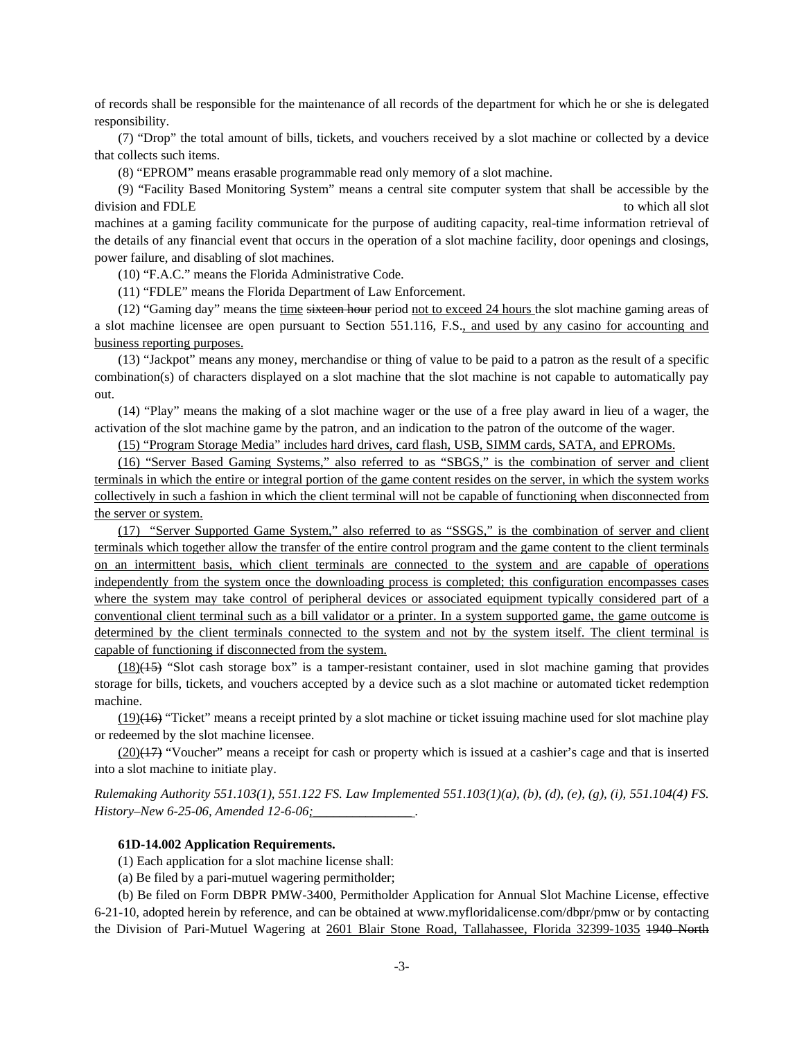of records shall be responsible for the maintenance of all records of the department for which he or she is delegated responsibility.

(7) "Drop" the total amount of bills, tickets, and vouchers received by a slot machine or collected by a device that collects such items.

(8) "EPROM" means erasable programmable read only memory of a slot machine.

(9) "Facility Based Monitoring System" means a central site computer system that shall be accessible by the division and FDLE to which all slot machines at a gaming facility communicate for the purpose of auditing capacity, real-time information retrieval of the details of any financial event that occurs in the operation of a slot machine facility, door openings and closings, power failure, and disabling of slot machines.

(10) "F.A.C." means the Florida Administrative Code.

(11) "FDLE" means the Florida Department of Law Enforcement.

(12) "Gaming day" means the <u>time</u> ~~sixteen hour~~ period <u>not to exceed 24 hours</u> the slot machine gaming areas of a slot machine licensee are open pursuant to Section 551.116, F.S.<u>, and used by any casino for accounting and business reporting purposes.</u>

(13) "Jackpot" means any money, merchandise or thing of value to be paid to a patron as the result of a specific combination(s) of characters displayed on a slot machine that the slot machine is not capable to automatically pay out.

(14) "Play" means the making of a slot machine wager or the use of a free play award in lieu of a wager, the activation of the slot machine game by the patron, and an indication to the patron of the outcome of the wager.

<u>(15) "Program Storage Media" includes hard drives, card flash, USB, SIMM cards, SATA, and EPROMs.</u>

<u>(16) "Server Based Gaming Systems," also referred to as "SBGS," is the combination of server and client terminals in which the entire or integral portion of the game content resides on the server, in which the system works collectively in such a fashion in which the client terminal will not be capable of functioning when disconnected from the server or system.</u>

<u>(17) "Server Supported Game System," also referred to as "SSGS," is the combination of server and client terminals which together allow the transfer of the entire control program and the game content to the client terminals on an intermittent basis, which client terminals are connected to the system and are capable of operations independently from the system once the downloading process is completed; this configuration encompasses cases where the system may take control of peripheral devices or associated equipment typically considered part of a conventional client terminal such as a bill validator or a printer. In a system supported game, the game outcome is determined by the client terminals connected to the system and not by the system itself. The client terminal is capable of functioning if disconnected from the system.</u>

<u>(18)</u>~~(15)~~ "Slot cash storage box" is a tamper-resistant container, used in slot machine gaming that provides storage for bills, tickets, and vouchers accepted by a device such as a slot machine or automated ticket redemption machine.

<u>(19)</u>~~(16)~~ "Ticket" means a receipt printed by a slot machine or ticket issuing machine used for slot machine play or redeemed by the slot machine licensee.

<u>(20)</u>~~(17)~~ "Voucher" means a receipt for cash or property which is issued at a cashier's cage and that is inserted into a slot machine to initiate play.

*Rulemaking Authority 551.103(1), 551.122 FS. Law Implemented 551.103(1)(a), (b), (d), (e), (g), (i), 551.104(4) FS. History–New 6-25-06, Amended 12-6-06<u>;                </u>.*

**61D-14.002 Application Requirements.**

(1) Each application for a slot machine license shall:

(a) Be filed by a pari-mutuel wagering permitholder;

(b) Be filed on Form DBPR PMW-3400, Permitholder Application for Annual Slot Machine License, effective 6-21-10, adopted herein by reference, and can be obtained at www.myfloridalicense.com/dbpr/pmw or by contacting the Division of Pari-Mutuel Wagering at <u>2601 Blair Stone Road, Tallahassee, Florida 32399-1035</u> ~~1940 North~~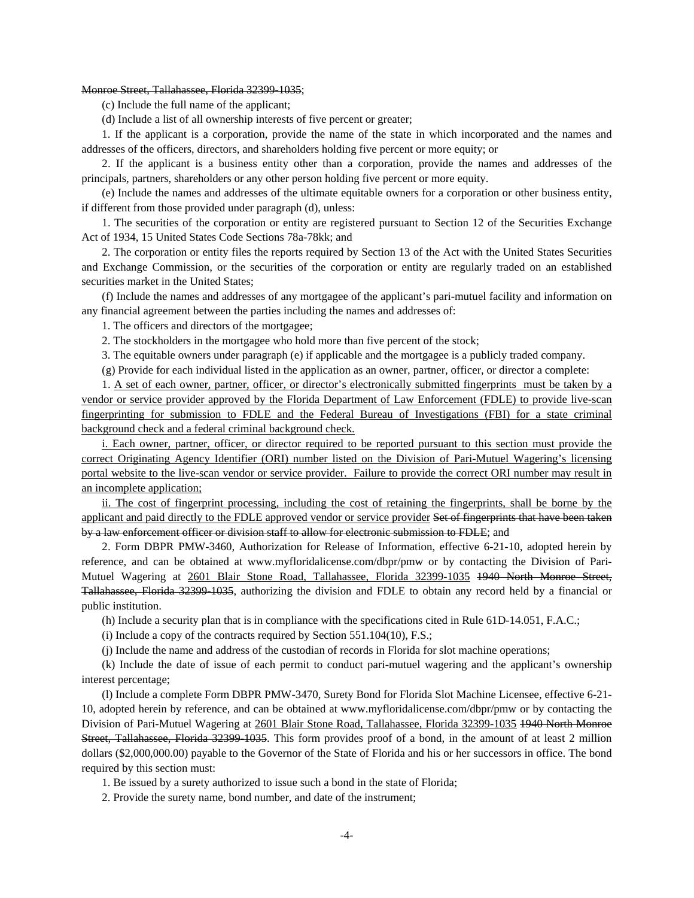~~Monroe Street, Tallahassee, Florida 32399-1035~~;

(c) Include the full name of the applicant;

(d) Include a list of all ownership interests of five percent or greater;

1. If the applicant is a corporation, provide the name of the state in which incorporated and the names and addresses of the officers, directors, and shareholders holding five percent or more equity; or

2. If the applicant is a business entity other than a corporation, provide the names and addresses of the principals, partners, shareholders or any other person holding five percent or more equity.

(e) Include the names and addresses of the ultimate equitable owners for a corporation or other business entity, if different from those provided under paragraph (d), unless:

1. The securities of the corporation or entity are registered pursuant to Section 12 of the Securities Exchange Act of 1934, 15 United States Code Sections 78a-78kk; and

2. The corporation or entity files the reports required by Section 13 of the Act with the United States Securities and Exchange Commission, or the securities of the corporation or entity are regularly traded on an established securities market in the United States;

(f) Include the names and addresses of any mortgagee of the applicant's pari-mutuel facility and information on any financial agreement between the parties including the names and addresses of:

1. The officers and directors of the mortgagee;

2. The stockholders in the mortgagee who hold more than five percent of the stock;

3. The equitable owners under paragraph (e) if applicable and the mortgagee is a publicly traded company.

(g) Provide for each individual listed in the application as an owner, partner, officer, or director a complete:

1. <u>A set of each owner, partner, officer, or director's electronically submitted fingerprints must be taken by a vendor or service provider approved by the Florida Department of Law Enforcement (FDLE) to provide live-scan fingerprinting for submission to FDLE and the Federal Bureau of Investigations (FBI) for a state criminal background check and a federal criminal background check.</u>

<u>i. Each owner, partner, officer, or director required to be reported pursuant to this section must provide the correct Originating Agency Identifier (ORI) number listed on the Division of Pari-Mutuel Wagering's licensing portal website to the live-scan vendor or service provider. Failure to provide the correct ORI number may result in an incomplete application;</u>

<u>ii. The cost of fingerprint processing, including the cost of retaining the fingerprints, shall be borne by the applicant and paid directly to the FDLE approved vendor or service provider</u> ~~Set of fingerprints that have been taken by a law enforcement officer or division staff to allow for electronic submission to FDLE~~; and

2. Form DBPR PMW-3460, Authorization for Release of Information, effective 6-21-10, adopted herein by reference, and can be obtained at www.myfloridalicense.com/dbpr/pmw or by contacting the Division of Pari-Mutuel Wagering at <u>2601 Blair Stone Road, Tallahassee, Florida 32399-1035</u> ~~1940 North Monroe Street, Tallahassee, Florida 32399-1035~~, authorizing the division and FDLE to obtain any record held by a financial or public institution.

(h) Include a security plan that is in compliance with the specifications cited in Rule 61D-14.051, F.A.C.;

(i) Include a copy of the contracts required by Section 551.104(10), F.S.;

(j) Include the name and address of the custodian of records in Florida for slot machine operations;

(k) Include the date of issue of each permit to conduct pari-mutuel wagering and the applicant's ownership interest percentage;

(l) Include a complete Form DBPR PMW-3470, Surety Bond for Florida Slot Machine Licensee, effective 6-21-10, adopted herein by reference, and can be obtained at www.myfloridalicense.com/dbpr/pmw or by contacting the Division of Pari-Mutuel Wagering at <u>2601 Blair Stone Road, Tallahassee, Florida 32399-1035</u> ~~1940 North Monroe Street, Tallahassee, Florida 32399-1035~~. This form provides proof of a bond, in the amount of at least 2 million dollars ($2,000,000.00) payable to the Governor of the State of Florida and his or her successors in office. The bond required by this section must:

1. Be issued by a surety authorized to issue such a bond in the state of Florida;

2. Provide the surety name, bond number, and date of the instrument;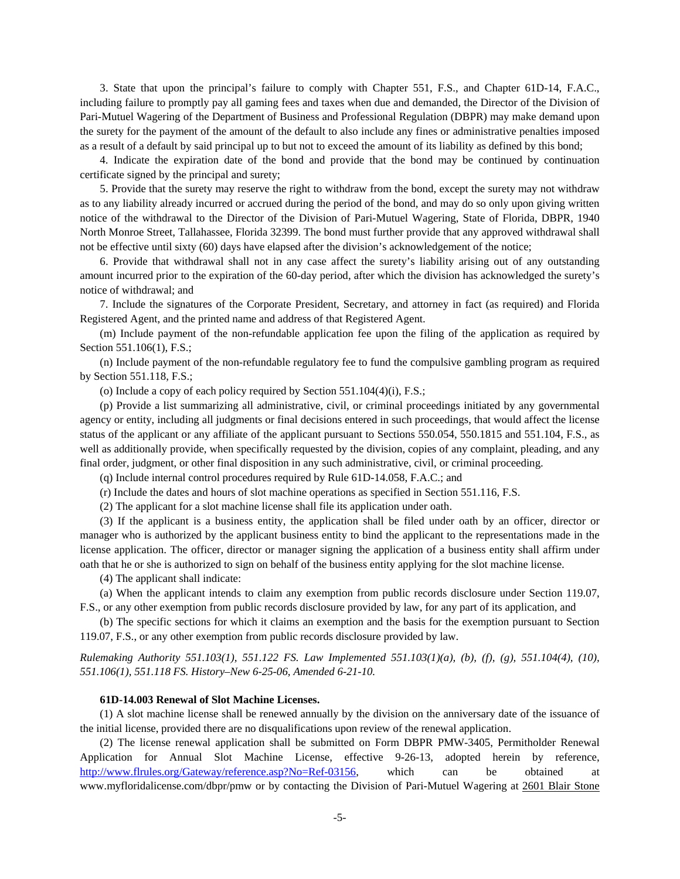3. State that upon the principal's failure to comply with Chapter 551, F.S., and Chapter 61D-14, F.A.C., including failure to promptly pay all gaming fees and taxes when due and demanded, the Director of the Division of Pari-Mutuel Wagering of the Department of Business and Professional Regulation (DBPR) may make demand upon the surety for the payment of the amount of the default to also include any fines or administrative penalties imposed as a result of a default by said principal up to but not to exceed the amount of its liability as defined by this bond;

4. Indicate the expiration date of the bond and provide that the bond may be continued by continuation certificate signed by the principal and surety;

5. Provide that the surety may reserve the right to withdraw from the bond, except the surety may not withdraw as to any liability already incurred or accrued during the period of the bond, and may do so only upon giving written notice of the withdrawal to the Director of the Division of Pari-Mutuel Wagering, State of Florida, DBPR, 1940 North Monroe Street, Tallahassee, Florida 32399. The bond must further provide that any approved withdrawal shall not be effective until sixty (60) days have elapsed after the division's acknowledgement of the notice;

6. Provide that withdrawal shall not in any case affect the surety's liability arising out of any outstanding amount incurred prior to the expiration of the 60-day period, after which the division has acknowledged the surety's notice of withdrawal; and

7. Include the signatures of the Corporate President, Secretary, and attorney in fact (as required) and Florida Registered Agent, and the printed name and address of that Registered Agent.

(m) Include payment of the non-refundable application fee upon the filing of the application as required by Section 551.106(1), F.S.;

(n) Include payment of the non-refundable regulatory fee to fund the compulsive gambling program as required by Section 551.118, F.S.;

(o) Include a copy of each policy required by Section 551.104(4)(i), F.S.;

(p) Provide a list summarizing all administrative, civil, or criminal proceedings initiated by any governmental agency or entity, including all judgments or final decisions entered in such proceedings, that would affect the license status of the applicant or any affiliate of the applicant pursuant to Sections 550.054, 550.1815 and 551.104, F.S., as well as additionally provide, when specifically requested by the division, copies of any complaint, pleading, and any final order, judgment, or other final disposition in any such administrative, civil, or criminal proceeding.

(q) Include internal control procedures required by Rule 61D-14.058, F.A.C.; and

(r) Include the dates and hours of slot machine operations as specified in Section 551.116, F.S.

(2) The applicant for a slot machine license shall file its application under oath.

(3) If the applicant is a business entity, the application shall be filed under oath by an officer, director or manager who is authorized by the applicant business entity to bind the applicant to the representations made in the license application. The officer, director or manager signing the application of a business entity shall affirm under oath that he or she is authorized to sign on behalf of the business entity applying for the slot machine license.

(4) The applicant shall indicate:

(a) When the applicant intends to claim any exemption from public records disclosure under Section 119.07, F.S., or any other exemption from public records disclosure provided by law, for any part of its application, and

(b) The specific sections for which it claims an exemption and the basis for the exemption pursuant to Section 119.07, F.S., or any other exemption from public records disclosure provided by law.

*Rulemaking Authority 551.103(1), 551.122 FS. Law Implemented 551.103(1)(a), (b), (f), (g), 551.104(4), (10), 551.106(1), 551.118 FS. History–New 6-25-06, Amended 6-21-10.*

**61D-14.003 Renewal of Slot Machine Licenses.**

(1) A slot machine license shall be renewed annually by the division on the anniversary date of the issuance of the initial license, provided there are no disqualifications upon review of the renewal application.

(2) The license renewal application shall be submitted on Form DBPR PMW-3405, Permitholder Renewal Application for Annual Slot Machine License, effective 9-26-13, adopted herein by reference, http://www.flrules.org/Gateway/reference.asp?No=Ref-03156, which can be obtained at www.myfloridalicense.com/dbpr/pmw or by contacting the Division of Pari-Mutuel Wagering at 2601 Blair Stone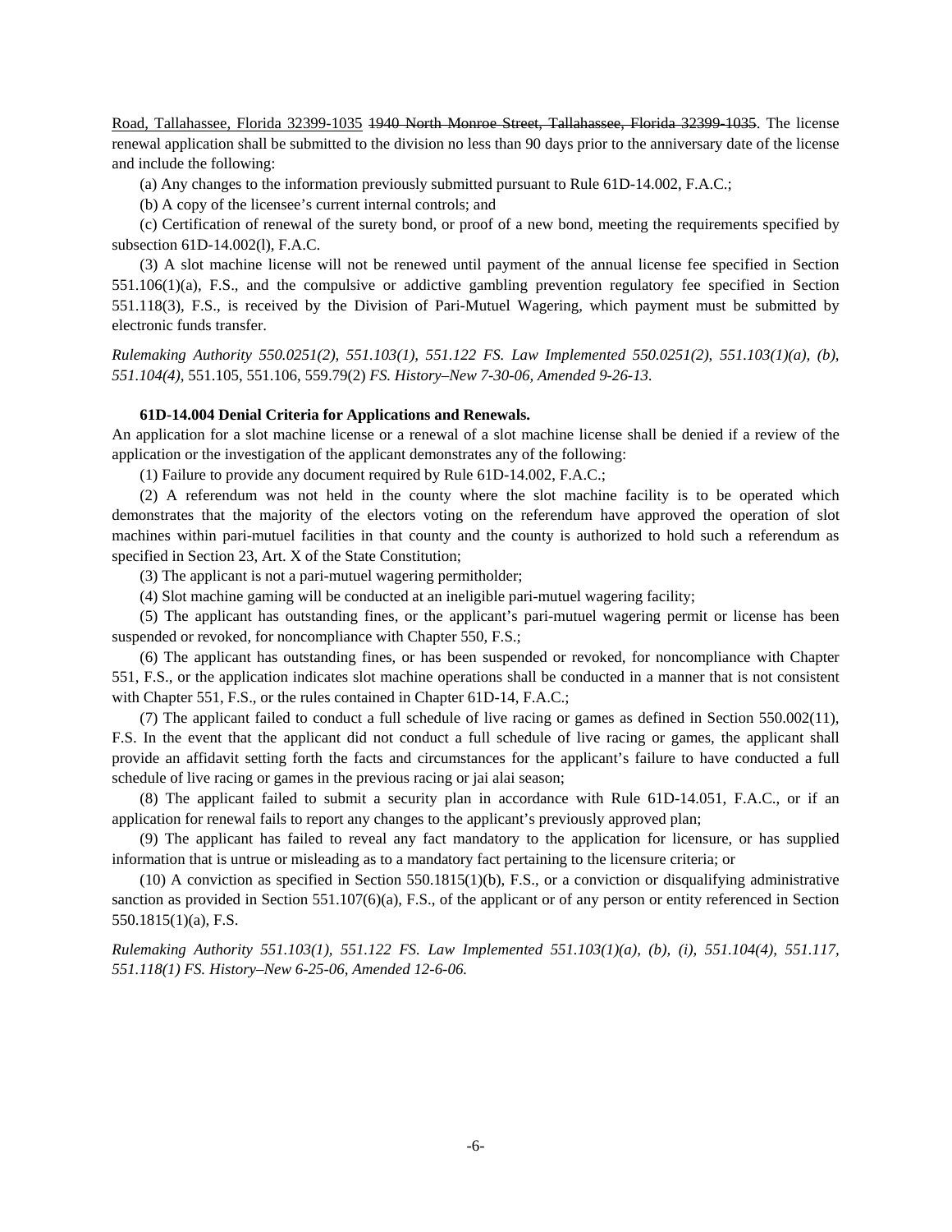Road, Tallahassee, Florida 32399-1035 ~~1940 North Monroe Street, Tallahassee, Florida 32399-1035~~. The license renewal application shall be submitted to the division no less than 90 days prior to the anniversary date of the license and include the following:

(a) Any changes to the information previously submitted pursuant to Rule 61D-14.002, F.A.C.;

(b) A copy of the licensee's current internal controls; and

(c) Certification of renewal of the surety bond, or proof of a new bond, meeting the requirements specified by subsection 61D-14.002(l), F.A.C.

(3) A slot machine license will not be renewed until payment of the annual license fee specified in Section 551.106(1)(a), F.S., and the compulsive or addictive gambling prevention regulatory fee specified in Section 551.118(3), F.S., is received by the Division of Pari-Mutuel Wagering, which payment must be submitted by electronic funds transfer.

*Rulemaking Authority 550.0251(2), 551.103(1), 551.122 FS. Law Implemented 550.0251(2), 551.103(1)(a), (b), 551.104(4),* 551.105, 551.106, 559.79(2) *FS. History–New 7-30-06, Amended 9-26-13.*

**61D-14.004 Denial Criteria for Applications and Renewals.**

An application for a slot machine license or a renewal of a slot machine license shall be denied if a review of the application or the investigation of the applicant demonstrates any of the following:

(1) Failure to provide any document required by Rule 61D-14.002, F.A.C.;

(2) A referendum was not held in the county where the slot machine facility is to be operated which demonstrates that the majority of the electors voting on the referendum have approved the operation of slot machines within pari-mutuel facilities in that county and the county is authorized to hold such a referendum as specified in Section 23, Art. X of the State Constitution;

(3) The applicant is not a pari-mutuel wagering permitholder;

(4) Slot machine gaming will be conducted at an ineligible pari-mutuel wagering facility;

(5) The applicant has outstanding fines, or the applicant's pari-mutuel wagering permit or license has been suspended or revoked, for noncompliance with Chapter 550, F.S.;

(6) The applicant has outstanding fines, or has been suspended or revoked, for noncompliance with Chapter 551, F.S., or the application indicates slot machine operations shall be conducted in a manner that is not consistent with Chapter 551, F.S., or the rules contained in Chapter 61D-14, F.A.C.;

(7) The applicant failed to conduct a full schedule of live racing or games as defined in Section 550.002(11), F.S. In the event that the applicant did not conduct a full schedule of live racing or games, the applicant shall provide an affidavit setting forth the facts and circumstances for the applicant's failure to have conducted a full schedule of live racing or games in the previous racing or jai alai season;

(8) The applicant failed to submit a security plan in accordance with Rule 61D-14.051, F.A.C., or if an application for renewal fails to report any changes to the applicant's previously approved plan;

(9) The applicant has failed to reveal any fact mandatory to the application for licensure, or has supplied information that is untrue or misleading as to a mandatory fact pertaining to the licensure criteria; or

(10) A conviction as specified in Section 550.1815(1)(b), F.S., or a conviction or disqualifying administrative sanction as provided in Section 551.107(6)(a), F.S., of the applicant or of any person or entity referenced in Section 550.1815(1)(a), F.S.

*Rulemaking Authority 551.103(1), 551.122 FS. Law Implemented 551.103(1)(a), (b), (i), 551.104(4), 551.117, 551.118(1) FS. History–New 6-25-06, Amended 12-6-06.*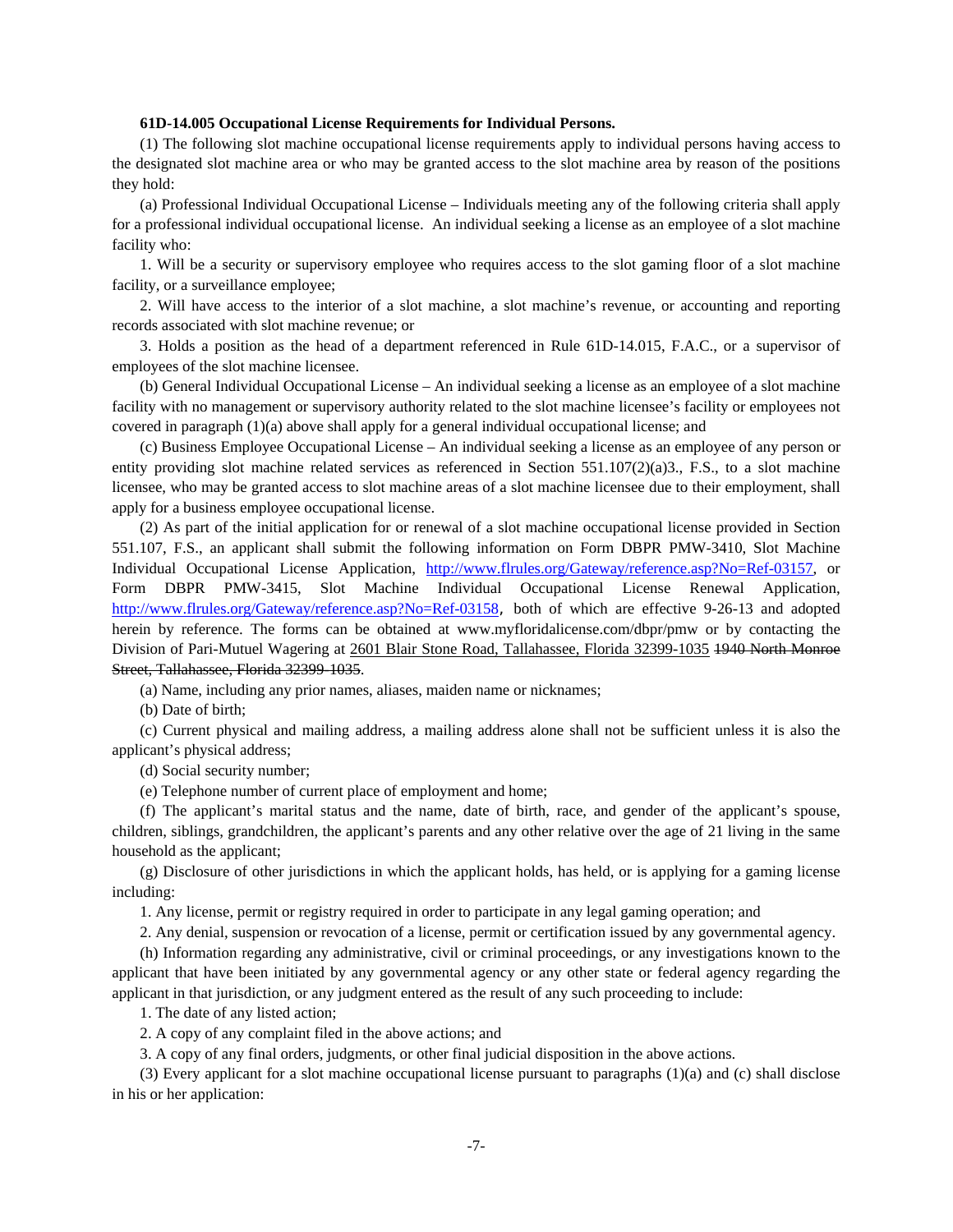**61D-14.005 Occupational License Requirements for Individual Persons.**

(1) The following slot machine occupational license requirements apply to individual persons having access to the designated slot machine area or who may be granted access to the slot machine area by reason of the positions they hold:

(a) Professional Individual Occupational License – Individuals meeting any of the following criteria shall apply for a professional individual occupational license. An individual seeking a license as an employee of a slot machine facility who:

1. Will be a security or supervisory employee who requires access to the slot gaming floor of a slot machine facility, or a surveillance employee;

2. Will have access to the interior of a slot machine, a slot machine's revenue, or accounting and reporting records associated with slot machine revenue; or

3. Holds a position as the head of a department referenced in Rule 61D-14.015, F.A.C., or a supervisor of employees of the slot machine licensee.

(b) General Individual Occupational License – An individual seeking a license as an employee of a slot machine facility with no management or supervisory authority related to the slot machine licensee's facility or employees not covered in paragraph (1)(a) above shall apply for a general individual occupational license; and

(c) Business Employee Occupational License – An individual seeking a license as an employee of any person or entity providing slot machine related services as referenced in Section 551.107(2)(a)3., F.S., to a slot machine licensee, who may be granted access to slot machine areas of a slot machine licensee due to their employment, shall apply for a business employee occupational license.

(2) As part of the initial application for or renewal of a slot machine occupational license provided in Section 551.107, F.S., an applicant shall submit the following information on Form DBPR PMW-3410, Slot Machine Individual Occupational License Application, http://www.flrules.org/Gateway/reference.asp?No=Ref-03157, or Form DBPR PMW-3415, Slot Machine Individual Occupational License Renewal Application, http://www.flrules.org/Gateway/reference.asp?No=Ref-03158, both of which are effective 9-26-13 and adopted herein by reference. The forms can be obtained at www.myfloridalicense.com/dbpr/pmw or by contacting the Division of Pari-Mutuel Wagering at <u>2601 Blair Stone Road, Tallahassee, Florida 32399-1035</u> ~~1940 North Monroe Street, Tallahassee, Florida 32399-1035~~.

(a) Name, including any prior names, aliases, maiden name or nicknames;

(b) Date of birth;

(c) Current physical and mailing address, a mailing address alone shall not be sufficient unless it is also the applicant's physical address;

(d) Social security number;

(e) Telephone number of current place of employment and home;

(f) The applicant's marital status and the name, date of birth, race, and gender of the applicant's spouse, children, siblings, grandchildren, the applicant's parents and any other relative over the age of 21 living in the same household as the applicant;

(g) Disclosure of other jurisdictions in which the applicant holds, has held, or is applying for a gaming license including:

1. Any license, permit or registry required in order to participate in any legal gaming operation; and

2. Any denial, suspension or revocation of a license, permit or certification issued by any governmental agency.

(h) Information regarding any administrative, civil or criminal proceedings, or any investigations known to the applicant that have been initiated by any governmental agency or any other state or federal agency regarding the applicant in that jurisdiction, or any judgment entered as the result of any such proceeding to include:

1. The date of any listed action;

2. A copy of any complaint filed in the above actions; and

3. A copy of any final orders, judgments, or other final judicial disposition in the above actions.

(3) Every applicant for a slot machine occupational license pursuant to paragraphs (1)(a) and (c) shall disclose in his or her application: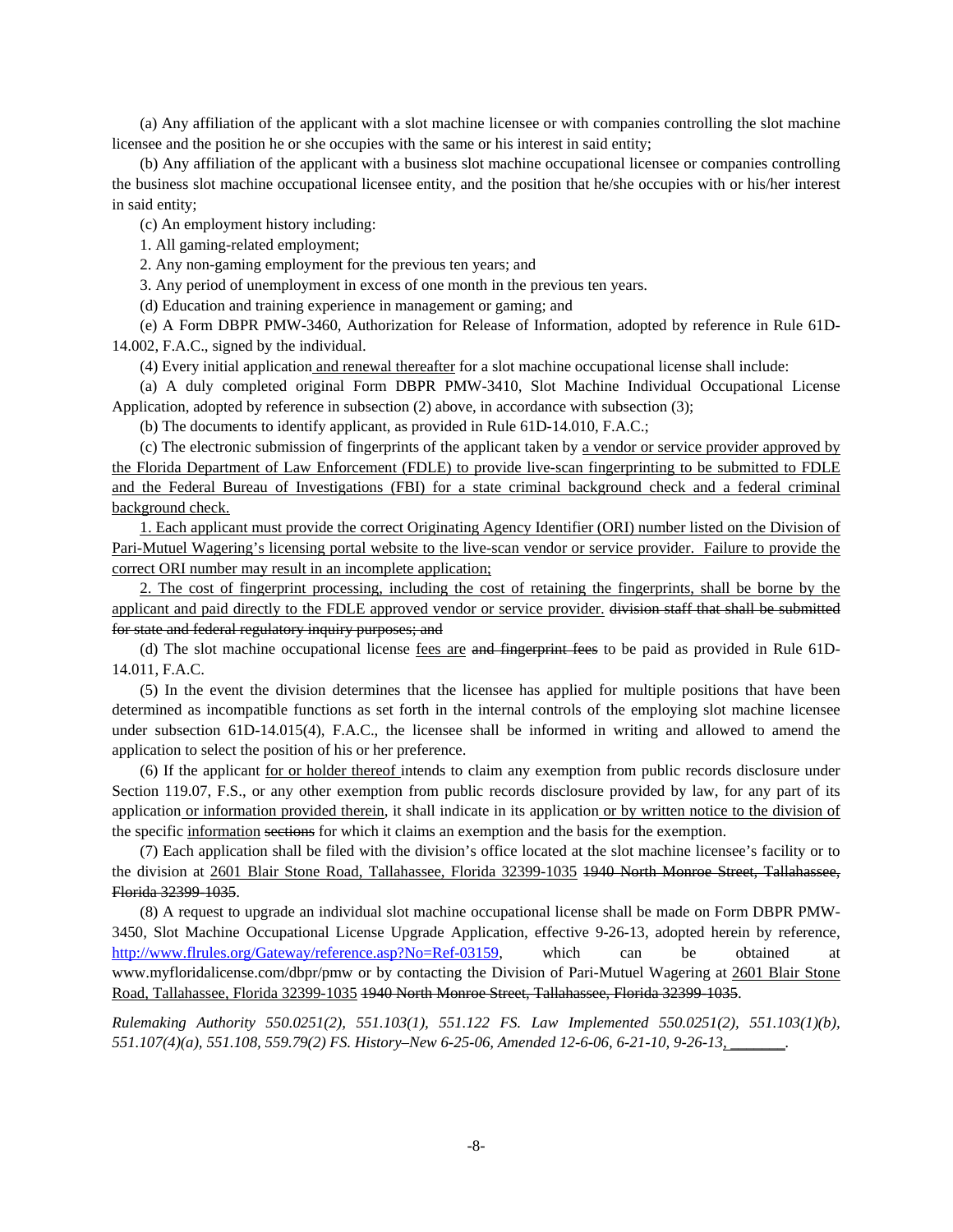(a) Any affiliation of the applicant with a slot machine licensee or with companies controlling the slot machine licensee and the position he or she occupies with the same or his interest in said entity;

(b) Any affiliation of the applicant with a business slot machine occupational licensee or companies controlling the business slot machine occupational licensee entity, and the position that he/she occupies with or his/her interest in said entity;

(c) An employment history including:

1. All gaming-related employment;

2. Any non-gaming employment for the previous ten years; and

3. Any period of unemployment in excess of one month in the previous ten years.

(d) Education and training experience in management or gaming; and

(e) A Form DBPR PMW-3460, Authorization for Release of Information, adopted by reference in Rule 61D-14.002, F.A.C., signed by the individual.

(4) Every initial application<u> and renewal thereafter</u> for a slot machine occupational license shall include:

(a) A duly completed original Form DBPR PMW-3410, Slot Machine Individual Occupational License Application, adopted by reference in subsection (2) above, in accordance with subsection (3);

(b) The documents to identify applicant, as provided in Rule 61D-14.010, F.A.C.;

(c) The electronic submission of fingerprints of the applicant taken by <u>a vendor or service provider approved by the Florida Department of Law Enforcement (FDLE) to provide live-scan fingerprinting to be submitted to FDLE and the Federal Bureau of Investigations (FBI) for a state criminal background check and a federal criminal background check.</u>

<u>1. Each applicant must provide the correct Originating Agency Identifier (ORI) number listed on the Division of Pari-Mutuel Wagering's licensing portal website to the live-scan vendor or service provider. Failure to provide the correct ORI number may result in an incomplete application;</u>

<u>2. The cost of fingerprint processing, including the cost of retaining the fingerprints, shall be borne by the applicant and paid directly to the FDLE approved vendor or service provider.</u> ~~division staff that shall be submitted for state and federal regulatory inquiry purposes; and~~

(d) The slot machine occupational license <u>fees are</u> ~~and fingerprint fees~~ to be paid as provided in Rule 61D-14.011, F.A.C.

(5) In the event the division determines that the licensee has applied for multiple positions that have been determined as incompatible functions as set forth in the internal controls of the employing slot machine licensee under subsection 61D-14.015(4), F.A.C., the licensee shall be informed in writing and allowed to amend the application to select the position of his or her preference.

(6) If the applicant <u>for or holder thereof </u>intends to claim any exemption from public records disclosure under Section 119.07, F.S., or any other exemption from public records disclosure provided by law, for any part of its application<u> or information provided therein</u>, it shall indicate in its application<u> or by written notice to the division of</u> the specific <u>information</u> ~~sections~~ for which it claims an exemption and the basis for the exemption.

(7) Each application shall be filed with the division's office located at the slot machine licensee's facility or to the division at <u>2601 Blair Stone Road, Tallahassee, Florida 32399-1035</u> ~~1940 North Monroe Street, Tallahassee, Florida 32399-1035~~.

(8) A request to upgrade an individual slot machine occupational license shall be made on Form DBPR PMW-3450, Slot Machine Occupational License Upgrade Application, effective 9-26-13, adopted herein by reference, http://www.flrules.org/Gateway/reference.asp?No=Ref-03159, which can be obtained at www.myfloridalicense.com/dbpr/pmw or by contacting the Division of Pari-Mutuel Wagering at <u>2601 Blair Stone Road, Tallahassee, Florida 32399-1035</u> ~~1940 North Monroe Street, Tallahassee, Florida 32399-1035~~.

*Rulemaking Authority 550.0251(2), 551.103(1), 551.122 FS. Law Implemented 550.0251(2), 551.103(1)(b), 551.107(4)(a), 551.108, 559.79(2) FS. History–New 6-25-06, Amended 12-6-06, 6-21-10, 9-26-13<u>, \_\_\_\_\_\_\_</u>.*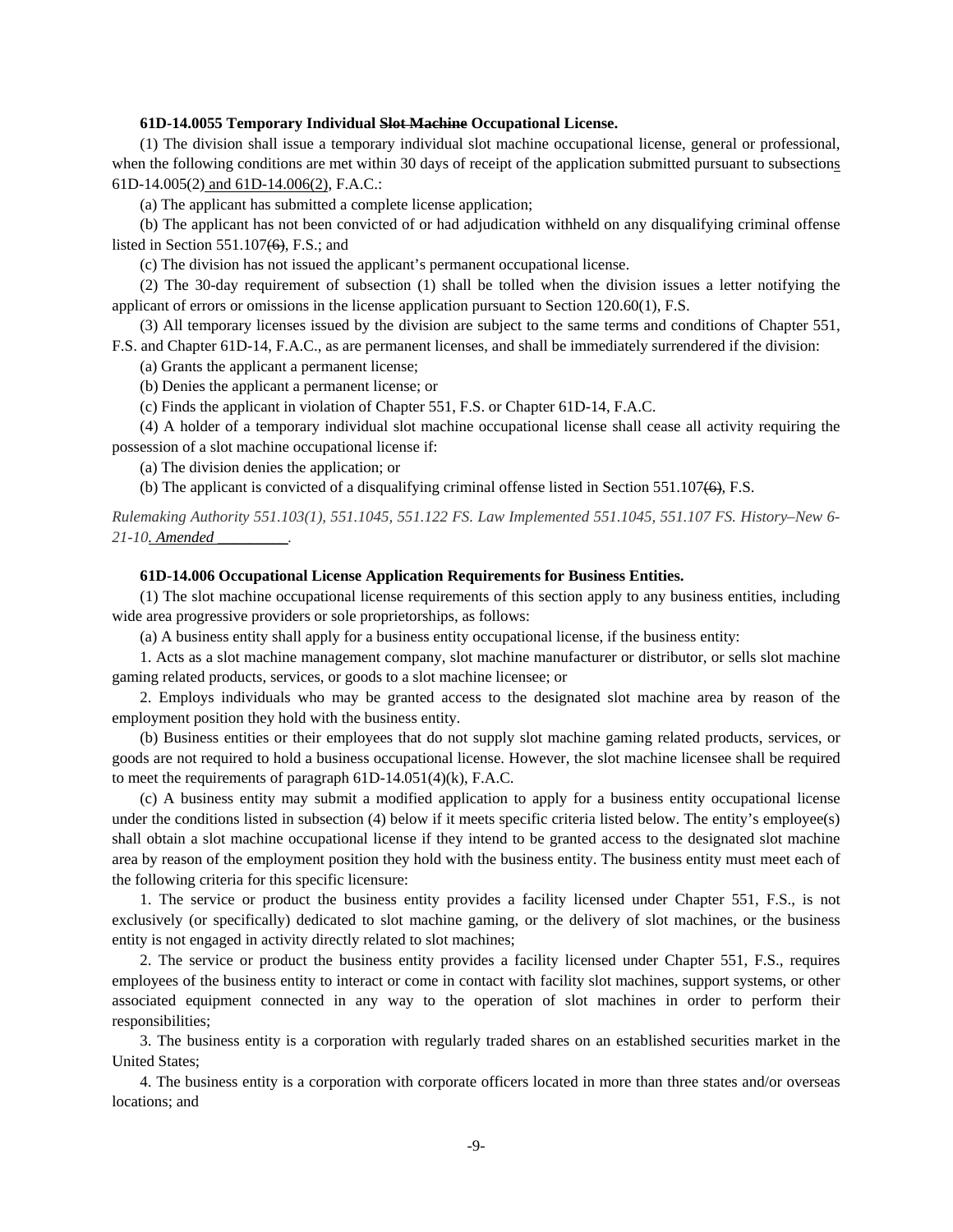**61D-14.0055 Temporary Individual ~~Slot Machine~~ Occupational License.**

(1) The division shall issue a temporary individual slot machine occupational license, general or professional, when the following conditions are met within 30 days of receipt of the application submitted pursuant to subsection<u>s</u> 61D-14.005(2)<u> and 61D-14.006(2)</u>, F.A.C.:

(a) The applicant has submitted a complete license application;

(b) The applicant has not been convicted of or had adjudication withheld on any disqualifying criminal offense listed in Section 551.107~~(6)~~, F.S.; and

(c) The division has not issued the applicant's permanent occupational license.

(2) The 30-day requirement of subsection (1) shall be tolled when the division issues a letter notifying the applicant of errors or omissions in the license application pursuant to Section 120.60(1), F.S.

(3) All temporary licenses issued by the division are subject to the same terms and conditions of Chapter 551, F.S. and Chapter 61D-14, F.A.C., as are permanent licenses, and shall be immediately surrendered if the division:

(a) Grants the applicant a permanent license;

(b) Denies the applicant a permanent license; or

(c) Finds the applicant in violation of Chapter 551, F.S. or Chapter 61D-14, F.A.C.

(4) A holder of a temporary individual slot machine occupational license shall cease all activity requiring the possession of a slot machine occupational license if:

(a) The division denies the application; or

(b) The applicant is convicted of a disqualifying criminal offense listed in Section 551.107~~(6)~~, F.S.

*Rulemaking Authority 551.103(1), 551.1045, 551.122 FS. Law Implemented 551.1045, 551.107 FS. History–New 6-21-10<u>. Amended _________</u>.*

**61D-14.006 Occupational License Application Requirements for Business Entities.**

(1) The slot machine occupational license requirements of this section apply to any business entities, including wide area progressive providers or sole proprietorships, as follows:

(a) A business entity shall apply for a business entity occupational license, if the business entity:

1. Acts as a slot machine management company, slot machine manufacturer or distributor, or sells slot machine gaming related products, services, or goods to a slot machine licensee; or

2. Employs individuals who may be granted access to the designated slot machine area by reason of the employment position they hold with the business entity.

(b) Business entities or their employees that do not supply slot machine gaming related products, services, or goods are not required to hold a business occupational license. However, the slot machine licensee shall be required to meet the requirements of paragraph 61D-14.051(4)(k), F.A.C.

(c) A business entity may submit a modified application to apply for a business entity occupational license under the conditions listed in subsection (4) below if it meets specific criteria listed below. The entity's employee(s) shall obtain a slot machine occupational license if they intend to be granted access to the designated slot machine area by reason of the employment position they hold with the business entity. The business entity must meet each of the following criteria for this specific licensure:

1. The service or product the business entity provides a facility licensed under Chapter 551, F.S., is not exclusively (or specifically) dedicated to slot machine gaming, or the delivery of slot machines, or the business entity is not engaged in activity directly related to slot machines;

2. The service or product the business entity provides a facility licensed under Chapter 551, F.S., requires employees of the business entity to interact or come in contact with facility slot machines, support systems, or other associated equipment connected in any way to the operation of slot machines in order to perform their responsibilities;

3. The business entity is a corporation with regularly traded shares on an established securities market in the United States;

4. The business entity is a corporation with corporate officers located in more than three states and/or overseas locations; and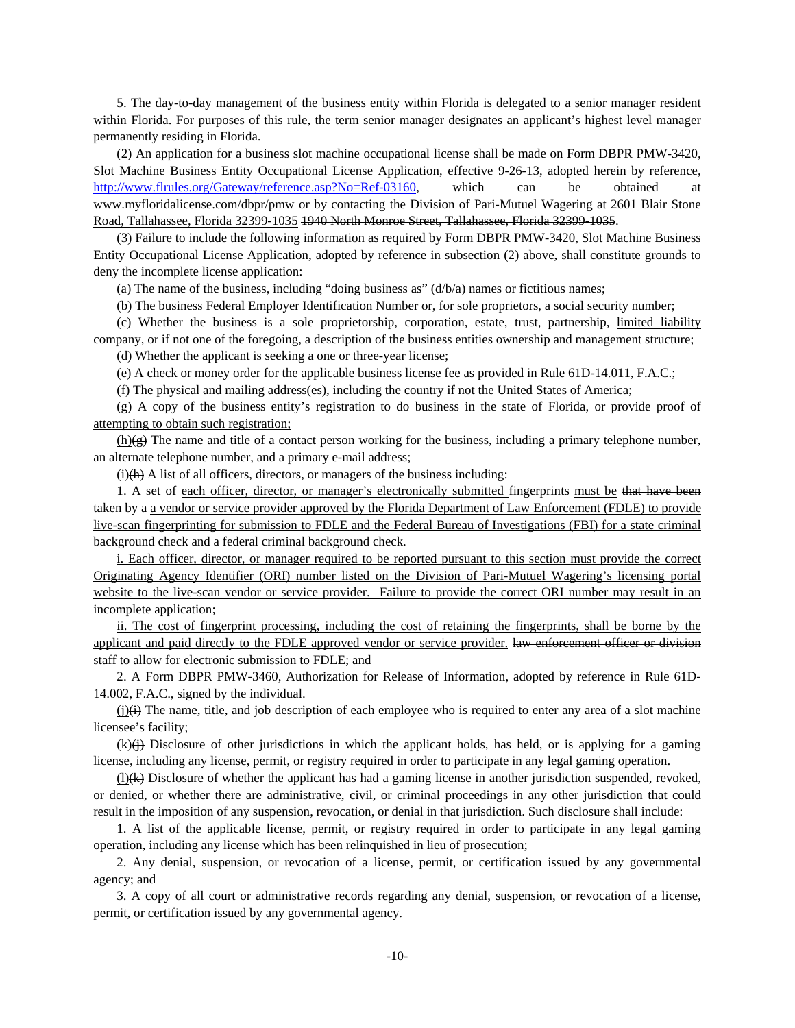5. The day-to-day management of the business entity within Florida is delegated to a senior manager resident within Florida. For purposes of this rule, the term senior manager designates an applicant's highest level manager permanently residing in Florida.

(2) An application for a business slot machine occupational license shall be made on Form DBPR PMW-3420, Slot Machine Business Entity Occupational License Application, effective 9-26-13, adopted herein by reference, http://www.flrules.org/Gateway/reference.asp?No=Ref-03160, which can be obtained at www.myfloridalicense.com/dbpr/pmw or by contacting the Division of Pari-Mutuel Wagering at <u>2601 Blair Stone Road, Tallahassee, Florida 32399-1035</u> ~~1940 North Monroe Street, Tallahassee, Florida 32399-1035~~.

(3) Failure to include the following information as required by Form DBPR PMW-3420, Slot Machine Business Entity Occupational License Application, adopted by reference in subsection (2) above, shall constitute grounds to deny the incomplete license application:

(a) The name of the business, including "doing business as" (d/b/a) names or fictitious names;

(b) The business Federal Employer Identification Number or, for sole proprietors, a social security number;

(c) Whether the business is a sole proprietorship, corporation, estate, trust, partnership, <u>limited liability company,</u> or if not one of the foregoing, a description of the business entities ownership and management structure;

(d) Whether the applicant is seeking a one or three-year license;

(e) A check or money order for the applicable business license fee as provided in Rule 61D-14.011, F.A.C.;

(f) The physical and mailing address(es), including the country if not the United States of America;

<u>(g) A copy of the business entity's registration to do business in the state of Florida, or provide proof of attempting to obtain such registration;</u>

<u>(h)</u>~~(g)~~ The name and title of a contact person working for the business, including a primary telephone number, an alternate telephone number, and a primary e-mail address;

<u>(i)</u>~~(h)~~ A list of all officers, directors, or managers of the business including:

1. A set of <u>each officer, director, or manager's electronically submitted</u> fingerprints <u>must be</u> ~~that have been~~ taken by a <u>a vendor or service provider approved by the Florida Department of Law Enforcement (FDLE) to provide live-scan fingerprinting for submission to FDLE and the Federal Bureau of Investigations (FBI) for a state criminal background check and a federal criminal background check.</u>

<u>i. Each officer, director, or manager required to be reported pursuant to this section must provide the correct Originating Agency Identifier (ORI) number listed on the Division of Pari-Mutuel Wagering's licensing portal website to the live-scan vendor or service provider. Failure to provide the correct ORI number may result in an incomplete application;</u>

<u>ii. The cost of fingerprint processing, including the cost of retaining the fingerprints, shall be borne by the applicant and paid directly to the FDLE approved vendor or service provider.</u> ~~law enforcement officer or division staff to allow for electronic submission to FDLE; and~~

2. A Form DBPR PMW-3460, Authorization for Release of Information, adopted by reference in Rule 61D-14.002, F.A.C., signed by the individual.

<u>(j)</u>~~(i)~~ The name, title, and job description of each employee who is required to enter any area of a slot machine licensee's facility;

<u>(k)</u>~~(j)~~ Disclosure of other jurisdictions in which the applicant holds, has held, or is applying for a gaming license, including any license, permit, or registry required in order to participate in any legal gaming operation.

<u>(l)</u>~~(k)~~ Disclosure of whether the applicant has had a gaming license in another jurisdiction suspended, revoked, or denied, or whether there are administrative, civil, or criminal proceedings in any other jurisdiction that could result in the imposition of any suspension, revocation, or denial in that jurisdiction. Such disclosure shall include:

1. A list of the applicable license, permit, or registry required in order to participate in any legal gaming operation, including any license which has been relinquished in lieu of prosecution;

2. Any denial, suspension, or revocation of a license, permit, or certification issued by any governmental agency; and

3. A copy of all court or administrative records regarding any denial, suspension, or revocation of a license, permit, or certification issued by any governmental agency.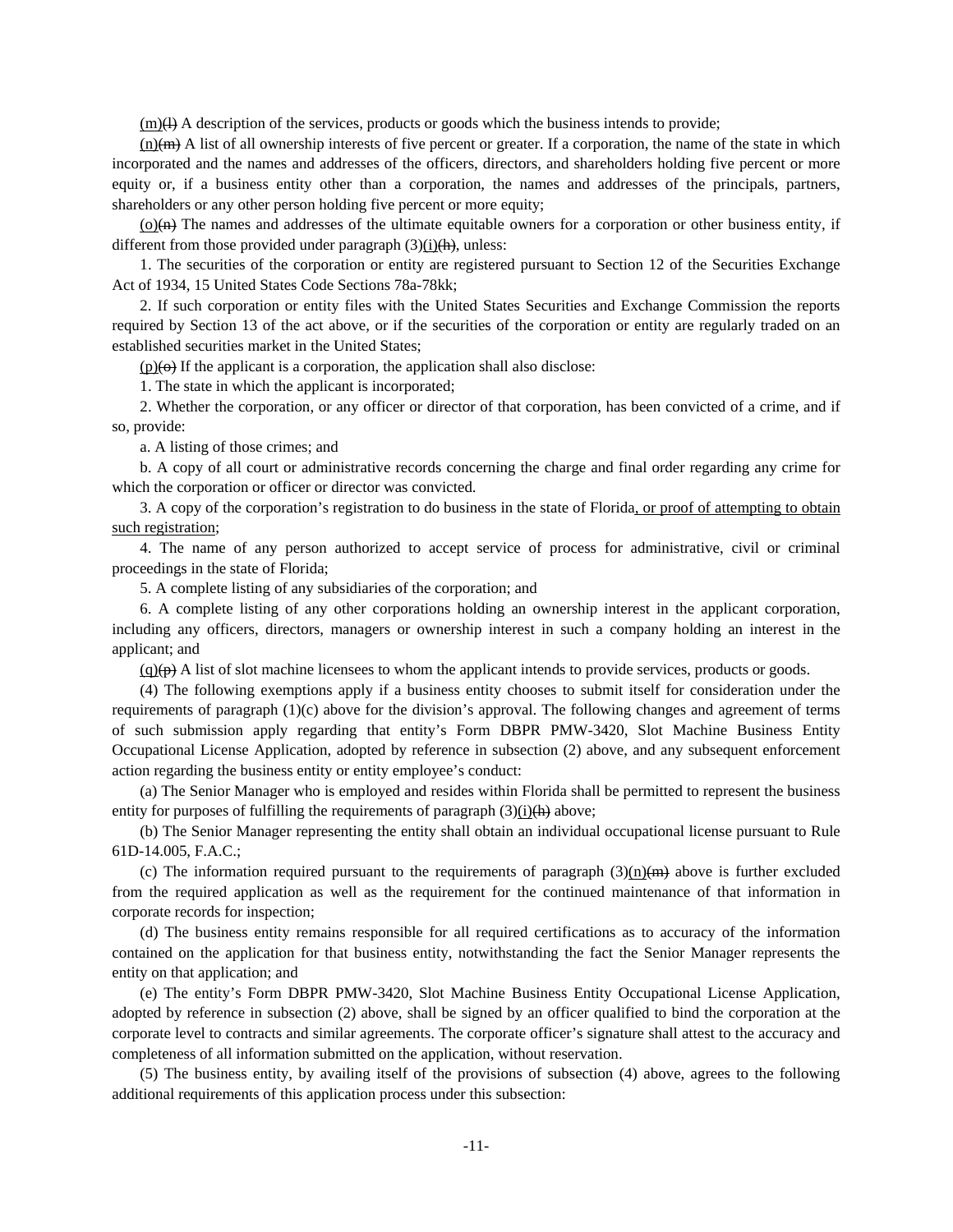(m)~~(l)~~ A description of the services, products or goods which the business intends to provide;

(n)~~(m)~~ A list of all ownership interests of five percent or greater. If a corporation, the name of the state in which incorporated and the names and addresses of the officers, directors, and shareholders holding five percent or more equity or, if a business entity other than a corporation, the names and addresses of the principals, partners, shareholders or any other person holding five percent or more equity;

(o)~~(n)~~ The names and addresses of the ultimate equitable owners for a corporation or other business entity, if different from those provided under paragraph (3)(i)~~(h)~~, unless:

1. The securities of the corporation or entity are registered pursuant to Section 12 of the Securities Exchange Act of 1934, 15 United States Code Sections 78a-78kk;

2. If such corporation or entity files with the United States Securities and Exchange Commission the reports required by Section 13 of the act above, or if the securities of the corporation or entity are regularly traded on an established securities market in the United States;

(p)~~(o)~~ If the applicant is a corporation, the application shall also disclose:

1. The state in which the applicant is incorporated;

2. Whether the corporation, or any officer or director of that corporation, has been convicted of a crime, and if so, provide:

a. A listing of those crimes; and

b. A copy of all court or administrative records concerning the charge and final order regarding any crime for which the corporation or officer or director was convicted.

3. A copy of the corporation's registration to do business in the state of Florida, or proof of attempting to obtain such registration;

4. The name of any person authorized to accept service of process for administrative, civil or criminal proceedings in the state of Florida;

5. A complete listing of any subsidiaries of the corporation; and

6. A complete listing of any other corporations holding an ownership interest in the applicant corporation, including any officers, directors, managers or ownership interest in such a company holding an interest in the applicant; and

(q)~~(p)~~ A list of slot machine licensees to whom the applicant intends to provide services, products or goods.

(4) The following exemptions apply if a business entity chooses to submit itself for consideration under the requirements of paragraph (1)(c) above for the division's approval. The following changes and agreement of terms of such submission apply regarding that entity's Form DBPR PMW-3420, Slot Machine Business Entity Occupational License Application, adopted by reference in subsection (2) above, and any subsequent enforcement action regarding the business entity or entity employee's conduct:

(a) The Senior Manager who is employed and resides within Florida shall be permitted to represent the business entity for purposes of fulfilling the requirements of paragraph (3)(i)~~(h)~~ above;

(b) The Senior Manager representing the entity shall obtain an individual occupational license pursuant to Rule 61D-14.005, F.A.C.;

(c) The information required pursuant to the requirements of paragraph (3)(n)~~(m)~~ above is further excluded from the required application as well as the requirement for the continued maintenance of that information in corporate records for inspection;

(d) The business entity remains responsible for all required certifications as to accuracy of the information contained on the application for that business entity, notwithstanding the fact the Senior Manager represents the entity on that application; and

(e) The entity's Form DBPR PMW-3420, Slot Machine Business Entity Occupational License Application, adopted by reference in subsection (2) above, shall be signed by an officer qualified to bind the corporation at the corporate level to contracts and similar agreements. The corporate officer's signature shall attest to the accuracy and completeness of all information submitted on the application, without reservation.

(5) The business entity, by availing itself of the provisions of subsection (4) above, agrees to the following additional requirements of this application process under this subsection: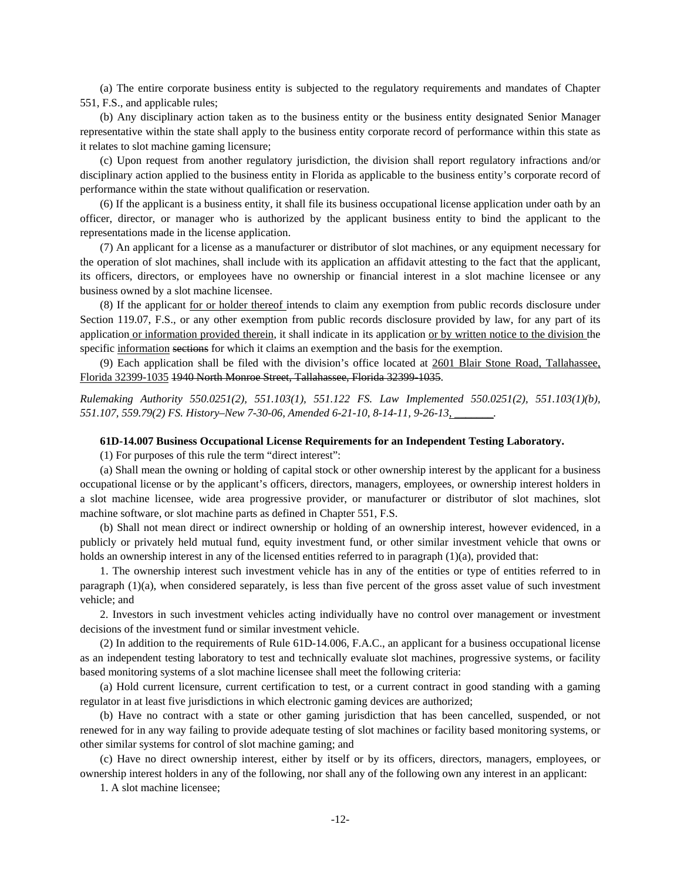(a) The entire corporate business entity is subjected to the regulatory requirements and mandates of Chapter 551, F.S., and applicable rules;

(b) Any disciplinary action taken as to the business entity or the business entity designated Senior Manager representative within the state shall apply to the business entity corporate record of performance within this state as it relates to slot machine gaming licensure;

(c) Upon request from another regulatory jurisdiction, the division shall report regulatory infractions and/or disciplinary action applied to the business entity in Florida as applicable to the business entity's corporate record of performance within the state without qualification or reservation.

(6) If the applicant is a business entity, it shall file its business occupational license application under oath by an officer, director, or manager who is authorized by the applicant business entity to bind the applicant to the representations made in the license application.

(7) An applicant for a license as a manufacturer or distributor of slot machines, or any equipment necessary for the operation of slot machines, shall include with its application an affidavit attesting to the fact that the applicant, its officers, directors, or employees have no ownership or financial interest in a slot machine licensee or any business owned by a slot machine licensee.

(8) If the applicant for or holder thereof intends to claim any exemption from public records disclosure under Section 119.07, F.S., or any other exemption from public records disclosure provided by law, for any part of its application or information provided therein, it shall indicate in its application or by written notice to the division the specific information ~~sections~~ for which it claims an exemption and the basis for the exemption.

(9) Each application shall be filed with the division's office located at 2601 Blair Stone Road, Tallahassee, Florida 32399-1035 ~~1940 North Monroe Street, Tallahassee, Florida 32399-1035~~.

*Rulemaking Authority 550.0251(2), 551.103(1), 551.122 FS. Law Implemented 550.0251(2), 551.103(1)(b), 551.107, 559.79(2) FS. History–New 7-30-06, Amended 6-21-10, 8-14-11, 9-26-13, ________.*

**61D-14.007 Business Occupational License Requirements for an Independent Testing Laboratory.**

(1) For purposes of this rule the term "direct interest":

(a) Shall mean the owning or holding of capital stock or other ownership interest by the applicant for a business occupational license or by the applicant's officers, directors, managers, employees, or ownership interest holders in a slot machine licensee, wide area progressive provider, or manufacturer or distributor of slot machines, slot machine software, or slot machine parts as defined in Chapter 551, F.S.

(b) Shall not mean direct or indirect ownership or holding of an ownership interest, however evidenced, in a publicly or privately held mutual fund, equity investment fund, or other similar investment vehicle that owns or holds an ownership interest in any of the licensed entities referred to in paragraph (1)(a), provided that:

1. The ownership interest such investment vehicle has in any of the entities or type of entities referred to in paragraph (1)(a), when considered separately, is less than five percent of the gross asset value of such investment vehicle; and

2. Investors in such investment vehicles acting individually have no control over management or investment decisions of the investment fund or similar investment vehicle.

(2) In addition to the requirements of Rule 61D-14.006, F.A.C., an applicant for a business occupational license as an independent testing laboratory to test and technically evaluate slot machines, progressive systems, or facility based monitoring systems of a slot machine licensee shall meet the following criteria:

(a) Hold current licensure, current certification to test, or a current contract in good standing with a gaming regulator in at least five jurisdictions in which electronic gaming devices are authorized;

(b) Have no contract with a state or other gaming jurisdiction that has been cancelled, suspended, or not renewed for in any way failing to provide adequate testing of slot machines or facility based monitoring systems, or other similar systems for control of slot machine gaming; and

(c) Have no direct ownership interest, either by itself or by its officers, directors, managers, employees, or ownership interest holders in any of the following, nor shall any of the following own any interest in an applicant:

1. A slot machine licensee;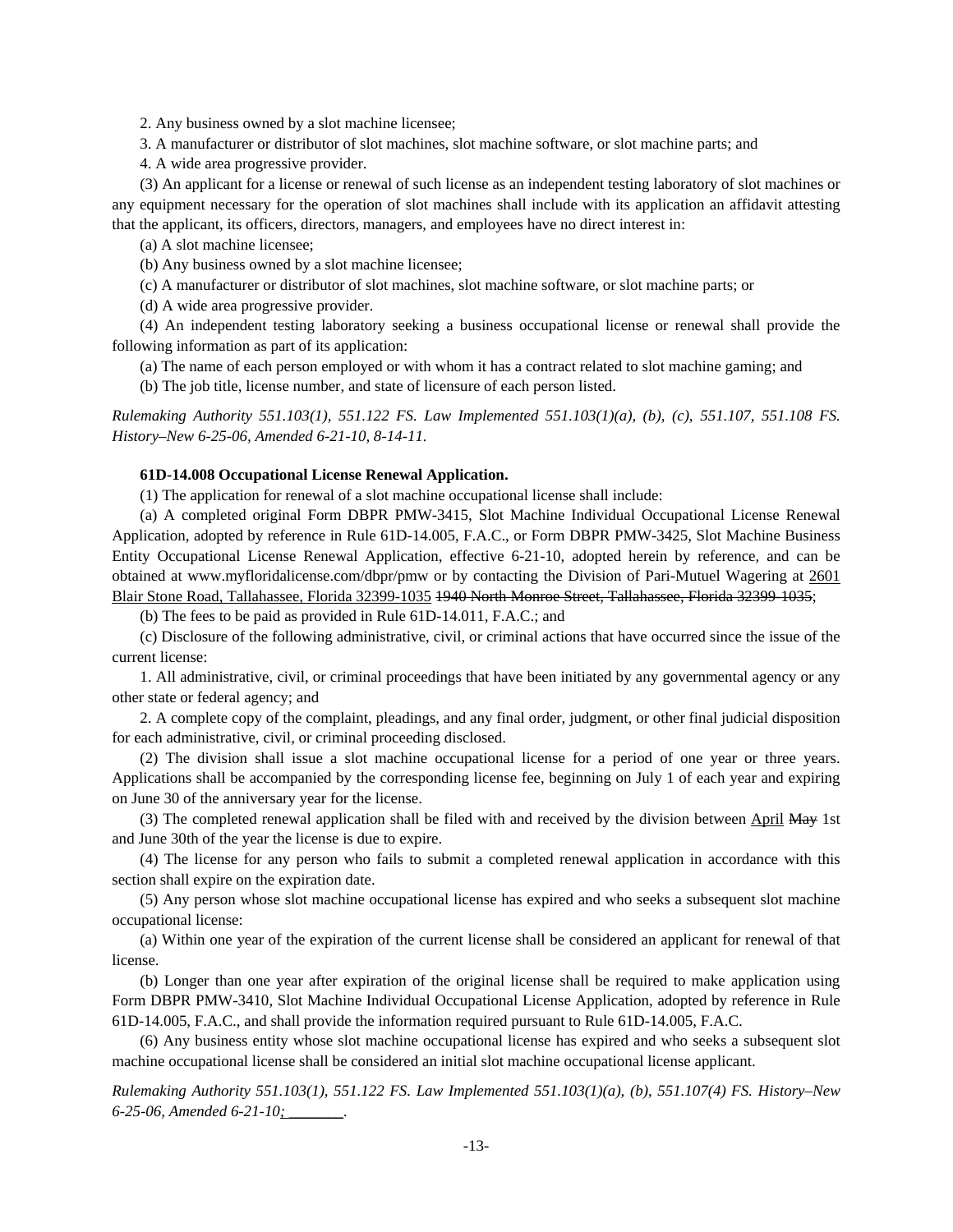2. Any business owned by a slot machine licensee;

3. A manufacturer or distributor of slot machines, slot machine software, or slot machine parts; and

4. A wide area progressive provider.

(3) An applicant for a license or renewal of such license as an independent testing laboratory of slot machines or any equipment necessary for the operation of slot machines shall include with its application an affidavit attesting that the applicant, its officers, directors, managers, and employees have no direct interest in:

(a) A slot machine licensee;

(b) Any business owned by a slot machine licensee;

(c) A manufacturer or distributor of slot machines, slot machine software, or slot machine parts; or

(d) A wide area progressive provider.

(4) An independent testing laboratory seeking a business occupational license or renewal shall provide the following information as part of its application:

(a) The name of each person employed or with whom it has a contract related to slot machine gaming; and

(b) The job title, license number, and state of licensure of each person listed.

*Rulemaking Authority 551.103(1), 551.122 FS. Law Implemented 551.103(1)(a), (b), (c), 551.107, 551.108 FS. History–New 6-25-06, Amended 6-21-10, 8-14-11.*

**61D-14.008 Occupational License Renewal Application.**

(1) The application for renewal of a slot machine occupational license shall include:

(a) A completed original Form DBPR PMW-3415, Slot Machine Individual Occupational License Renewal Application, adopted by reference in Rule 61D-14.005, F.A.C., or Form DBPR PMW-3425, Slot Machine Business Entity Occupational License Renewal Application, effective 6-21-10, adopted herein by reference, and can be obtained at www.myfloridalicense.com/dbpr/pmw or by contacting the Division of Pari-Mutuel Wagering at <u>2601 Blair Stone Road, Tallahassee, Florida 32399-1035</u> ~~1940 North Monroe Street, Tallahassee, Florida 32399-1035~~;

(b) The fees to be paid as provided in Rule 61D-14.011, F.A.C.; and

(c) Disclosure of the following administrative, civil, or criminal actions that have occurred since the issue of the current license:

1. All administrative, civil, or criminal proceedings that have been initiated by any governmental agency or any other state or federal agency; and

2. A complete copy of the complaint, pleadings, and any final order, judgment, or other final judicial disposition for each administrative, civil, or criminal proceeding disclosed.

(2) The division shall issue a slot machine occupational license for a period of one year or three years. Applications shall be accompanied by the corresponding license fee, beginning on July 1 of each year and expiring on June 30 of the anniversary year for the license.

(3) The completed renewal application shall be filed with and received by the division between <u>April</u> ~~May~~ 1st and June 30th of the year the license is due to expire.

(4) The license for any person who fails to submit a completed renewal application in accordance with this section shall expire on the expiration date.

(5) Any person whose slot machine occupational license has expired and who seeks a subsequent slot machine occupational license:

(a) Within one year of the expiration of the current license shall be considered an applicant for renewal of that license.

(b) Longer than one year after expiration of the original license shall be required to make application using Form DBPR PMW-3410, Slot Machine Individual Occupational License Application, adopted by reference in Rule 61D-14.005, F.A.C., and shall provide the information required pursuant to Rule 61D-14.005, F.A.C.

(6) Any business entity whose slot machine occupational license has expired and who seeks a subsequent slot machine occupational license shall be considered an initial slot machine occupational license applicant.

*Rulemaking Authority 551.103(1), 551.122 FS. Law Implemented 551.103(1)(a), (b), 551.107(4) FS. History–New 6-25-06, Amended 6-21-10<u>; ________</u>.*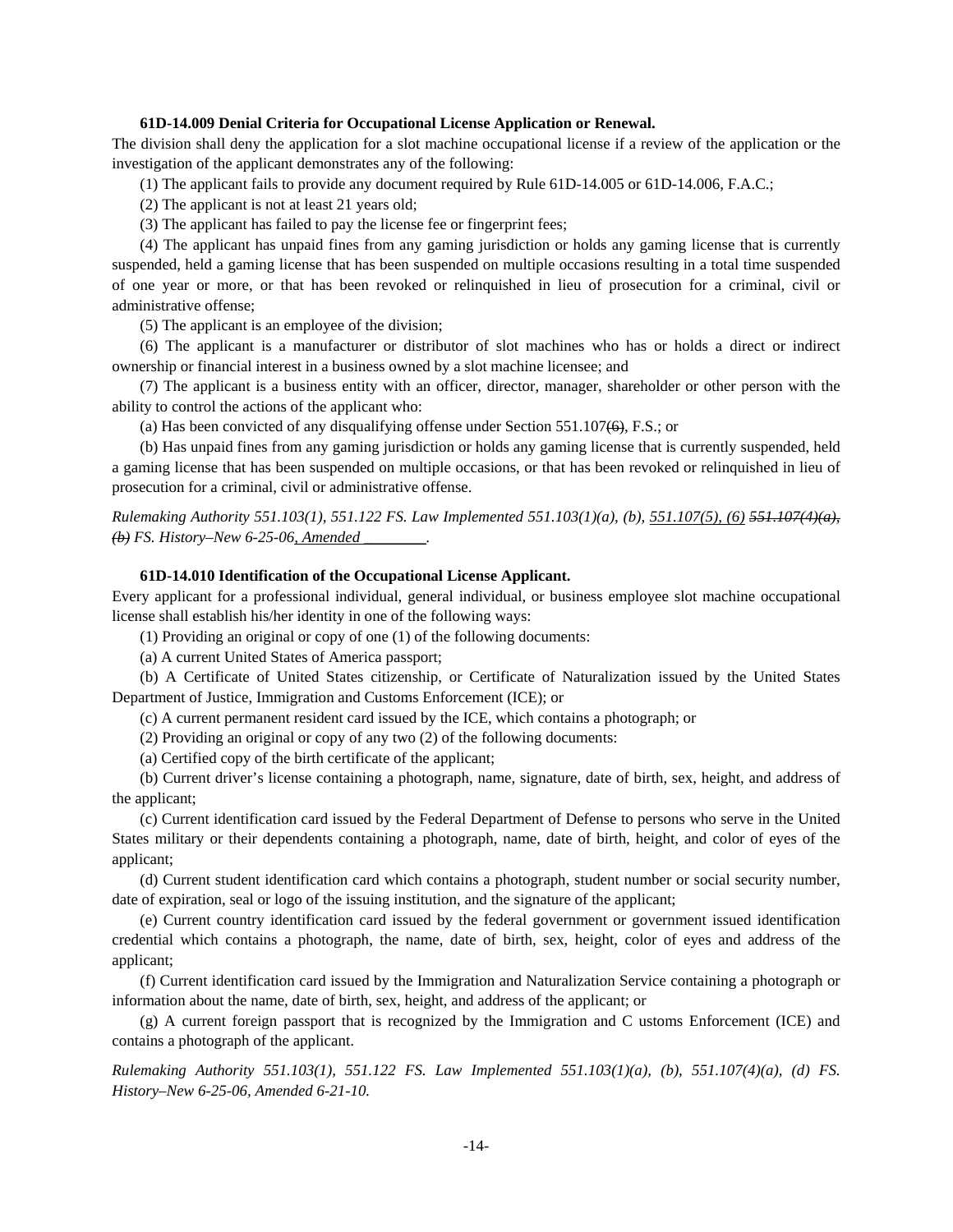**61D-14.009 Denial Criteria for Occupational License Application or Renewal.**

The division shall deny the application for a slot machine occupational license if a review of the application or the investigation of the applicant demonstrates any of the following:

(1) The applicant fails to provide any document required by Rule 61D-14.005 or 61D-14.006, F.A.C.;

(2) The applicant is not at least 21 years old;

(3) The applicant has failed to pay the license fee or fingerprint fees;

(4) The applicant has unpaid fines from any gaming jurisdiction or holds any gaming license that is currently suspended, held a gaming license that has been suspended on multiple occasions resulting in a total time suspended of one year or more, or that has been revoked or relinquished in lieu of prosecution for a criminal, civil or administrative offense;

(5) The applicant is an employee of the division;

(6) The applicant is a manufacturer or distributor of slot machines who has or holds a direct or indirect ownership or financial interest in a business owned by a slot machine licensee; and

(7) The applicant is a business entity with an officer, director, manager, shareholder or other person with the ability to control the actions of the applicant who:

(a) Has been convicted of any disqualifying offense under Section 551.107~~(6)~~, F.S.; or

(b) Has unpaid fines from any gaming jurisdiction or holds any gaming license that is currently suspended, held a gaming license that has been suspended on multiple occasions, or that has been revoked or relinquished in lieu of prosecution for a criminal, civil or administrative offense.

*Rulemaking Authority 551.103(1), 551.122 FS. Law Implemented 551.103(1)(a), (b), <u>551.107(5), (6)</u> ~~551.107(4)(a), (b)~~ FS. History–New 6-25-06<u>, Amended ________</u>.*

**61D-14.010 Identification of the Occupational License Applicant.**

Every applicant for a professional individual, general individual, or business employee slot machine occupational license shall establish his/her identity in one of the following ways:

(1) Providing an original or copy of one (1) of the following documents:

(a) A current United States of America passport;

(b) A Certificate of United States citizenship, or Certificate of Naturalization issued by the United States Department of Justice, Immigration and Customs Enforcement (ICE); or

(c) A current permanent resident card issued by the ICE, which contains a photograph; or

(2) Providing an original or copy of any two (2) of the following documents:

(a) Certified copy of the birth certificate of the applicant;

(b) Current driver's license containing a photograph, name, signature, date of birth, sex, height, and address of the applicant;

(c) Current identification card issued by the Federal Department of Defense to persons who serve in the United States military or their dependents containing a photograph, name, date of birth, height, and color of eyes of the applicant;

(d) Current student identification card which contains a photograph, student number or social security number, date of expiration, seal or logo of the issuing institution, and the signature of the applicant;

(e) Current country identification card issued by the federal government or government issued identification credential which contains a photograph, the name, date of birth, sex, height, color of eyes and address of the applicant;

(f) Current identification card issued by the Immigration and Naturalization Service containing a photograph or information about the name, date of birth, sex, height, and address of the applicant; or

(g) A current foreign passport that is recognized by the Immigration and C ustoms Enforcement (ICE) and contains a photograph of the applicant.

*Rulemaking Authority 551.103(1), 551.122 FS. Law Implemented 551.103(1)(a), (b), 551.107(4)(a), (d) FS. History–New 6-25-06, Amended 6-21-10.*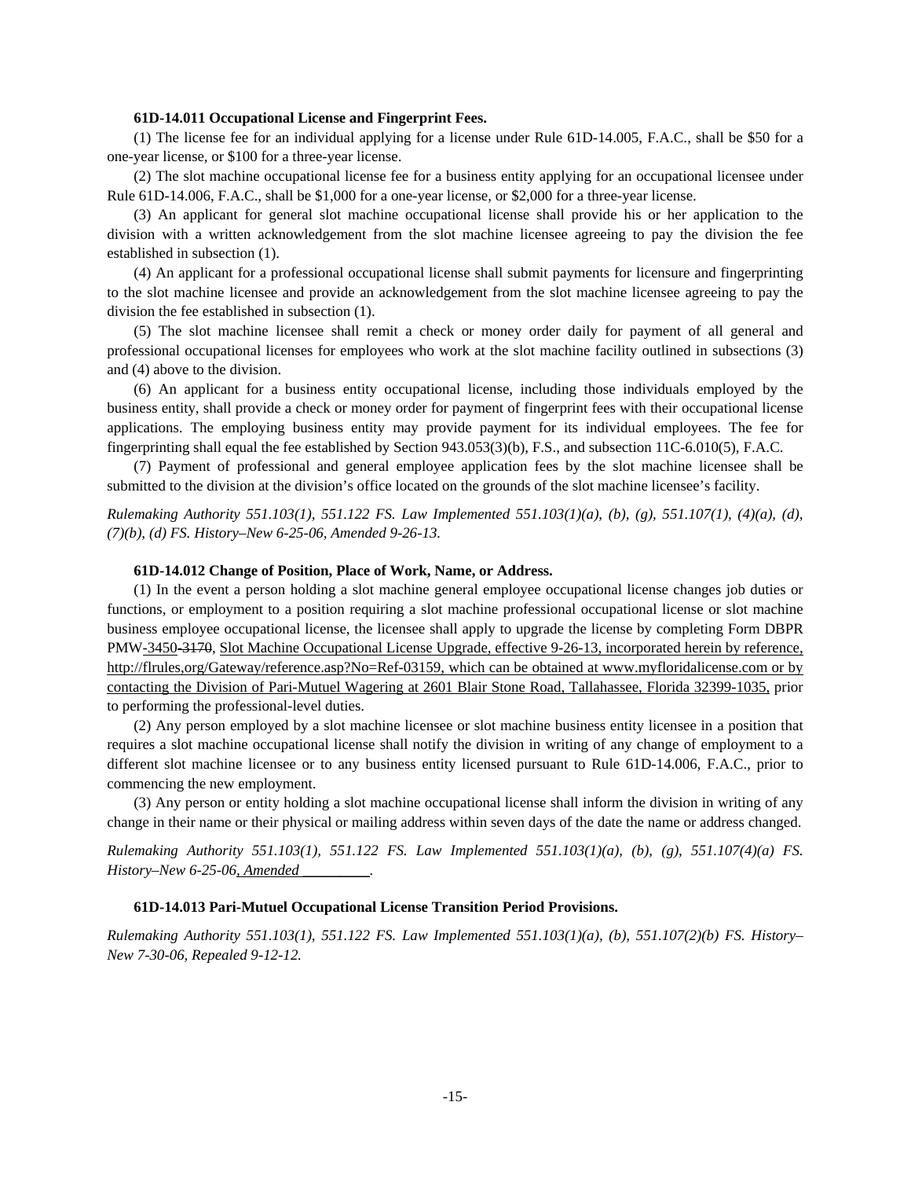**61D-14.011 Occupational License and Fingerprint Fees.**

(1) The license fee for an individual applying for a license under Rule 61D-14.005, F.A.C., shall be $50 for a one-year license, or $100 for a three-year license.

(2) The slot machine occupational license fee for a business entity applying for an occupational licensee under Rule 61D-14.006, F.A.C., shall be $1,000 for a one-year license, or $2,000 for a three-year license.

(3) An applicant for general slot machine occupational license shall provide his or her application to the division with a written acknowledgement from the slot machine licensee agreeing to pay the division the fee established in subsection (1).

(4) An applicant for a professional occupational license shall submit payments for licensure and fingerprinting to the slot machine licensee and provide an acknowledgement from the slot machine licensee agreeing to pay the division the fee established in subsection (1).

(5) The slot machine licensee shall remit a check or money order daily for payment of all general and professional occupational licenses for employees who work at the slot machine facility outlined in subsections (3) and (4) above to the division.

(6) An applicant for a business entity occupational license, including those individuals employed by the business entity, shall provide a check or money order for payment of fingerprint fees with their occupational license applications. The employing business entity may provide payment for its individual employees. The fee for fingerprinting shall equal the fee established by Section 943.053(3)(b), F.S., and subsection 11C-6.010(5), F.A.C.

(7) Payment of professional and general employee application fees by the slot machine licensee shall be submitted to the division at the division's office located on the grounds of the slot machine licensee's facility.

*Rulemaking Authority 551.103(1), 551.122 FS. Law Implemented 551.103(1)(a), (b), (g), 551.107(1), (4)(a), (d), (7)(b), (d) FS. History–New 6-25-06, Amended 9-26-13.*

**61D-14.012 Change of Position, Place of Work, Name, or Address.**

(1) In the event a person holding a slot machine general employee occupational license changes job duties or functions, or employment to a position requiring a slot machine professional occupational license or slot machine business employee occupational license, the licensee shall apply to upgrade the license by completing Form DBPR PMW-3450 ~~-3170~~, Slot Machine Occupational License Upgrade, effective 9-26-13, incorporated herein by reference, http://flrules,org/Gateway/reference.asp?No=Ref-03159, which can be obtained at www.myfloridalicense.com or by contacting the Division of Pari-Mutuel Wagering at 2601 Blair Stone Road, Tallahassee, Florida 32399-1035, prior to performing the professional-level duties.

(2) Any person employed by a slot machine licensee or slot machine business entity licensee in a position that requires a slot machine occupational license shall notify the division in writing of any change of employment to a different slot machine licensee or to any business entity licensed pursuant to Rule 61D-14.006, F.A.C., prior to commencing the new employment.

(3) Any person or entity holding a slot machine occupational license shall inform the division in writing of any change in their name or their physical or mailing address within seven days of the date the name or address changed.

*Rulemaking Authority 551.103(1), 551.122 FS. Law Implemented 551.103(1)(a), (b), (g), 551.107(4)(a) FS. History–New 6-25-06, Amended \_\_\_\_\_\_\_\_\_.*

**61D-14.013 Pari-Mutuel Occupational License Transition Period Provisions.**

*Rulemaking Authority 551.103(1), 551.122 FS. Law Implemented 551.103(1)(a), (b), 551.107(2)(b) FS. History–New 7-30-06, Repealed 9-12-12.*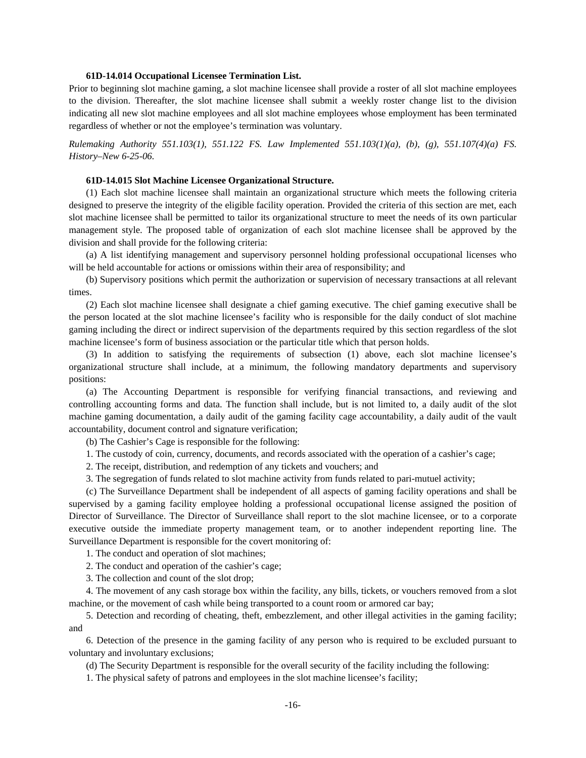**61D-14.014 Occupational Licensee Termination List.**

Prior to beginning slot machine gaming, a slot machine licensee shall provide a roster of all slot machine employees to the division. Thereafter, the slot machine licensee shall submit a weekly roster change list to the division indicating all new slot machine employees and all slot machine employees whose employment has been terminated regardless of whether or not the employee's termination was voluntary.

*Rulemaking Authority 551.103(1), 551.122 FS. Law Implemented 551.103(1)(a), (b), (g), 551.107(4)(a) FS. History–New 6-25-06.*

**61D-14.015 Slot Machine Licensee Organizational Structure.**

(1) Each slot machine licensee shall maintain an organizational structure which meets the following criteria designed to preserve the integrity of the eligible facility operation. Provided the criteria of this section are met, each slot machine licensee shall be permitted to tailor its organizational structure to meet the needs of its own particular management style. The proposed table of organization of each slot machine licensee shall be approved by the division and shall provide for the following criteria:

(a) A list identifying management and supervisory personnel holding professional occupational licenses who will be held accountable for actions or omissions within their area of responsibility; and

(b) Supervisory positions which permit the authorization or supervision of necessary transactions at all relevant times.

(2) Each slot machine licensee shall designate a chief gaming executive. The chief gaming executive shall be the person located at the slot machine licensee's facility who is responsible for the daily conduct of slot machine gaming including the direct or indirect supervision of the departments required by this section regardless of the slot machine licensee's form of business association or the particular title which that person holds.

(3) In addition to satisfying the requirements of subsection (1) above, each slot machine licensee's organizational structure shall include, at a minimum, the following mandatory departments and supervisory positions:

(a) The Accounting Department is responsible for verifying financial transactions, and reviewing and controlling accounting forms and data. The function shall include, but is not limited to, a daily audit of the slot machine gaming documentation, a daily audit of the gaming facility cage accountability, a daily audit of the vault accountability, document control and signature verification;

(b) The Cashier's Cage is responsible for the following:

1. The custody of coin, currency, documents, and records associated with the operation of a cashier's cage;

2. The receipt, distribution, and redemption of any tickets and vouchers; and

3. The segregation of funds related to slot machine activity from funds related to pari-mutuel activity;

(c) The Surveillance Department shall be independent of all aspects of gaming facility operations and shall be supervised by a gaming facility employee holding a professional occupational license assigned the position of Director of Surveillance. The Director of Surveillance shall report to the slot machine licensee, or to a corporate executive outside the immediate property management team, or to another independent reporting line. The Surveillance Department is responsible for the covert monitoring of:

1. The conduct and operation of slot machines;

2. The conduct and operation of the cashier's cage;

3. The collection and count of the slot drop;

4. The movement of any cash storage box within the facility, any bills, tickets, or vouchers removed from a slot machine, or the movement of cash while being transported to a count room or armored car bay;

5. Detection and recording of cheating, theft, embezzlement, and other illegal activities in the gaming facility; and

6. Detection of the presence in the gaming facility of any person who is required to be excluded pursuant to voluntary and involuntary exclusions;

(d) The Security Department is responsible for the overall security of the facility including the following:

1. The physical safety of patrons and employees in the slot machine licensee's facility;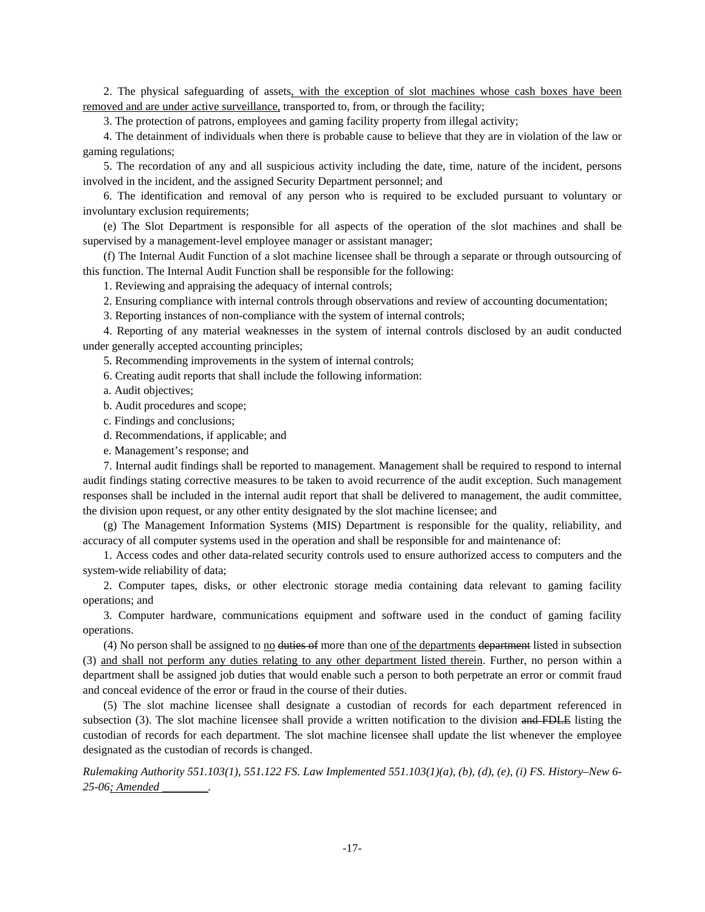2. The physical safeguarding of assets<u>, with the exception of slot machines whose cash boxes have been removed and are under active surveillance,</u> transported to, from, or through the facility;

3. The protection of patrons, employees and gaming facility property from illegal activity;

4. The detainment of individuals when there is probable cause to believe that they are in violation of the law or gaming regulations;

5. The recordation of any and all suspicious activity including the date, time, nature of the incident, persons involved in the incident, and the assigned Security Department personnel; and

6. The identification and removal of any person who is required to be excluded pursuant to voluntary or involuntary exclusion requirements;

(e) The Slot Department is responsible for all aspects of the operation of the slot machines and shall be supervised by a management-level employee manager or assistant manager;

(f) The Internal Audit Function of a slot machine licensee shall be through a separate or through outsourcing of this function. The Internal Audit Function shall be responsible for the following:

1. Reviewing and appraising the adequacy of internal controls;

2. Ensuring compliance with internal controls through observations and review of accounting documentation;

3. Reporting instances of non-compliance with the system of internal controls;

4. Reporting of any material weaknesses in the system of internal controls disclosed by an audit conducted under generally accepted accounting principles;

5. Recommending improvements in the system of internal controls;

6. Creating audit reports that shall include the following information:

a. Audit objectives;

b. Audit procedures and scope;

c. Findings and conclusions;

d. Recommendations, if applicable; and

e. Management's response; and

7. Internal audit findings shall be reported to management. Management shall be required to respond to internal audit findings stating corrective measures to be taken to avoid recurrence of the audit exception. Such management responses shall be included in the internal audit report that shall be delivered to management, the audit committee, the division upon request, or any other entity designated by the slot machine licensee; and

(g) The Management Information Systems (MIS) Department is responsible for the quality, reliability, and accuracy of all computer systems used in the operation and shall be responsible for and maintenance of:

1. Access codes and other data-related security controls used to ensure authorized access to computers and the system-wide reliability of data;

2. Computer tapes, disks, or other electronic storage media containing data relevant to gaming facility operations; and

3. Computer hardware, communications equipment and software used in the conduct of gaming facility operations.

(4) No person shall be assigned to <u>no</u> ~~duties of~~ more than one <u>of the departments</u> ~~department~~ listed in subsection (3) <u>and shall not perform any duties relating to any other department listed therein</u>. Further, no person within a department shall be assigned job duties that would enable such a person to both perpetrate an error or commit fraud and conceal evidence of the error or fraud in the course of their duties.

(5) The slot machine licensee shall designate a custodian of records for each department referenced in subsection (3). The slot machine licensee shall provide a written notification to the division ~~and FDLE~~ listing the custodian of records for each department. The slot machine licensee shall update the list whenever the employee designated as the custodian of records is changed.

*Rulemaking Authority 551.103(1), 551.122 FS. Law Implemented 551.103(1)(a), (b), (d), (e), (i) FS. History–New 6-25-06<u>; Amended ________</u>.*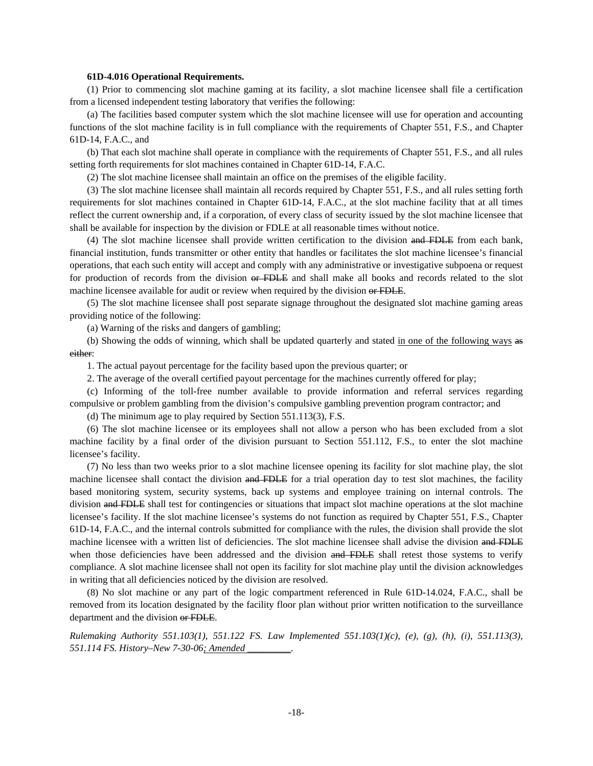**61D-4.016 Operational Requirements.**

(1) Prior to commencing slot machine gaming at its facility, a slot machine licensee shall file a certification from a licensed independent testing laboratory that verifies the following:

(a) The facilities based computer system which the slot machine licensee will use for operation and accounting functions of the slot machine facility is in full compliance with the requirements of Chapter 551, F.S., and Chapter 61D-14, F.A.C., and

(b) That each slot machine shall operate in compliance with the requirements of Chapter 551, F.S., and all rules setting forth requirements for slot machines contained in Chapter 61D-14, F.A.C.

(2) The slot machine licensee shall maintain an office on the premises of the eligible facility.

(3) The slot machine licensee shall maintain all records required by Chapter 551, F.S., and all rules setting forth requirements for slot machines contained in Chapter 61D-14, F.A.C., at the slot machine facility that at all times reflect the current ownership and, if a corporation, of every class of security issued by the slot machine licensee that shall be available for inspection by the division or FDLE at all reasonable times without notice.

(4) The slot machine licensee shall provide written certification to the division ~~and FDLE~~ from each bank, financial institution, funds transmitter or other entity that handles or facilitates the slot machine licensee's financial operations, that each such entity will accept and comply with any administrative or investigative subpoena or request for production of records from the division ~~or FDLE~~ and shall make all books and records related to the slot machine licensee available for audit or review when required by the division ~~or FDLE~~.

(5) The slot machine licensee shall post separate signage throughout the designated slot machine gaming areas providing notice of the following:

(a) Warning of the risks and dangers of gambling;

(b) Showing the odds of winning, which shall be updated quarterly and stated <u>in one of the following ways</u> ~~as either~~:

1. The actual payout percentage for the facility based upon the previous quarter; or

2. The average of the overall certified payout percentage for the machines currently offered for play;

(c) Informing of the toll-free number available to provide information and referral services regarding compulsive or problem gambling from the division's compulsive gambling prevention program contractor; and

(d) The minimum age to play required by Section 551.113(3), F.S.

(6) The slot machine licensee or its employees shall not allow a person who has been excluded from a slot machine facility by a final order of the division pursuant to Section 551.112, F.S., to enter the slot machine licensee's facility.

(7) No less than two weeks prior to a slot machine licensee opening its facility for slot machine play, the slot machine licensee shall contact the division ~~and FDLE~~ for a trial operation day to test slot machines, the facility based monitoring system, security systems, back up systems and employee training on internal controls. The division ~~and FDLE~~ shall test for contingencies or situations that impact slot machine operations at the slot machine licensee's facility. If the slot machine licensee's systems do not function as required by Chapter 551, F.S., Chapter 61D-14, F.A.C., and the internal controls submitted for compliance with the rules, the division shall provide the slot machine licensee with a written list of deficiencies. The slot machine licensee shall advise the division ~~and FDLE~~ when those deficiencies have been addressed and the division ~~and FDLE~~ shall retest those systems to verify compliance. A slot machine licensee shall not open its facility for slot machine play until the division acknowledges in writing that all deficiencies noticed by the division are resolved.

(8) No slot machine or any part of the logic compartment referenced in Rule 61D-14.024, F.A.C., shall be removed from its location designated by the facility floor plan without prior written notification to the surveillance department and the division ~~or FDLE~~.

*Rulemaking Authority 551.103(1), 551.122 FS. Law Implemented 551.103(1)(c), (e), (g), (h), (i), 551.113(3), 551.114 FS. History–New 7-30-06<u>; Amended _________</u>.*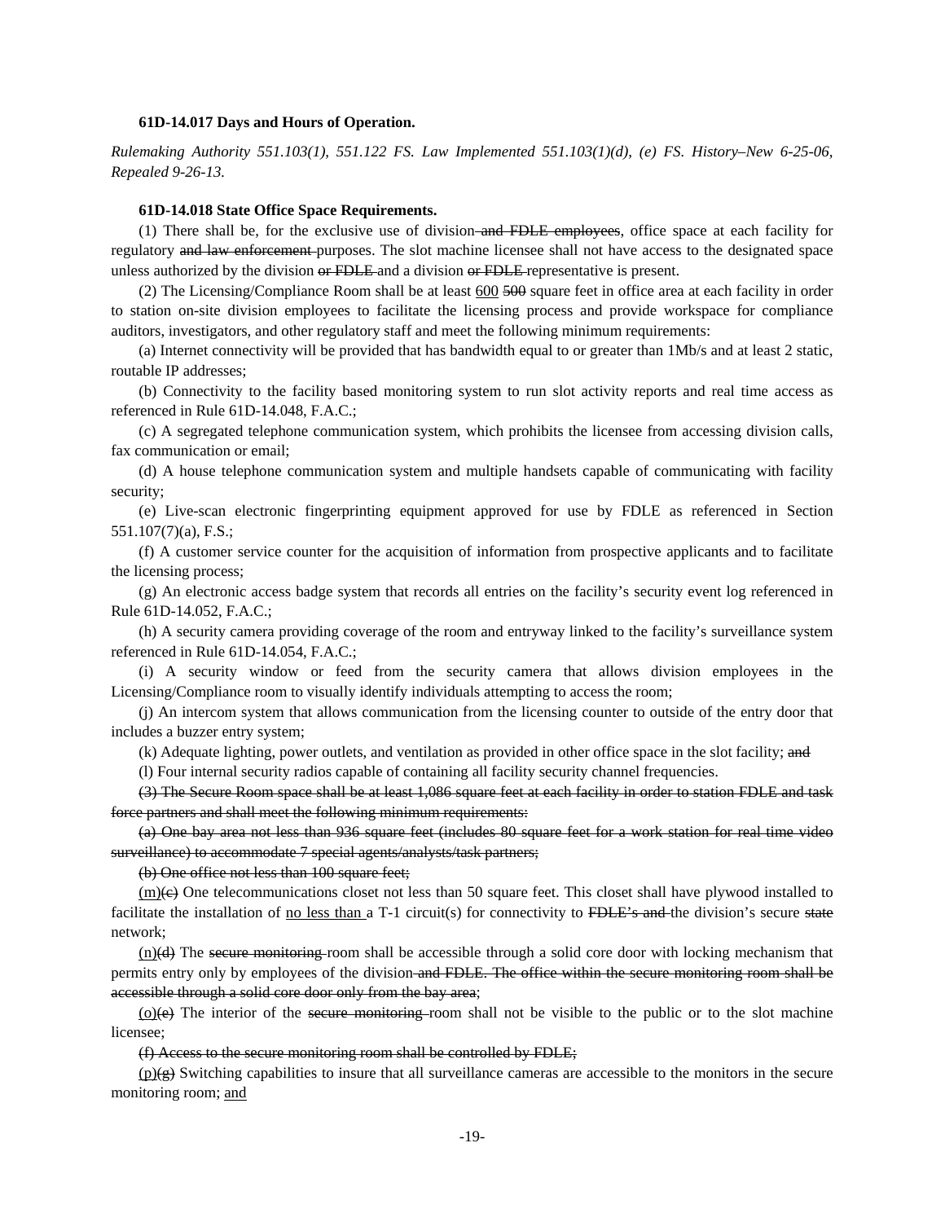**61D-14.017 Days and Hours of Operation.**

*Rulemaking Authority 551.103(1), 551.122 FS. Law Implemented 551.103(1)(d), (e) FS. History–New 6-25-06, Repealed 9-26-13.*

**61D-14.018 State Office Space Requirements.**

(1) There shall be, for the exclusive use of division ~~and FDLE employees~~, office space at each facility for regulatory ~~and law enforcement~~ purposes. The slot machine licensee shall not have access to the designated space unless authorized by the division ~~or FDLE~~ and a division ~~or FDLE~~ representative is present.

(2) The Licensing/Compliance Room shall be at least <u>600</u> ~~500~~ square feet in office area at each facility in order to station on-site division employees to facilitate the licensing process and provide workspace for compliance auditors, investigators, and other regulatory staff and meet the following minimum requirements:

(a) Internet connectivity will be provided that has bandwidth equal to or greater than 1Mb/s and at least 2 static, routable IP addresses;

(b) Connectivity to the facility based monitoring system to run slot activity reports and real time access as referenced in Rule 61D-14.048, F.A.C.;

(c) A segregated telephone communication system, which prohibits the licensee from accessing division calls, fax communication or email;

(d) A house telephone communication system and multiple handsets capable of communicating with facility security;

(e) Live-scan electronic fingerprinting equipment approved for use by FDLE as referenced in Section 551.107(7)(a), F.S.;

(f) A customer service counter for the acquisition of information from prospective applicants and to facilitate the licensing process;

(g) An electronic access badge system that records all entries on the facility's security event log referenced in Rule 61D-14.052, F.A.C.;

(h) A security camera providing coverage of the room and entryway linked to the facility's surveillance system referenced in Rule 61D-14.054, F.A.C.;

(i) A security window or feed from the security camera that allows division employees in the Licensing/Compliance room to visually identify individuals attempting to access the room;

(j) An intercom system that allows communication from the licensing counter to outside of the entry door that includes a buzzer entry system;

(k) Adequate lighting, power outlets, and ventilation as provided in other office space in the slot facility; ~~and~~

(l) Four internal security radios capable of containing all facility security channel frequencies.

~~(3) The Secure Room space shall be at least 1,086 square feet at each facility in order to station FDLE and task force partners and shall meet the following minimum requirements:~~

~~(a) One bay area not less than 936 square feet (includes 80 square feet for a work station for real time video surveillance) to accommodate 7 special agents/analysts/task partners;~~

~~(b) One office not less than 100 square feet;~~

<u>(m)</u>~~(c)~~ One telecommunications closet not less than 50 square feet. This closet shall have plywood installed to facilitate the installation of <u>no less than</u> a T-1 circuit(s) for connectivity to ~~FDLE's and~~ the division's secure ~~state~~ network;

<u>(n)</u>~~(d)~~ The ~~secure monitoring~~ room shall be accessible through a solid core door with locking mechanism that permits entry only by employees of the division ~~and FDLE. The office within the secure monitoring room shall be accessible through a solid core door only from the bay area~~;

<u>(o)</u>~~(e)~~ The interior of the ~~secure monitoring~~ room shall not be visible to the public or to the slot machine licensee;

~~(f) Access to the secure monitoring room shall be controlled by FDLE;~~

<u>(p)</u>~~(g)~~ Switching capabilities to insure that all surveillance cameras are accessible to the monitors in the secure monitoring room; <u>and</u>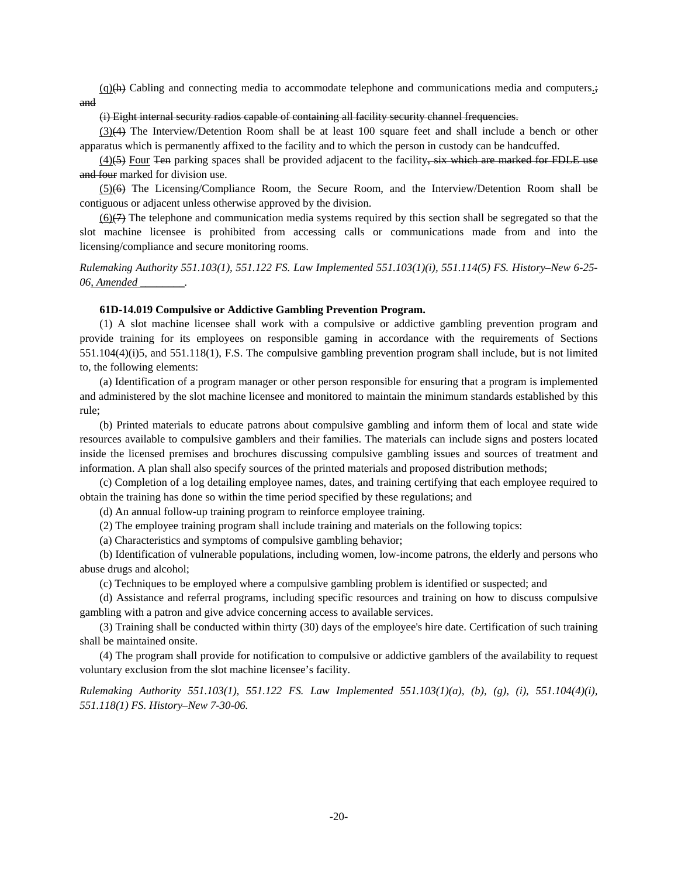(q)~~(h)~~ Cabling and connecting media to accommodate telephone and communications media and computers.~~; and~~

~~(i) Eight internal security radios capable of containing all facility security channel frequencies.~~

(3)~~(4)~~ The Interview/Detention Room shall be at least 100 square feet and shall include a bench or other apparatus which is permanently affixed to the facility and to which the person in custody can be handcuffed.

(4)~~(5)~~ Four ~~Ten~~ parking spaces shall be provided adjacent to the facility~~, six which are marked for FDLE use and four~~ marked for division use.

(5)~~(6)~~ The Licensing/Compliance Room, the Secure Room, and the Interview/Detention Room shall be contiguous or adjacent unless otherwise approved by the division.

(6)~~(7)~~ The telephone and communication media systems required by this section shall be segregated so that the slot machine licensee is prohibited from accessing calls or communications made from and into the licensing/compliance and secure monitoring rooms.

*Rulemaking Authority 551.103(1), 551.122 FS. Law Implemented 551.103(1)(i), 551.114(5) FS. History–New 6-25-06, Amended ________.*

**61D-14.019 Compulsive or Addictive Gambling Prevention Program.**

(1) A slot machine licensee shall work with a compulsive or addictive gambling prevention program and provide training for its employees on responsible gaming in accordance with the requirements of Sections 551.104(4)(i)5, and 551.118(1), F.S. The compulsive gambling prevention program shall include, but is not limited to, the following elements:

(a) Identification of a program manager or other person responsible for ensuring that a program is implemented and administered by the slot machine licensee and monitored to maintain the minimum standards established by this rule;

(b) Printed materials to educate patrons about compulsive gambling and inform them of local and state wide resources available to compulsive gamblers and their families. The materials can include signs and posters located inside the licensed premises and brochures discussing compulsive gambling issues and sources of treatment and information. A plan shall also specify sources of the printed materials and proposed distribution methods;

(c) Completion of a log detailing employee names, dates, and training certifying that each employee required to obtain the training has done so within the time period specified by these regulations; and

(d) An annual follow-up training program to reinforce employee training.

(2) The employee training program shall include training and materials on the following topics:

(a) Characteristics and symptoms of compulsive gambling behavior;

(b) Identification of vulnerable populations, including women, low-income patrons, the elderly and persons who abuse drugs and alcohol;

(c) Techniques to be employed where a compulsive gambling problem is identified or suspected; and

(d) Assistance and referral programs, including specific resources and training on how to discuss compulsive gambling with a patron and give advice concerning access to available services.

(3) Training shall be conducted within thirty (30) days of the employee's hire date. Certification of such training shall be maintained onsite.

(4) The program shall provide for notification to compulsive or addictive gamblers of the availability to request voluntary exclusion from the slot machine licensee's facility.

*Rulemaking Authority 551.103(1), 551.122 FS. Law Implemented 551.103(1)(a), (b), (g), (i), 551.104(4)(i), 551.118(1) FS. History–New 7-30-06.*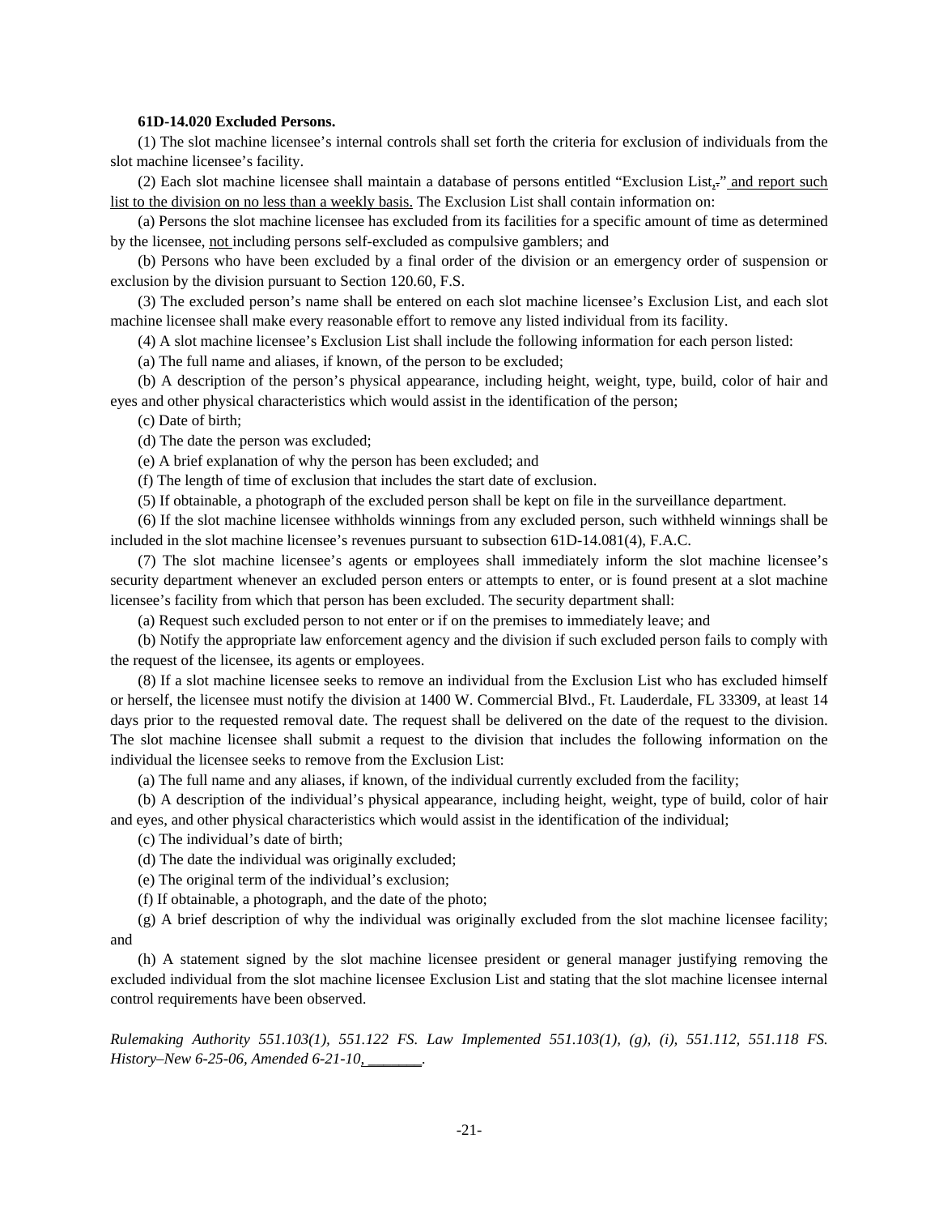**61D-14.020 Excluded Persons.**

(1) The slot machine licensee's internal controls shall set forth the criteria for exclusion of individuals from the slot machine licensee's facility.

(2) Each slot machine licensee shall maintain a database of persons entitled "Exclusion List," and report such list to the division on no less than a weekly basis. The Exclusion List shall contain information on:

(a) Persons the slot machine licensee has excluded from its facilities for a specific amount of time as determined by the licensee, not including persons self-excluded as compulsive gamblers; and

(b) Persons who have been excluded by a final order of the division or an emergency order of suspension or exclusion by the division pursuant to Section 120.60, F.S.

(3) The excluded person's name shall be entered on each slot machine licensee's Exclusion List, and each slot machine licensee shall make every reasonable effort to remove any listed individual from its facility.

(4) A slot machine licensee's Exclusion List shall include the following information for each person listed:

(a) The full name and aliases, if known, of the person to be excluded;

(b) A description of the person's physical appearance, including height, weight, type, build, color of hair and eyes and other physical characteristics which would assist in the identification of the person;

(c) Date of birth;

(d) The date the person was excluded;

(e) A brief explanation of why the person has been excluded; and

(f) The length of time of exclusion that includes the start date of exclusion.

(5) If obtainable, a photograph of the excluded person shall be kept on file in the surveillance department.

(6) If the slot machine licensee withholds winnings from any excluded person, such withheld winnings shall be included in the slot machine licensee's revenues pursuant to subsection 61D-14.081(4), F.A.C.

(7) The slot machine licensee's agents or employees shall immediately inform the slot machine licensee's security department whenever an excluded person enters or attempts to enter, or is found present at a slot machine licensee's facility from which that person has been excluded. The security department shall:

(a) Request such excluded person to not enter or if on the premises to immediately leave; and

(b) Notify the appropriate law enforcement agency and the division if such excluded person fails to comply with the request of the licensee, its agents or employees.

(8) If a slot machine licensee seeks to remove an individual from the Exclusion List who has excluded himself or herself, the licensee must notify the division at 1400 W. Commercial Blvd., Ft. Lauderdale, FL 33309, at least 14 days prior to the requested removal date. The request shall be delivered on the date of the request to the division. The slot machine licensee shall submit a request to the division that includes the following information on the individual the licensee seeks to remove from the Exclusion List:

(a) The full name and any aliases, if known, of the individual currently excluded from the facility;

(b) A description of the individual's physical appearance, including height, weight, type of build, color of hair and eyes, and other physical characteristics which would assist in the identification of the individual;

(c) The individual's date of birth;

(d) The date the individual was originally excluded;

(e) The original term of the individual's exclusion;

(f) If obtainable, a photograph, and the date of the photo;

(g) A brief description of why the individual was originally excluded from the slot machine licensee facility; and

(h) A statement signed by the slot machine licensee president or general manager justifying removing the excluded individual from the slot machine licensee Exclusion List and stating that the slot machine licensee internal control requirements have been observed.

*Rulemaking Authority 551.103(1), 551.122 FS. Law Implemented 551.103(1), (g), (i), 551.112, 551.118 FS. History–New 6-25-06, Amended 6-21-10, \_\_\_\_\_\_\_.*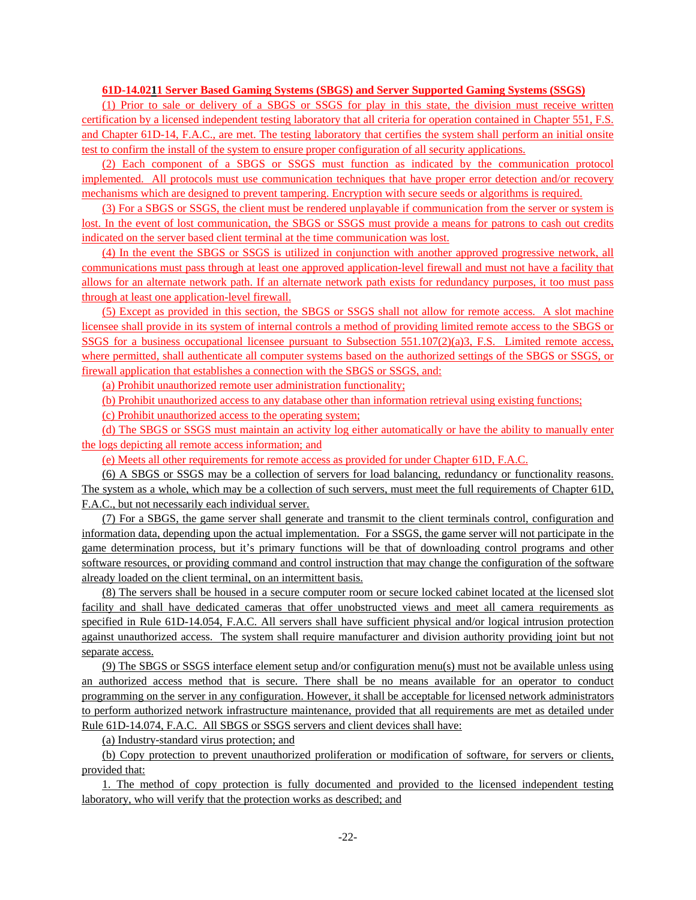**61D-14.0211 Server Based Gaming Systems (SBGS) and Server Supported Gaming Systems (SSGS)**

(1) Prior to sale or delivery of a SBGS or SSGS for play in this state, the division must receive written certification by a licensed independent testing laboratory that all criteria for operation contained in Chapter 551, F.S. and Chapter 61D-14, F.A.C., are met. The testing laboratory that certifies the system shall perform an initial onsite test to confirm the install of the system to ensure proper configuration of all security applications.

(2) Each component of a SBGS or SSGS must function as indicated by the communication protocol implemented. All protocols must use communication techniques that have proper error detection and/or recovery mechanisms which are designed to prevent tampering. Encryption with secure seeds or algorithms is required.

(3) For a SBGS or SSGS, the client must be rendered unplayable if communication from the server or system is lost. In the event of lost communication, the SBGS or SSGS must provide a means for patrons to cash out credits indicated on the server based client terminal at the time communication was lost.

(4) In the event the SBGS or SSGS is utilized in conjunction with another approved progressive network, all communications must pass through at least one approved application-level firewall and must not have a facility that allows for an alternate network path. If an alternate network path exists for redundancy purposes, it too must pass through at least one application-level firewall.

(5) Except as provided in this section, the SBGS or SSGS shall not allow for remote access. A slot machine licensee shall provide in its system of internal controls a method of providing limited remote access to the SBGS or SSGS for a business occupational licensee pursuant to Subsection 551.107(2)(a)3, F.S. Limited remote access, where permitted, shall authenticate all computer systems based on the authorized settings of the SBGS or SSGS, or firewall application that establishes a connection with the SBGS or SSGS, and:

(a) Prohibit unauthorized remote user administration functionality;

(b) Prohibit unauthorized access to any database other than information retrieval using existing functions;

(c) Prohibit unauthorized access to the operating system;

(d) The SBGS or SSGS must maintain an activity log either automatically or have the ability to manually enter the logs depicting all remote access information; and

(e) Meets all other requirements for remote access as provided for under Chapter 61D, F.A.C.

(6) A SBGS or SSGS may be a collection of servers for load balancing, redundancy or functionality reasons. The system as a whole, which may be a collection of such servers, must meet the full requirements of Chapter 61D, F.A.C., but not necessarily each individual server.

(7) For a SBGS, the game server shall generate and transmit to the client terminals control, configuration and information data, depending upon the actual implementation. For a SSGS, the game server will not participate in the game determination process, but it's primary functions will be that of downloading control programs and other software resources, or providing command and control instruction that may change the configuration of the software already loaded on the client terminal, on an intermittent basis.

(8) The servers shall be housed in a secure computer room or secure locked cabinet located at the licensed slot facility and shall have dedicated cameras that offer unobstructed views and meet all camera requirements as specified in Rule 61D-14.054, F.A.C. All servers shall have sufficient physical and/or logical intrusion protection against unauthorized access. The system shall require manufacturer and division authority providing joint but not separate access.

(9) The SBGS or SSGS interface element setup and/or configuration menu(s) must not be available unless using an authorized access method that is secure. There shall be no means available for an operator to conduct programming on the server in any configuration. However, it shall be acceptable for licensed network administrators to perform authorized network infrastructure maintenance, provided that all requirements are met as detailed under Rule 61D-14.074, F.A.C. All SBGS or SSGS servers and client devices shall have:

(a) Industry-standard virus protection; and

(b) Copy protection to prevent unauthorized proliferation or modification of software, for servers or clients, provided that:

1. The method of copy protection is fully documented and provided to the licensed independent testing laboratory, who will verify that the protection works as described; and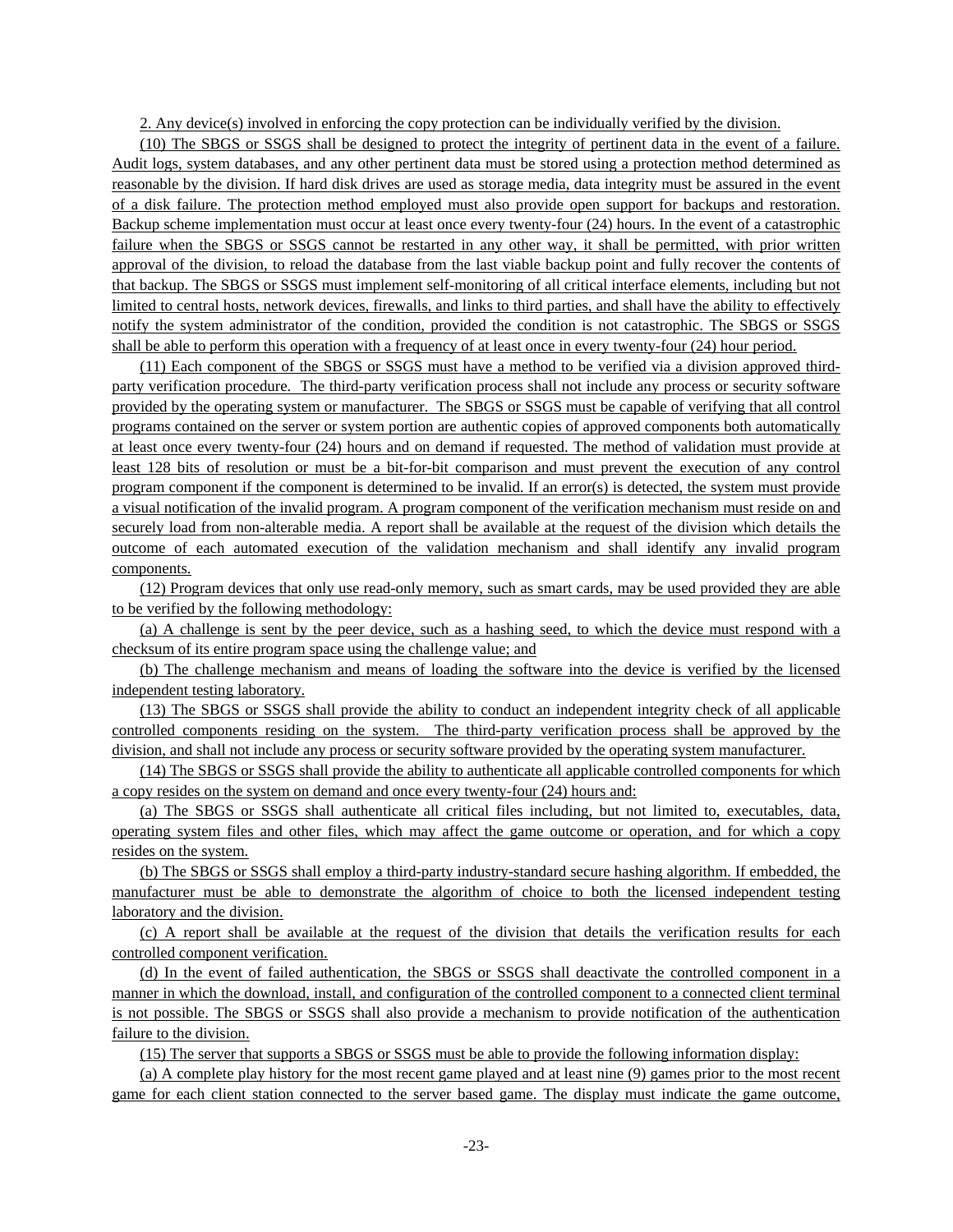2. Any device(s) involved in enforcing the copy protection can be individually verified by the division.

(10) The SBGS or SSGS shall be designed to protect the integrity of pertinent data in the event of a failure. Audit logs, system databases, and any other pertinent data must be stored using a protection method determined as reasonable by the division. If hard disk drives are used as storage media, data integrity must be assured in the event of a disk failure. The protection method employed must also provide open support for backups and restoration. Backup scheme implementation must occur at least once every twenty-four (24) hours. In the event of a catastrophic failure when the SBGS or SSGS cannot be restarted in any other way, it shall be permitted, with prior written approval of the division, to reload the database from the last viable backup point and fully recover the contents of that backup. The SBGS or SSGS must implement self-monitoring of all critical interface elements, including but not limited to central hosts, network devices, firewalls, and links to third parties, and shall have the ability to effectively notify the system administrator of the condition, provided the condition is not catastrophic. The SBGS or SSGS shall be able to perform this operation with a frequency of at least once in every twenty-four (24) hour period.

(11) Each component of the SBGS or SSGS must have a method to be verified via a division approved third-party verification procedure. The third-party verification process shall not include any process or security software provided by the operating system or manufacturer. The SBGS or SSGS must be capable of verifying that all control programs contained on the server or system portion are authentic copies of approved components both automatically at least once every twenty-four (24) hours and on demand if requested. The method of validation must provide at least 128 bits of resolution or must be a bit-for-bit comparison and must prevent the execution of any control program component if the component is determined to be invalid. If an error(s) is detected, the system must provide a visual notification of the invalid program. A program component of the verification mechanism must reside on and securely load from non-alterable media. A report shall be available at the request of the division which details the outcome of each automated execution of the validation mechanism and shall identify any invalid program components.

(12) Program devices that only use read-only memory, such as smart cards, may be used provided they are able to be verified by the following methodology:

(a) A challenge is sent by the peer device, such as a hashing seed, to which the device must respond with a checksum of its entire program space using the challenge value; and

(b) The challenge mechanism and means of loading the software into the device is verified by the licensed independent testing laboratory.

(13) The SBGS or SSGS shall provide the ability to conduct an independent integrity check of all applicable controlled components residing on the system. The third-party verification process shall be approved by the division, and shall not include any process or security software provided by the operating system manufacturer.

(14) The SBGS or SSGS shall provide the ability to authenticate all applicable controlled components for which a copy resides on the system on demand and once every twenty-four (24) hours and:

(a) The SBGS or SSGS shall authenticate all critical files including, but not limited to, executables, data, operating system files and other files, which may affect the game outcome or operation, and for which a copy resides on the system.

(b) The SBGS or SSGS shall employ a third-party industry-standard secure hashing algorithm. If embedded, the manufacturer must be able to demonstrate the algorithm of choice to both the licensed independent testing laboratory and the division.

(c) A report shall be available at the request of the division that details the verification results for each controlled component verification.

(d) In the event of failed authentication, the SBGS or SSGS shall deactivate the controlled component in a manner in which the download, install, and configuration of the controlled component to a connected client terminal is not possible. The SBGS or SSGS shall also provide a mechanism to provide notification of the authentication failure to the division.

(15) The server that supports a SBGS or SSGS must be able to provide the following information display:

(a) A complete play history for the most recent game played and at least nine (9) games prior to the most recent game for each client station connected to the server based game. The display must indicate the game outcome,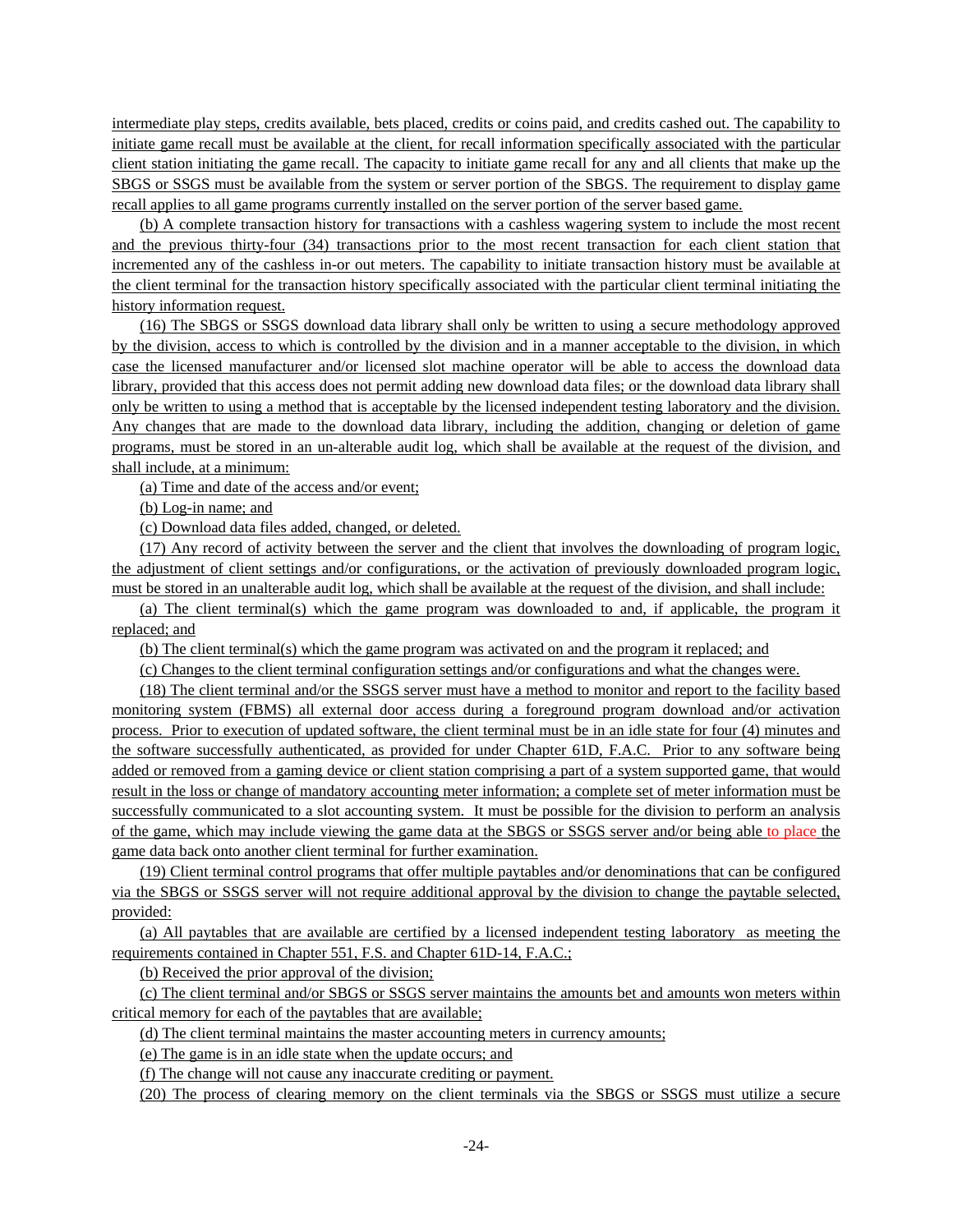intermediate play steps, credits available, bets placed, credits or coins paid, and credits cashed out. The capability to initiate game recall must be available at the client, for recall information specifically associated with the particular client station initiating the game recall. The capacity to initiate game recall for any and all clients that make up the SBGS or SSGS must be available from the system or server portion of the SBGS. The requirement to display game recall applies to all game programs currently installed on the server portion of the server based game.

(b) A complete transaction history for transactions with a cashless wagering system to include the most recent and the previous thirty-four (34) transactions prior to the most recent transaction for each client station that incremented any of the cashless in-or out meters. The capability to initiate transaction history must be available at the client terminal for the transaction history specifically associated with the particular client terminal initiating the history information request.

(16) The SBGS or SSGS download data library shall only be written to using a secure methodology approved by the division, access to which is controlled by the division and in a manner acceptable to the division, in which case the licensed manufacturer and/or licensed slot machine operator will be able to access the download data library, provided that this access does not permit adding new download data files; or the download data library shall only be written to using a method that is acceptable by the licensed independent testing laboratory and the division. Any changes that are made to the download data library, including the addition, changing or deletion of game programs, must be stored in an un-alterable audit log, which shall be available at the request of the division, and shall include, at a minimum:

(a) Time and date of the access and/or event;

(b) Log-in name; and

(c) Download data files added, changed, or deleted.

(17) Any record of activity between the server and the client that involves the downloading of program logic, the adjustment of client settings and/or configurations, or the activation of previously downloaded program logic, must be stored in an unalterable audit log, which shall be available at the request of the division, and shall include:

(a) The client terminal(s) which the game program was downloaded to and, if applicable, the program it replaced; and

(b) The client terminal(s) which the game program was activated on and the program it replaced; and

(c) Changes to the client terminal configuration settings and/or configurations and what the changes were.

(18) The client terminal and/or the SSGS server must have a method to monitor and report to the facility based monitoring system (FBMS) all external door access during a foreground program download and/or activation process. Prior to execution of updated software, the client terminal must be in an idle state for four (4) minutes and the software successfully authenticated, as provided for under Chapter 61D, F.A.C. Prior to any software being added or removed from a gaming device or client station comprising a part of a system supported game, that would result in the loss or change of mandatory accounting meter information; a complete set of meter information must be successfully communicated to a slot accounting system. It must be possible for the division to perform an analysis of the game, which may include viewing the game data at the SBGS or SSGS server and/or being able to place the game data back onto another client terminal for further examination.

(19) Client terminal control programs that offer multiple paytables and/or denominations that can be configured via the SBGS or SSGS server will not require additional approval by the division to change the paytable selected, provided:

(a) All paytables that are available are certified by a licensed independent testing laboratory as meeting the requirements contained in Chapter 551, F.S. and Chapter 61D-14, F.A.C.;

(b) Received the prior approval of the division;

(c) The client terminal and/or SBGS or SSGS server maintains the amounts bet and amounts won meters within critical memory for each of the paytables that are available;

(d) The client terminal maintains the master accounting meters in currency amounts;

(e) The game is in an idle state when the update occurs; and

(f) The change will not cause any inaccurate crediting or payment.

(20) The process of clearing memory on the client terminals via the SBGS or SSGS must utilize a secure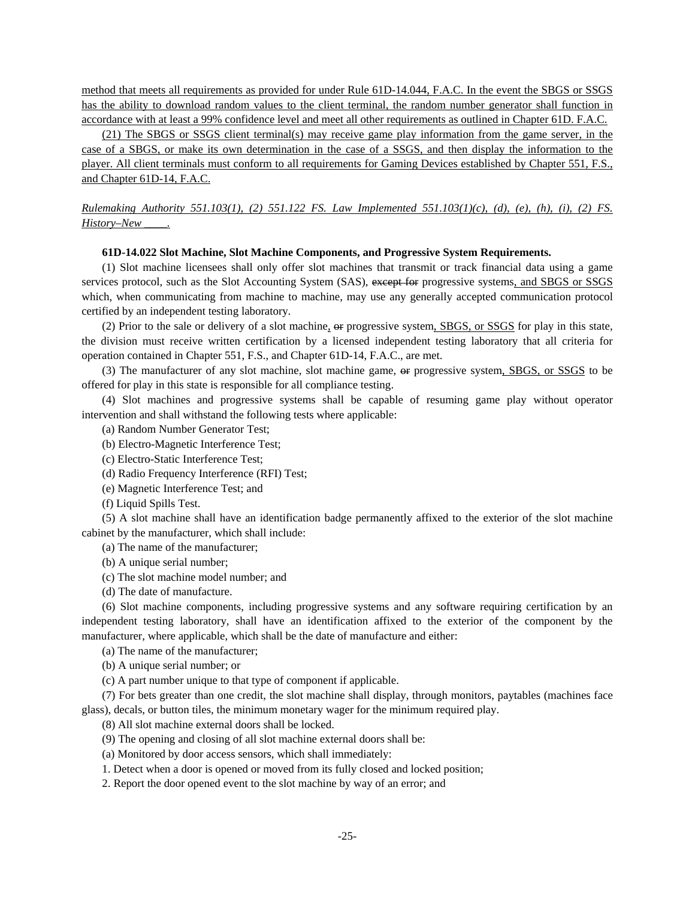<u>method that meets all requirements as provided for under Rule 61D-14.044, F.A.C. In the event the SBGS or SSGS has the ability to download random values to the client terminal, the random number generator shall function in accordance with at least a 99% confidence level and meet all other requirements as outlined in Chapter 61D. F.A.C.</u>

<u>(21) The SBGS or SSGS client terminal(s) may receive game play information from the game server, in the case of a SBGS, or make its own determination in the case of a SSGS, and then display the information to the player. All client terminals must conform to all requirements for Gaming Devices established by Chapter 551, F.S., and Chapter 61D-14, F.A.C.</u>

*<u>Rulemaking Authority 551.103(1), (2) 551.122 FS. Law Implemented 551.103(1)(c), (d), (e), (h), (i), (2) FS. History–New ____.</u>*

**61D-14.022 Slot Machine, Slot Machine Components, and Progressive System Requirements.**

(1) Slot machine licensees shall only offer slot machines that transmit or track financial data using a game services protocol, such as the Slot Accounting System (SAS), ~~except for~~ progressive systems<u>, and SBGS or SSGS</u> which, when communicating from machine to machine, may use any generally accepted communication protocol certified by an independent testing laboratory.

(2) Prior to the sale or delivery of a slot machine<u>,</u> ~~or~~ progressive system<u>, SBGS, or SSGS</u> for play in this state, the division must receive written certification by a licensed independent testing laboratory that all criteria for operation contained in Chapter 551, F.S., and Chapter 61D-14, F.A.C., are met.

(3) The manufacturer of any slot machine, slot machine game, ~~or~~ progressive system<u>, SBGS, or SSGS</u> to be offered for play in this state is responsible for all compliance testing.

(4) Slot machines and progressive systems shall be capable of resuming game play without operator intervention and shall withstand the following tests where applicable:

(a) Random Number Generator Test;

(b) Electro-Magnetic Interference Test;

(c) Electro-Static Interference Test;

(d) Radio Frequency Interference (RFI) Test;

(e) Magnetic Interference Test; and

(f) Liquid Spills Test.

(5) A slot machine shall have an identification badge permanently affixed to the exterior of the slot machine cabinet by the manufacturer, which shall include:

(a) The name of the manufacturer;

(b) A unique serial number;

(c) The slot machine model number; and

(d) The date of manufacture.

(6) Slot machine components, including progressive systems and any software requiring certification by an independent testing laboratory, shall have an identification affixed to the exterior of the component by the manufacturer, where applicable, which shall be the date of manufacture and either:

(a) The name of the manufacturer;

(b) A unique serial number; or

(c) A part number unique to that type of component if applicable.

(7) For bets greater than one credit, the slot machine shall display, through monitors, paytables (machines face glass), decals, or button tiles, the minimum monetary wager for the minimum required play.

(8) All slot machine external doors shall be locked.

(9) The opening and closing of all slot machine external doors shall be:

(a) Monitored by door access sensors, which shall immediately:

1. Detect when a door is opened or moved from its fully closed and locked position;

2. Report the door opened event to the slot machine by way of an error; and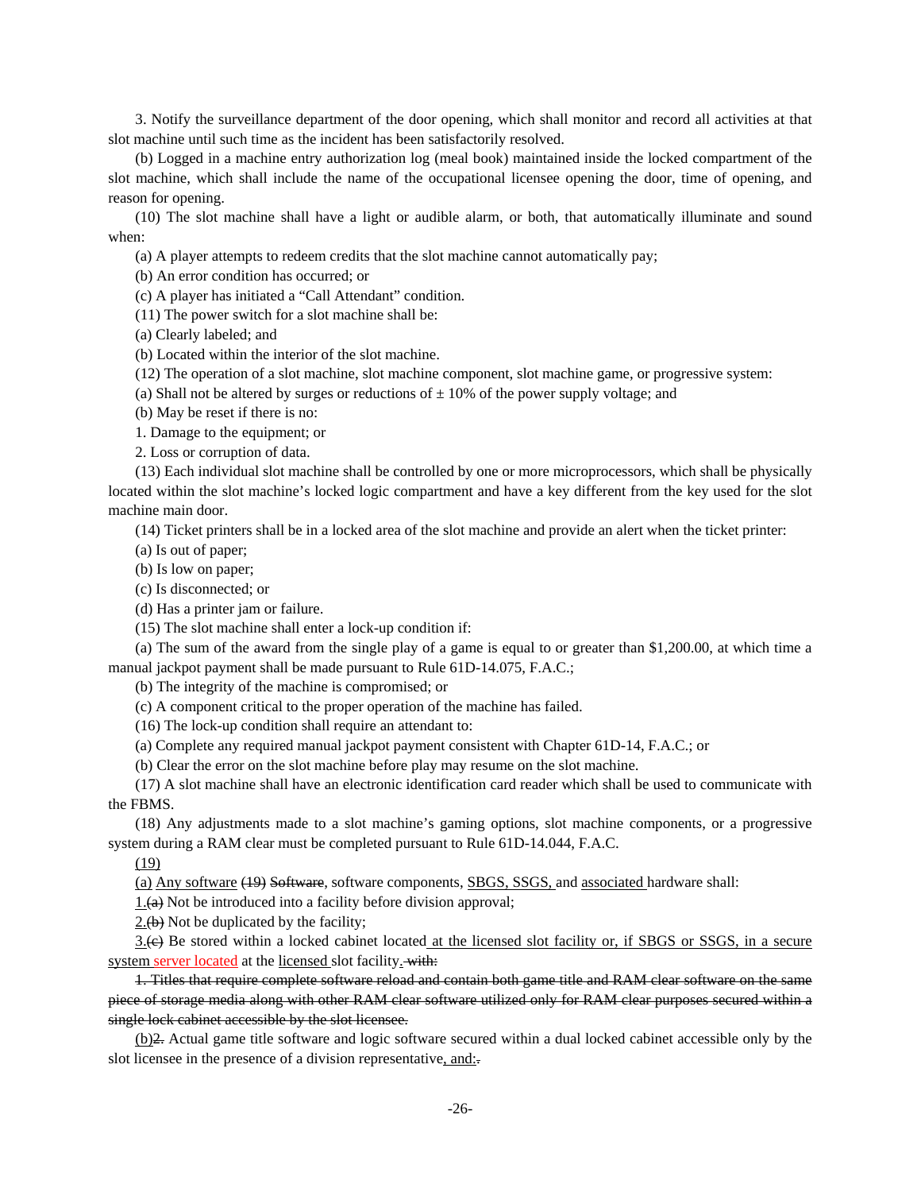3. Notify the surveillance department of the door opening, which shall monitor and record all activities at that slot machine until such time as the incident has been satisfactorily resolved.

(b) Logged in a machine entry authorization log (meal book) maintained inside the locked compartment of the slot machine, which shall include the name of the occupational licensee opening the door, time of opening, and reason for opening.

(10) The slot machine shall have a light or audible alarm, or both, that automatically illuminate and sound when:

(a) A player attempts to redeem credits that the slot machine cannot automatically pay;

(b) An error condition has occurred; or

(c) A player has initiated a "Call Attendant" condition.

(11) The power switch for a slot machine shall be:

(a) Clearly labeled; and

(b) Located within the interior of the slot machine.

(12) The operation of a slot machine, slot machine component, slot machine game, or progressive system:

(a) Shall not be altered by surges or reductions of $\pm$ 10% of the power supply voltage; and

(b) May be reset if there is no:

1. Damage to the equipment; or

2. Loss or corruption of data.

(13) Each individual slot machine shall be controlled by one or more microprocessors, which shall be physically located within the slot machine's locked logic compartment and have a key different from the key used for the slot machine main door.

(14) Ticket printers shall be in a locked area of the slot machine and provide an alert when the ticket printer:

(a) Is out of paper;

(b) Is low on paper;

(c) Is disconnected; or

(d) Has a printer jam or failure.

(15) The slot machine shall enter a lock-up condition if:

(a) The sum of the award from the single play of a game is equal to or greater than $1,200.00, at which time a manual jackpot payment shall be made pursuant to Rule 61D-14.075, F.A.C.;

(b) The integrity of the machine is compromised; or

(c) A component critical to the proper operation of the machine has failed.

(16) The lock-up condition shall require an attendant to:

(a) Complete any required manual jackpot payment consistent with Chapter 61D-14, F.A.C.; or

(b) Clear the error on the slot machine before play may resume on the slot machine.

(17) A slot machine shall have an electronic identification card reader which shall be used to communicate with the FBMS.

(18) Any adjustments made to a slot machine's gaming options, slot machine components, or a progressive system during a RAM clear must be completed pursuant to Rule 61D-14.044, F.A.C.

(19)

(a) Any software ~~(19) Software~~, software components, SBGS, SSGS, and associated hardware shall:

1.~~(a)~~ Not be introduced into a facility before division approval;

2.~~(b)~~ Not be duplicated by the facility;

3.~~(c)~~ Be stored within a locked cabinet located at the licensed slot facility or, if SBGS or SSGS, in a secure system server located at the licensed slot facility. ~~with:~~

~~1. Titles that require complete software reload and contain both game title and RAM clear software on the same piece of storage media along with other RAM clear software utilized only for RAM clear purposes secured within a single lock cabinet accessible by the slot licensee.~~

(b)~~2.~~ Actual game title software and logic software secured within a dual locked cabinet accessible only by the slot licensee in the presence of a division representative, and:~~.~~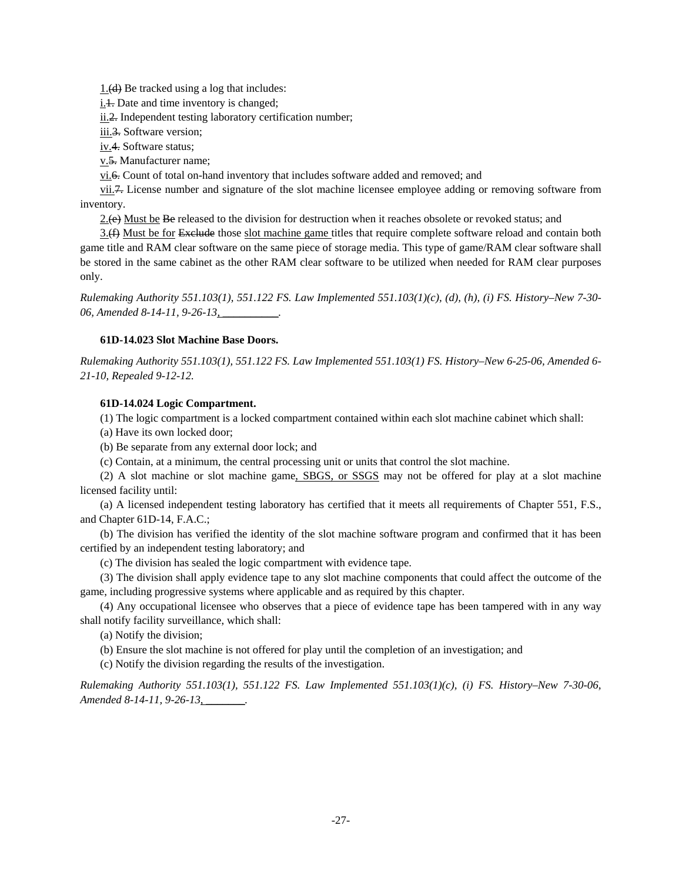1.(d) Be tracked using a log that includes:

i.1. Date and time inventory is changed;

ii.2. Independent testing laboratory certification number;

iii.3. Software version;

iv.4. Software status;

v.5. Manufacturer name;

vi.6. Count of total on-hand inventory that includes software added and removed; and

vii.7. License number and signature of the slot machine licensee employee adding or removing software from inventory.

2.(e) Must be Be released to the division for destruction when it reaches obsolete or revoked status; and

3.(f) Must be for Exclude those slot machine game titles that require complete software reload and contain both game title and RAM clear software on the same piece of storage media. This type of game/RAM clear software shall be stored in the same cabinet as the other RAM clear software to be utilized when needed for RAM clear purposes only.

*Rulemaking Authority 551.103(1), 551.122 FS. Law Implemented 551.103(1)(c), (d), (h), (i) FS. History–New 7-30-06, Amended 8-14-11, 9-26-13, __________.*

**61D-14.023 Slot Machine Base Doors.**

*Rulemaking Authority 551.103(1), 551.122 FS. Law Implemented 551.103(1) FS. History–New 6-25-06, Amended 6-21-10, Repealed 9-12-12.*

**61D-14.024 Logic Compartment.**

(1) The logic compartment is a locked compartment contained within each slot machine cabinet which shall:

(a) Have its own locked door;

(b) Be separate from any external door lock; and

(c) Contain, at a minimum, the central processing unit or units that control the slot machine.

(2) A slot machine or slot machine game, SBGS, or SSGS may not be offered for play at a slot machine licensed facility until:

(a) A licensed independent testing laboratory has certified that it meets all requirements of Chapter 551, F.S., and Chapter 61D-14, F.A.C.;

(b) The division has verified the identity of the slot machine software program and confirmed that it has been certified by an independent testing laboratory; and

(c) The division has sealed the logic compartment with evidence tape.

(3) The division shall apply evidence tape to any slot machine components that could affect the outcome of the game, including progressive systems where applicable and as required by this chapter.

(4) Any occupational licensee who observes that a piece of evidence tape has been tampered with in any way shall notify facility surveillance, which shall:

(a) Notify the division;

(b) Ensure the slot machine is not offered for play until the completion of an investigation; and

(c) Notify the division regarding the results of the investigation.

*Rulemaking Authority 551.103(1), 551.122 FS. Law Implemented 551.103(1)(c), (i) FS. History–New 7-30-06, Amended 8-14-11, 9-26-13, ________.*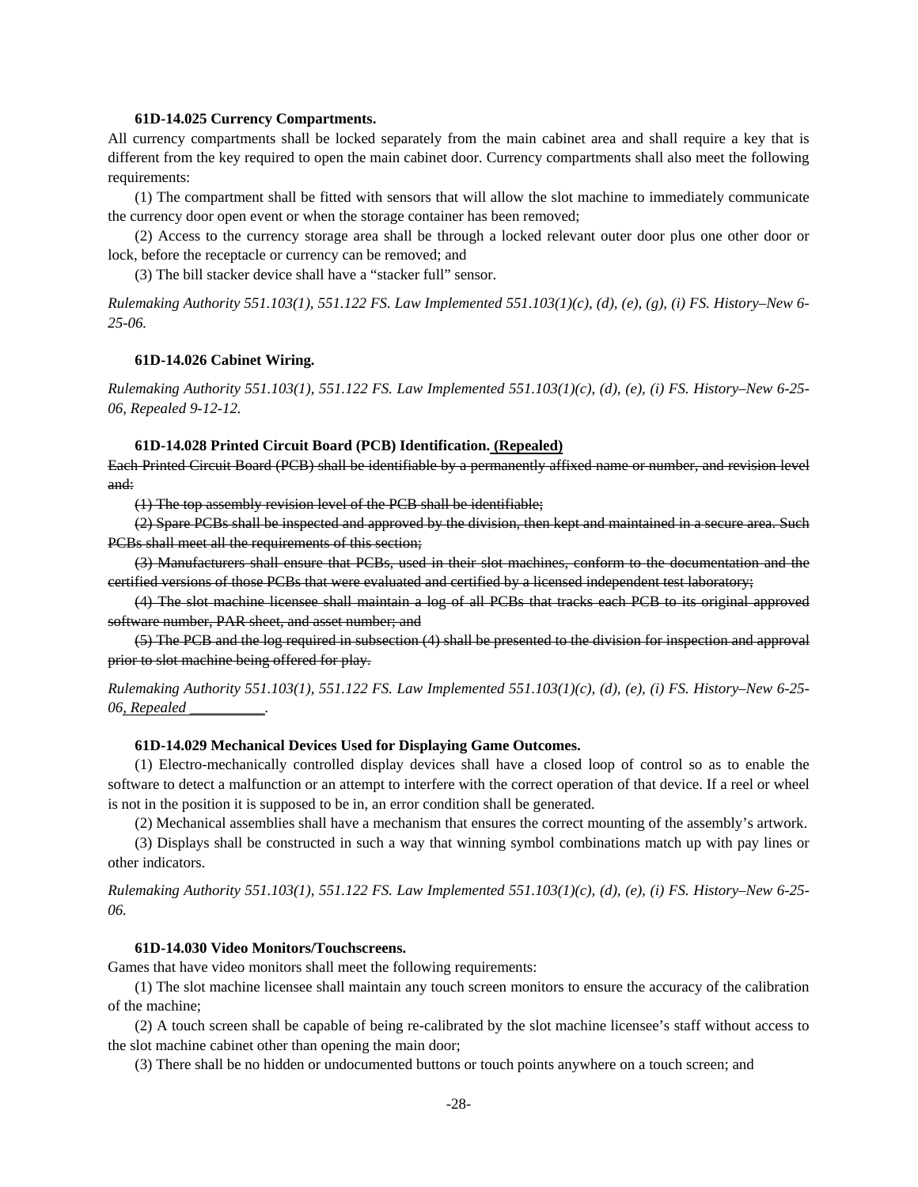**61D-14.025 Currency Compartments.**

All currency compartments shall be locked separately from the main cabinet area and shall require a key that is different from the key required to open the main cabinet door. Currency compartments shall also meet the following requirements:

(1) The compartment shall be fitted with sensors that will allow the slot machine to immediately communicate the currency door open event or when the storage container has been removed;

(2) Access to the currency storage area shall be through a locked relevant outer door plus one other door or lock, before the receptacle or currency can be removed; and

(3) The bill stacker device shall have a "stacker full" sensor.

*Rulemaking Authority 551.103(1), 551.122 FS. Law Implemented 551.103(1)(c), (d), (e), (g), (i) FS. History–New 6-25-06.*

**61D-14.026 Cabinet Wiring.**

*Rulemaking Authority 551.103(1), 551.122 FS. Law Implemented 551.103(1)(c), (d), (e), (i) FS. History–New 6-25-06, Repealed 9-12-12.*

**61D-14.028 Printed Circuit Board (PCB) Identification. <u>(Repealed)</u>**

~~Each Printed Circuit Board (PCB) shall be identifiable by a permanently affixed name or number, and revision level and:~~

~~(1) The top assembly revision level of the PCB shall be identifiable;~~

~~(2) Spare PCBs shall be inspected and approved by the division, then kept and maintained in a secure area. Such PCBs shall meet all the requirements of this section;~~

~~(3) Manufacturers shall ensure that PCBs, used in their slot machines, conform to the documentation and the certified versions of those PCBs that were evaluated and certified by a licensed independent test laboratory;~~

~~(4) The slot machine licensee shall maintain a log of all PCBs that tracks each PCB to its original approved software number, PAR sheet, and asset number; and~~

~~(5) The PCB and the log required in subsection (4) shall be presented to the division for inspection and approval prior to slot machine being offered for play.~~

*Rulemaking Authority 551.103(1), 551.122 FS. Law Implemented 551.103(1)(c), (d), (e), (i) FS. History–New 6-25-06<u>, Repealed __________</u>.*

**61D-14.029 Mechanical Devices Used for Displaying Game Outcomes.**

(1) Electro-mechanically controlled display devices shall have a closed loop of control so as to enable the software to detect a malfunction or an attempt to interfere with the correct operation of that device. If a reel or wheel is not in the position it is supposed to be in, an error condition shall be generated.

(2) Mechanical assemblies shall have a mechanism that ensures the correct mounting of the assembly's artwork.

(3) Displays shall be constructed in such a way that winning symbol combinations match up with pay lines or other indicators.

*Rulemaking Authority 551.103(1), 551.122 FS. Law Implemented 551.103(1)(c), (d), (e), (i) FS. History–New 6-25-06.*

**61D-14.030 Video Monitors/Touchscreens.**

Games that have video monitors shall meet the following requirements:

(1) The slot machine licensee shall maintain any touch screen monitors to ensure the accuracy of the calibration of the machine;

(2) A touch screen shall be capable of being re-calibrated by the slot machine licensee's staff without access to the slot machine cabinet other than opening the main door;

(3) There shall be no hidden or undocumented buttons or touch points anywhere on a touch screen; and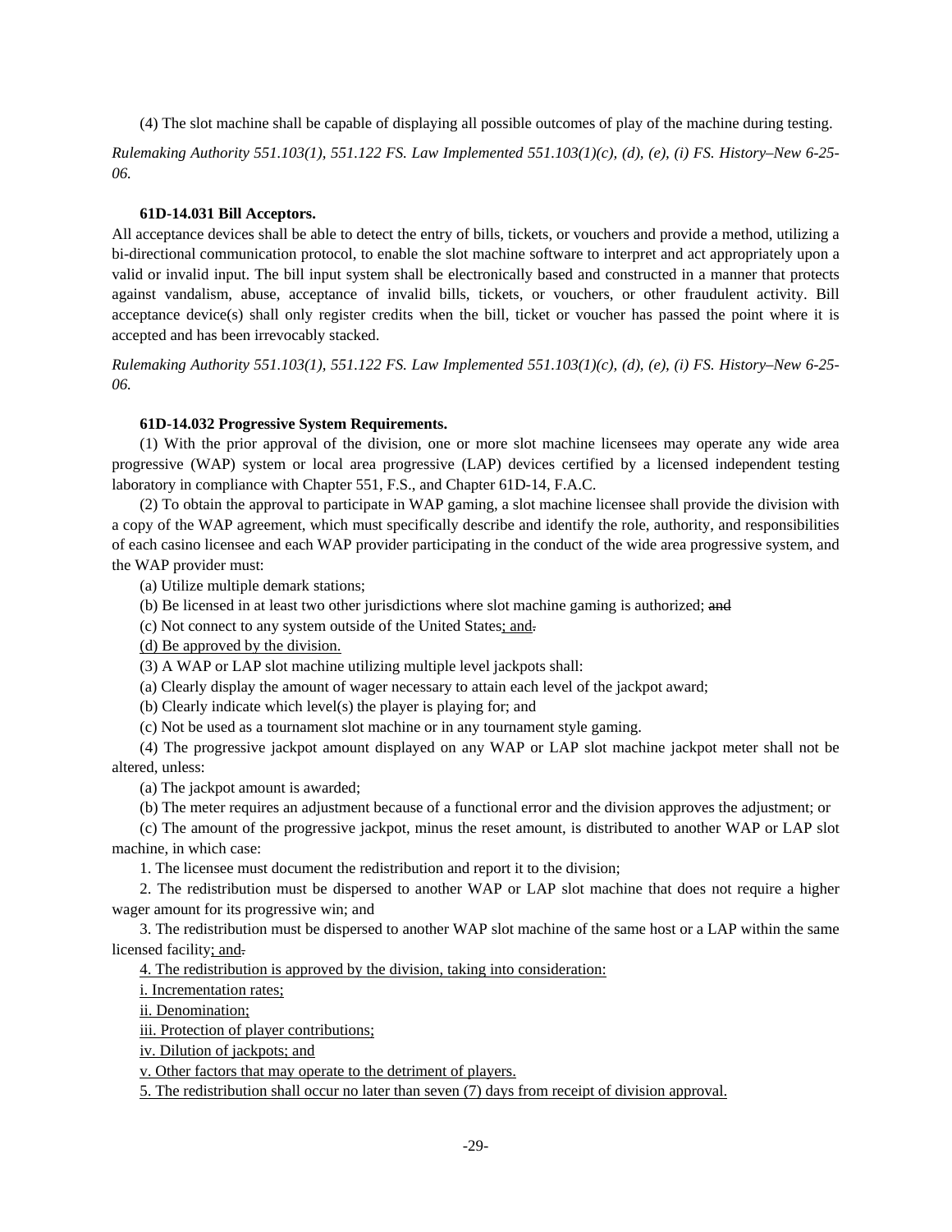(4) The slot machine shall be capable of displaying all possible outcomes of play of the machine during testing.

*Rulemaking Authority 551.103(1), 551.122 FS. Law Implemented 551.103(1)(c), (d), (e), (i) FS. History–New 6-25-06.*

**61D-14.031 Bill Acceptors.**

All acceptance devices shall be able to detect the entry of bills, tickets, or vouchers and provide a method, utilizing a bi-directional communication protocol, to enable the slot machine software to interpret and act appropriately upon a valid or invalid input. The bill input system shall be electronically based and constructed in a manner that protects against vandalism, abuse, acceptance of invalid bills, tickets, or vouchers, or other fraudulent activity. Bill acceptance device(s) shall only register credits when the bill, ticket or voucher has passed the point where it is accepted and has been irrevocably stacked.

*Rulemaking Authority 551.103(1), 551.122 FS. Law Implemented 551.103(1)(c), (d), (e), (i) FS. History–New 6-25-06.*

**61D-14.032 Progressive System Requirements.**

(1) With the prior approval of the division, one or more slot machine licensees may operate any wide area progressive (WAP) system or local area progressive (LAP) devices certified by a licensed independent testing laboratory in compliance with Chapter 551, F.S., and Chapter 61D-14, F.A.C.

(2) To obtain the approval to participate in WAP gaming, a slot machine licensee shall provide the division with a copy of the WAP agreement, which must specifically describe and identify the role, authority, and responsibilities of each casino licensee and each WAP provider participating in the conduct of the wide area progressive system, and the WAP provider must:

(a) Utilize multiple demark stations;

(b) Be licensed in at least two other jurisdictions where slot machine gaming is authorized; ~~and~~

(c) Not connect to any system outside of the United States<u>; and</u>~~.~~

<u>(d) Be approved by the division.</u>

(3) A WAP or LAP slot machine utilizing multiple level jackpots shall:

(a) Clearly display the amount of wager necessary to attain each level of the jackpot award;

(b) Clearly indicate which level(s) the player is playing for; and

(c) Not be used as a tournament slot machine or in any tournament style gaming.

(4) The progressive jackpot amount displayed on any WAP or LAP slot machine jackpot meter shall not be altered, unless:

(a) The jackpot amount is awarded;

(b) The meter requires an adjustment because of a functional error and the division approves the adjustment; or

(c) The amount of the progressive jackpot, minus the reset amount, is distributed to another WAP or LAP slot machine, in which case:

1. The licensee must document the redistribution and report it to the division;

2. The redistribution must be dispersed to another WAP or LAP slot machine that does not require a higher wager amount for its progressive win; and

3. The redistribution must be dispersed to another WAP slot machine of the same host or a LAP within the same licensed facility<u>; and</u>~~.~~

<u>4. The redistribution is approved by the division, taking into consideration:</u>

<u>i. Incrementation rates;</u>

<u>ii. Denomination;</u>

<u>iii. Protection of player contributions;</u>

<u>iv. Dilution of jackpots; and</u>

<u>v. Other factors that may operate to the detriment of players.</u>

<u>5. The redistribution shall occur no later than seven (7) days from receipt of division approval.</u>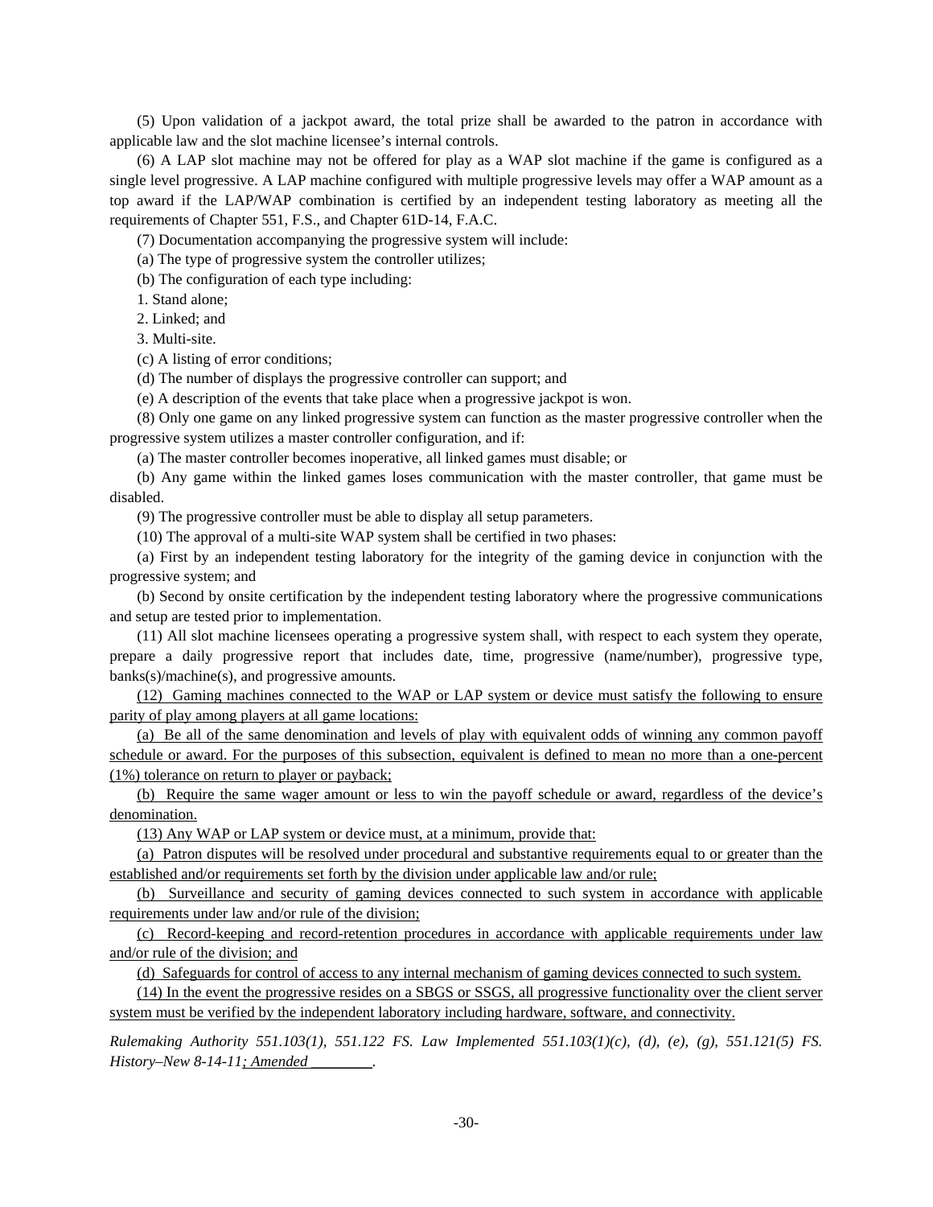(5) Upon validation of a jackpot award, the total prize shall be awarded to the patron in accordance with applicable law and the slot machine licensee's internal controls.

(6) A LAP slot machine may not be offered for play as a WAP slot machine if the game is configured as a single level progressive. A LAP machine configured with multiple progressive levels may offer a WAP amount as a top award if the LAP/WAP combination is certified by an independent testing laboratory as meeting all the requirements of Chapter 551, F.S., and Chapter 61D-14, F.A.C.

(7) Documentation accompanying the progressive system will include:

(a) The type of progressive system the controller utilizes;

(b) The configuration of each type including:

1. Stand alone;

2. Linked; and

3. Multi-site.

(c) A listing of error conditions;

(d) The number of displays the progressive controller can support; and

(e) A description of the events that take place when a progressive jackpot is won.

(8) Only one game on any linked progressive system can function as the master progressive controller when the progressive system utilizes a master controller configuration, and if:

(a) The master controller becomes inoperative, all linked games must disable; or

(b) Any game within the linked games loses communication with the master controller, that game must be disabled.

(9) The progressive controller must be able to display all setup parameters.

(10) The approval of a multi-site WAP system shall be certified in two phases:

(a) First by an independent testing laboratory for the integrity of the gaming device in conjunction with the progressive system; and

(b) Second by onsite certification by the independent testing laboratory where the progressive communications and setup are tested prior to implementation.

(11) All slot machine licensees operating a progressive system shall, with respect to each system they operate, prepare a daily progressive report that includes date, time, progressive (name/number), progressive type, banks(s)/machine(s), and progressive amounts.

(12) Gaming machines connected to the WAP or LAP system or device must satisfy the following to ensure parity of play among players at all game locations:

(a) Be all of the same denomination and levels of play with equivalent odds of winning any common payoff schedule or award. For the purposes of this subsection, equivalent is defined to mean no more than a one-percent (1%) tolerance on return to player or payback;

(b) Require the same wager amount or less to win the payoff schedule or award, regardless of the device's denomination.

(13) Any WAP or LAP system or device must, at a minimum, provide that:

(a) Patron disputes will be resolved under procedural and substantive requirements equal to or greater than the established and/or requirements set forth by the division under applicable law and/or rule;

(b) Surveillance and security of gaming devices connected to such system in accordance with applicable requirements under law and/or rule of the division;

(c) Record-keeping and record-retention procedures in accordance with applicable requirements under law and/or rule of the division; and

(d) Safeguards for control of access to any internal mechanism of gaming devices connected to such system.

(14) In the event the progressive resides on a SBGS or SSGS, all progressive functionality over the client server system must be verified by the independent laboratory including hardware, software, and connectivity.

*Rulemaking Authority 551.103(1), 551.122 FS. Law Implemented 551.103(1)(c), (d), (e), (g), 551.121(5) FS. History–New 8-14-11; Amended ________.*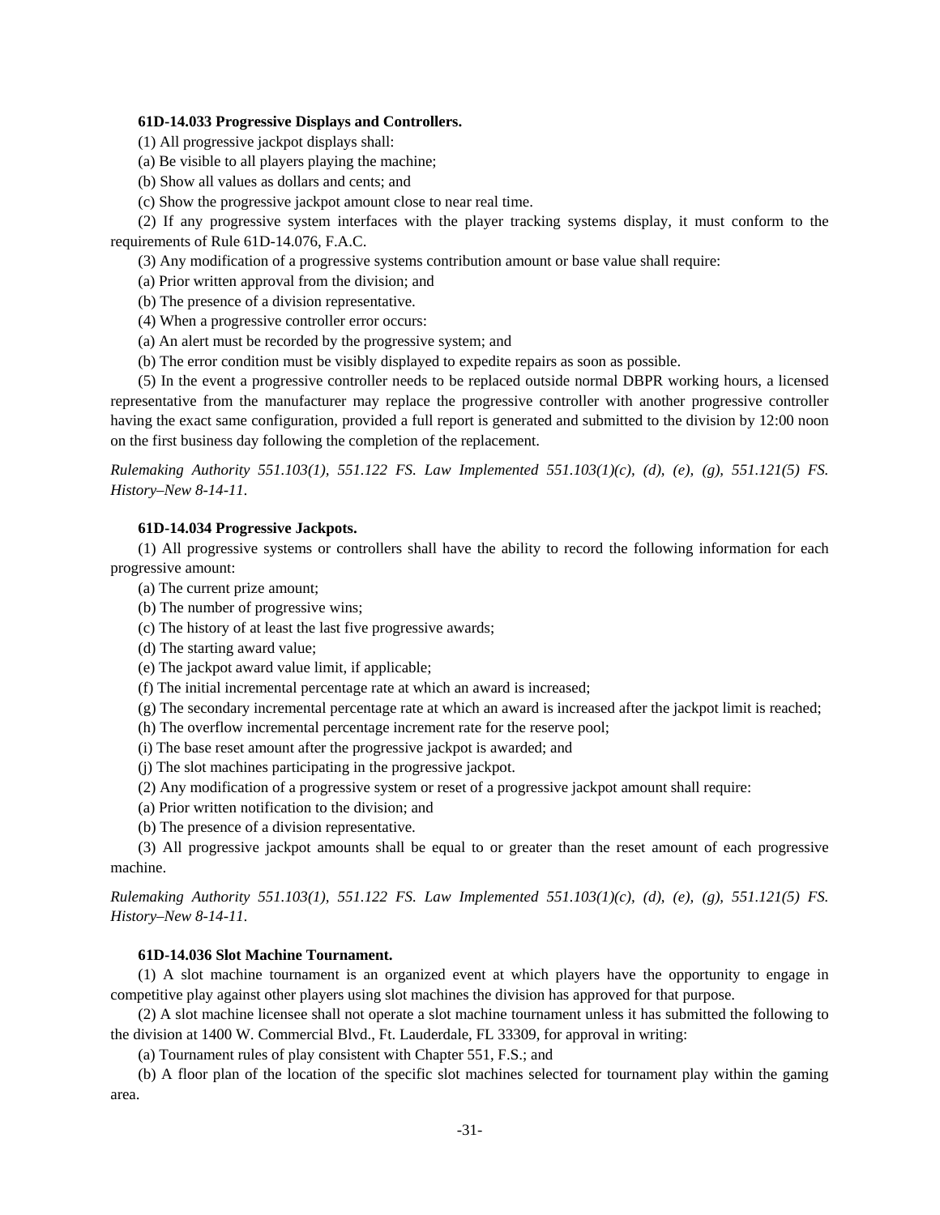**61D-14.033 Progressive Displays and Controllers.**

(1) All progressive jackpot displays shall:

(a) Be visible to all players playing the machine;

(b) Show all values as dollars and cents; and

(c) Show the progressive jackpot amount close to near real time.

(2) If any progressive system interfaces with the player tracking systems display, it must conform to the requirements of Rule 61D-14.076, F.A.C.

(3) Any modification of a progressive systems contribution amount or base value shall require:

(a) Prior written approval from the division; and

(b) The presence of a division representative.

(4) When a progressive controller error occurs:

(a) An alert must be recorded by the progressive system; and

(b) The error condition must be visibly displayed to expedite repairs as soon as possible.

(5) In the event a progressive controller needs to be replaced outside normal DBPR working hours, a licensed representative from the manufacturer may replace the progressive controller with another progressive controller having the exact same configuration, provided a full report is generated and submitted to the division by 12:00 noon on the first business day following the completion of the replacement.

*Rulemaking Authority 551.103(1), 551.122 FS. Law Implemented 551.103(1)(c), (d), (e), (g), 551.121(5) FS. History–New 8-14-11.*

**61D-14.034 Progressive Jackpots.**

(1) All progressive systems or controllers shall have the ability to record the following information for each progressive amount:

(a) The current prize amount;

(b) The number of progressive wins;

(c) The history of at least the last five progressive awards;

(d) The starting award value;

(e) The jackpot award value limit, if applicable;

(f) The initial incremental percentage rate at which an award is increased;

(g) The secondary incremental percentage rate at which an award is increased after the jackpot limit is reached;

(h) The overflow incremental percentage increment rate for the reserve pool;

(i) The base reset amount after the progressive jackpot is awarded; and

(j) The slot machines participating in the progressive jackpot.

(2) Any modification of a progressive system or reset of a progressive jackpot amount shall require:

(a) Prior written notification to the division; and

(b) The presence of a division representative.

(3) All progressive jackpot amounts shall be equal to or greater than the reset amount of each progressive machine.

*Rulemaking Authority 551.103(1), 551.122 FS. Law Implemented 551.103(1)(c), (d), (e), (g), 551.121(5) FS. History–New 8-14-11.*

**61D-14.036 Slot Machine Tournament.**

(1) A slot machine tournament is an organized event at which players have the opportunity to engage in competitive play against other players using slot machines the division has approved for that purpose.

(2) A slot machine licensee shall not operate a slot machine tournament unless it has submitted the following to the division at 1400 W. Commercial Blvd., Ft. Lauderdale, FL 33309, for approval in writing:

(a) Tournament rules of play consistent with Chapter 551, F.S.; and

(b) A floor plan of the location of the specific slot machines selected for tournament play within the gaming area.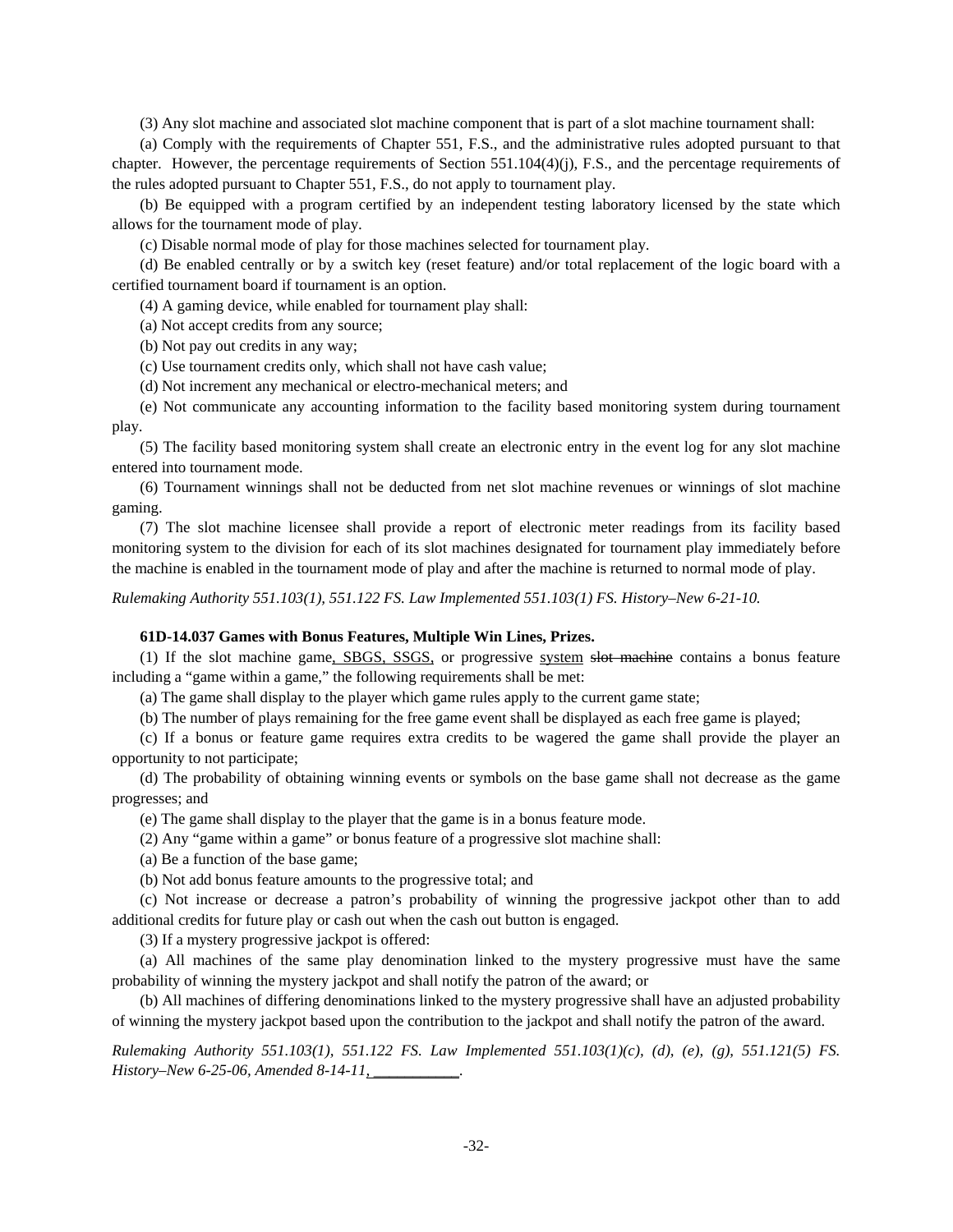(3) Any slot machine and associated slot machine component that is part of a slot machine tournament shall:

(a) Comply with the requirements of Chapter 551, F.S., and the administrative rules adopted pursuant to that chapter. However, the percentage requirements of Section 551.104(4)(j), F.S., and the percentage requirements of the rules adopted pursuant to Chapter 551, F.S., do not apply to tournament play.

(b) Be equipped with a program certified by an independent testing laboratory licensed by the state which allows for the tournament mode of play.

(c) Disable normal mode of play for those machines selected for tournament play.

(d) Be enabled centrally or by a switch key (reset feature) and/or total replacement of the logic board with a certified tournament board if tournament is an option.

(4) A gaming device, while enabled for tournament play shall:

(a) Not accept credits from any source;

(b) Not pay out credits in any way;

(c) Use tournament credits only, which shall not have cash value;

(d) Not increment any mechanical or electro-mechanical meters; and

(e) Not communicate any accounting information to the facility based monitoring system during tournament play.

(5) The facility based monitoring system shall create an electronic entry in the event log for any slot machine entered into tournament mode.

(6) Tournament winnings shall not be deducted from net slot machine revenues or winnings of slot machine gaming.

(7) The slot machine licensee shall provide a report of electronic meter readings from its facility based monitoring system to the division for each of its slot machines designated for tournament play immediately before the machine is enabled in the tournament mode of play and after the machine is returned to normal mode of play.

*Rulemaking Authority 551.103(1), 551.122 FS. Law Implemented 551.103(1) FS. History–New 6-21-10.*

**61D-14.037 Games with Bonus Features, Multiple Win Lines, Prizes.**

(1) If the slot machine game<u>, SBGS, SSGS,</u> or progressive <u>system</u> ~~slot machine~~ contains a bonus feature including a "game within a game," the following requirements shall be met:

(a) The game shall display to the player which game rules apply to the current game state;

(b) The number of plays remaining for the free game event shall be displayed as each free game is played;

(c) If a bonus or feature game requires extra credits to be wagered the game shall provide the player an opportunity to not participate;

(d) The probability of obtaining winning events or symbols on the base game shall not decrease as the game progresses; and

(e) The game shall display to the player that the game is in a bonus feature mode.

(2) Any "game within a game" or bonus feature of a progressive slot machine shall:

(a) Be a function of the base game;

(b) Not add bonus feature amounts to the progressive total; and

(c) Not increase or decrease a patron's probability of winning the progressive jackpot other than to add additional credits for future play or cash out when the cash out button is engaged.

(3) If a mystery progressive jackpot is offered:

(a) All machines of the same play denomination linked to the mystery progressive must have the same probability of winning the mystery jackpot and shall notify the patron of the award; or

(b) All machines of differing denominations linked to the mystery progressive shall have an adjusted probability of winning the mystery jackpot based upon the contribution to the jackpot and shall notify the patron of the award.

*Rulemaking Authority 551.103(1), 551.122 FS. Law Implemented 551.103(1)(c), (d), (e), (g), 551.121(5) FS. History–New 6-25-06, Amended 8-14-11<u>, ___________</u>.*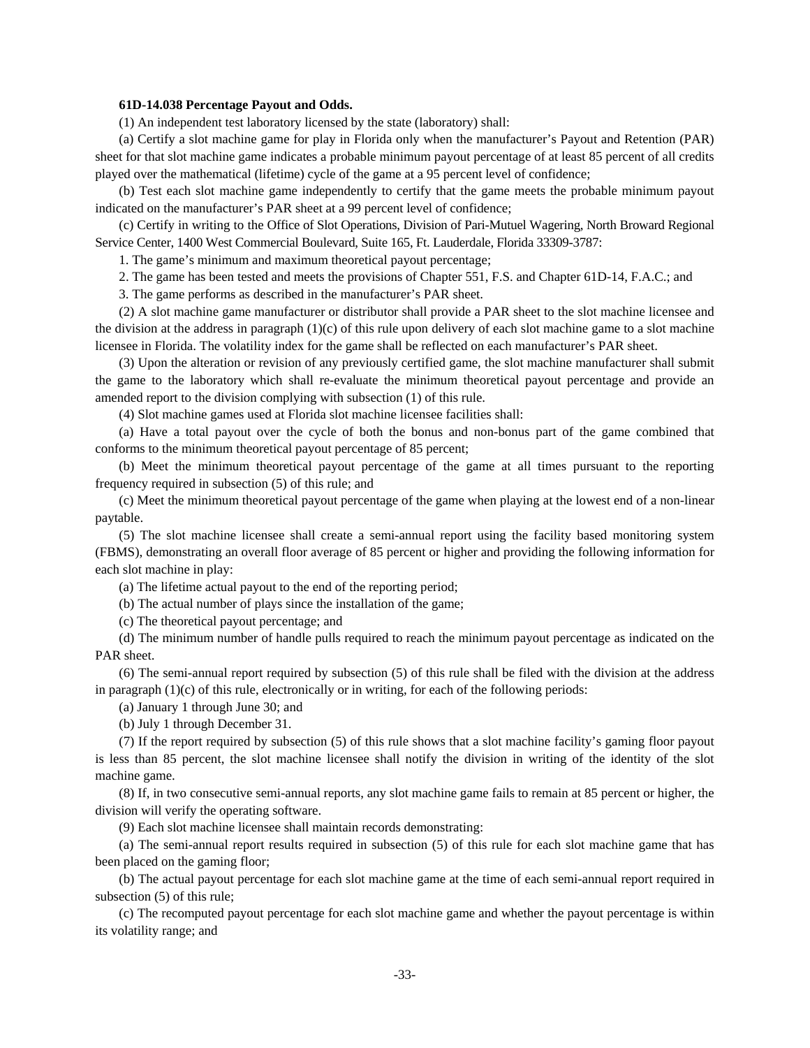**61D-14.038 Percentage Payout and Odds.**

(1) An independent test laboratory licensed by the state (laboratory) shall:

(a) Certify a slot machine game for play in Florida only when the manufacturer's Payout and Retention (PAR) sheet for that slot machine game indicates a probable minimum payout percentage of at least 85 percent of all credits played over the mathematical (lifetime) cycle of the game at a 95 percent level of confidence;

(b) Test each slot machine game independently to certify that the game meets the probable minimum payout indicated on the manufacturer's PAR sheet at a 99 percent level of confidence;

(c) Certify in writing to the Office of Slot Operations, Division of Pari-Mutuel Wagering, North Broward Regional Service Center, 1400 West Commercial Boulevard, Suite 165, Ft. Lauderdale, Florida 33309-3787:

1. The game's minimum and maximum theoretical payout percentage;

2. The game has been tested and meets the provisions of Chapter 551, F.S. and Chapter 61D-14, F.A.C.; and

3. The game performs as described in the manufacturer's PAR sheet.

(2) A slot machine game manufacturer or distributor shall provide a PAR sheet to the slot machine licensee and the division at the address in paragraph (1)(c) of this rule upon delivery of each slot machine game to a slot machine licensee in Florida. The volatility index for the game shall be reflected on each manufacturer's PAR sheet.

(3) Upon the alteration or revision of any previously certified game, the slot machine manufacturer shall submit the game to the laboratory which shall re-evaluate the minimum theoretical payout percentage and provide an amended report to the division complying with subsection (1) of this rule.

(4) Slot machine games used at Florida slot machine licensee facilities shall:

(a) Have a total payout over the cycle of both the bonus and non-bonus part of the game combined that conforms to the minimum theoretical payout percentage of 85 percent;

(b) Meet the minimum theoretical payout percentage of the game at all times pursuant to the reporting frequency required in subsection (5) of this rule; and

(c) Meet the minimum theoretical payout percentage of the game when playing at the lowest end of a non-linear paytable.

(5) The slot machine licensee shall create a semi-annual report using the facility based monitoring system (FBMS), demonstrating an overall floor average of 85 percent or higher and providing the following information for each slot machine in play:

(a) The lifetime actual payout to the end of the reporting period;

(b) The actual number of plays since the installation of the game;

(c) The theoretical payout percentage; and

(d) The minimum number of handle pulls required to reach the minimum payout percentage as indicated on the PAR sheet.

(6) The semi-annual report required by subsection (5) of this rule shall be filed with the division at the address in paragraph (1)(c) of this rule, electronically or in writing, for each of the following periods:

(a) January 1 through June 30; and

(b) July 1 through December 31.

(7) If the report required by subsection (5) of this rule shows that a slot machine facility's gaming floor payout is less than 85 percent, the slot machine licensee shall notify the division in writing of the identity of the slot machine game.

(8) If, in two consecutive semi-annual reports, any slot machine game fails to remain at 85 percent or higher, the division will verify the operating software.

(9) Each slot machine licensee shall maintain records demonstrating:

(a) The semi-annual report results required in subsection (5) of this rule for each slot machine game that has been placed on the gaming floor;

(b) The actual payout percentage for each slot machine game at the time of each semi-annual report required in subsection (5) of this rule;

(c) The recomputed payout percentage for each slot machine game and whether the payout percentage is within its volatility range; and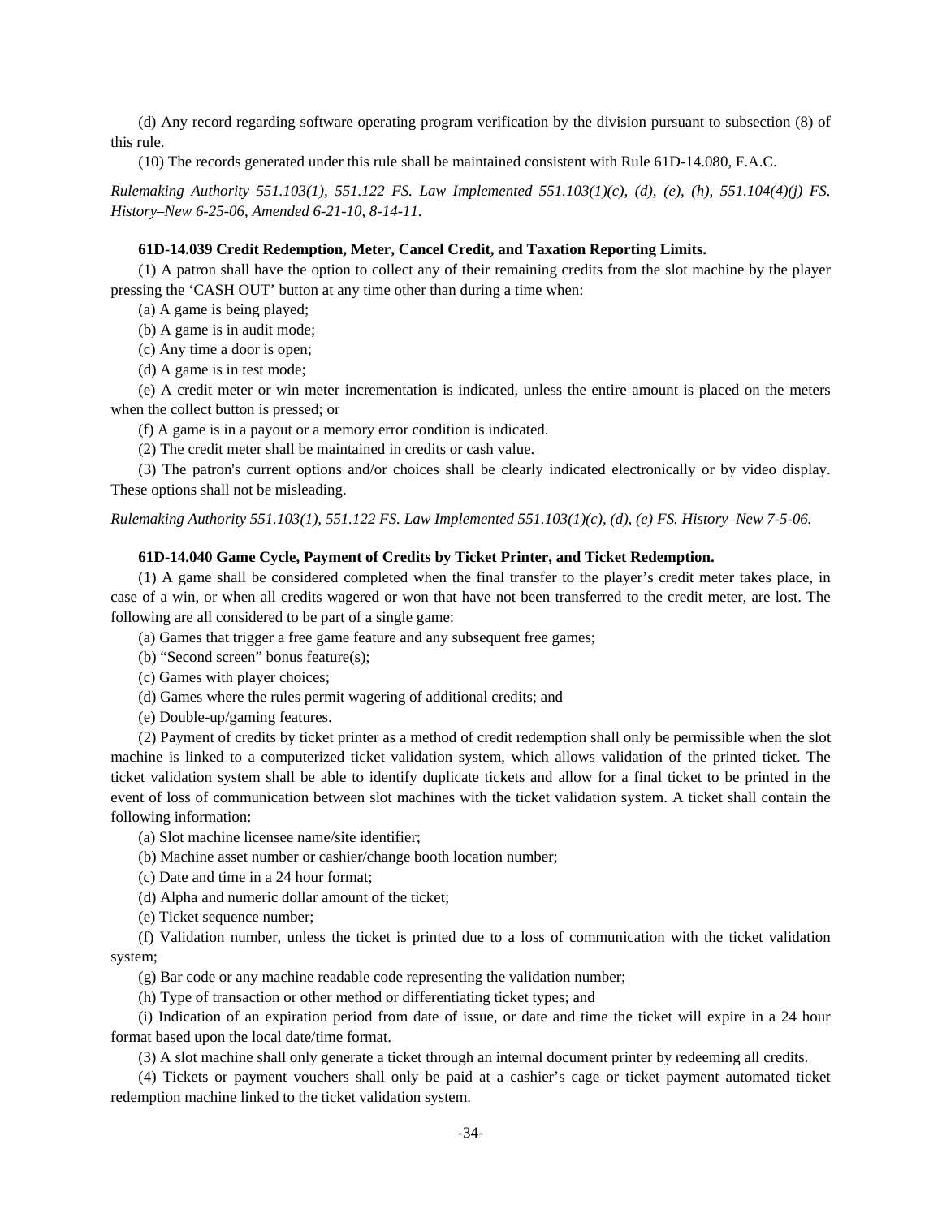(d) Any record regarding software operating program verification by the division pursuant to subsection (8) of this rule.

(10) The records generated under this rule shall be maintained consistent with Rule 61D-14.080, F.A.C.

*Rulemaking Authority 551.103(1), 551.122 FS. Law Implemented 551.103(1)(c), (d), (e), (h), 551.104(4)(j) FS. History–New 6-25-06, Amended 6-21-10, 8-14-11.*

**61D-14.039 Credit Redemption, Meter, Cancel Credit, and Taxation Reporting Limits.**

(1) A patron shall have the option to collect any of their remaining credits from the slot machine by the player pressing the 'CASH OUT' button at any time other than during a time when:

(a) A game is being played;

(b) A game is in audit mode;

(c) Any time a door is open;

(d) A game is in test mode;

(e) A credit meter or win meter incrementation is indicated, unless the entire amount is placed on the meters when the collect button is pressed; or

(f) A game is in a payout or a memory error condition is indicated.

(2) The credit meter shall be maintained in credits or cash value.

(3) The patron's current options and/or choices shall be clearly indicated electronically or by video display. These options shall not be misleading.

*Rulemaking Authority 551.103(1), 551.122 FS. Law Implemented 551.103(1)(c), (d), (e) FS. History–New 7-5-06.*

**61D-14.040 Game Cycle, Payment of Credits by Ticket Printer, and Ticket Redemption.**

(1) A game shall be considered completed when the final transfer to the player's credit meter takes place, in case of a win, or when all credits wagered or won that have not been transferred to the credit meter, are lost. The following are all considered to be part of a single game:

(a) Games that trigger a free game feature and any subsequent free games;

(b) "Second screen" bonus feature(s);

(c) Games with player choices;

(d) Games where the rules permit wagering of additional credits; and

(e) Double-up/gaming features.

(2) Payment of credits by ticket printer as a method of credit redemption shall only be permissible when the slot machine is linked to a computerized ticket validation system, which allows validation of the printed ticket. The ticket validation system shall be able to identify duplicate tickets and allow for a final ticket to be printed in the event of loss of communication between slot machines with the ticket validation system. A ticket shall contain the following information:

(a) Slot machine licensee name/site identifier;

(b) Machine asset number or cashier/change booth location number;

(c) Date and time in a 24 hour format;

(d) Alpha and numeric dollar amount of the ticket;

(e) Ticket sequence number;

(f) Validation number, unless the ticket is printed due to a loss of communication with the ticket validation system;

(g) Bar code or any machine readable code representing the validation number;

(h) Type of transaction or other method or differentiating ticket types; and

(i) Indication of an expiration period from date of issue, or date and time the ticket will expire in a 24 hour format based upon the local date/time format.

(3) A slot machine shall only generate a ticket through an internal document printer by redeeming all credits.

(4) Tickets or payment vouchers shall only be paid at a cashier's cage or ticket payment automated ticket redemption machine linked to the ticket validation system.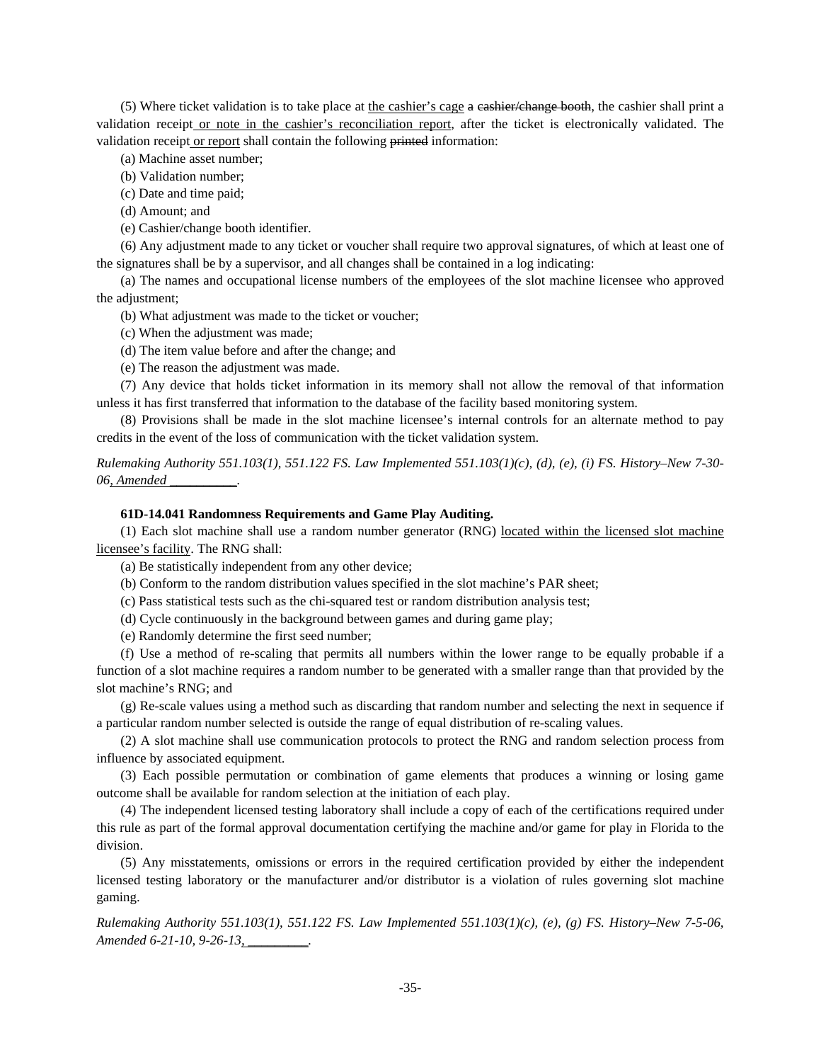(5) Where ticket validation is to take place at <u>the cashier's cage</u> ~~a cashier/change booth~~, the cashier shall print a validation receipt<u> or note in the cashier's reconciliation report</u>, after the ticket is electronically validated. The validation receipt<u> or report</u> shall contain the following ~~printed~~ information:

(a) Machine asset number;

(b) Validation number;

(c) Date and time paid;

(d) Amount; and

(e) Cashier/change booth identifier.

(6) Any adjustment made to any ticket or voucher shall require two approval signatures, of which at least one of the signatures shall be by a supervisor, and all changes shall be contained in a log indicating:

(a) The names and occupational license numbers of the employees of the slot machine licensee who approved the adjustment;

(b) What adjustment was made to the ticket or voucher;

(c) When the adjustment was made;

(d) The item value before and after the change; and

(e) The reason the adjustment was made.

(7) Any device that holds ticket information in its memory shall not allow the removal of that information unless it has first transferred that information to the database of the facility based monitoring system.

(8) Provisions shall be made in the slot machine licensee's internal controls for an alternate method to pay credits in the event of the loss of communication with the ticket validation system.

*Rulemaking Authority 551.103(1), 551.122 FS. Law Implemented 551.103(1)(c), (d), (e), (i) FS. History–New 7-30-06<u>, Amended __________</u>.*

**61D-14.041 Randomness Requirements and Game Play Auditing.**

(1) Each slot machine shall use a random number generator (RNG) <u>located within the licensed slot machine licensee's facility</u>. The RNG shall:

(a) Be statistically independent from any other device;

(b) Conform to the random distribution values specified in the slot machine's PAR sheet;

(c) Pass statistical tests such as the chi-squared test or random distribution analysis test;

(d) Cycle continuously in the background between games and during game play;

(e) Randomly determine the first seed number;

(f) Use a method of re-scaling that permits all numbers within the lower range to be equally probable if a function of a slot machine requires a random number to be generated with a smaller range than that provided by the slot machine's RNG; and

(g) Re-scale values using a method such as discarding that random number and selecting the next in sequence if a particular random number selected is outside the range of equal distribution of re-scaling values.

(2) A slot machine shall use communication protocols to protect the RNG and random selection process from influence by associated equipment.

(3) Each possible permutation or combination of game elements that produces a winning or losing game outcome shall be available for random selection at the initiation of each play.

(4) The independent licensed testing laboratory shall include a copy of each of the certifications required under this rule as part of the formal approval documentation certifying the machine and/or game for play in Florida to the division.

(5) Any misstatements, omissions or errors in the required certification provided by either the independent licensed testing laboratory or the manufacturer and/or distributor is a violation of rules governing slot machine gaming.

*Rulemaking Authority 551.103(1), 551.122 FS. Law Implemented 551.103(1)(c), (e), (g) FS. History–New 7-5-06, Amended 6-21-10, 9-26-13<u>, _________</u>.*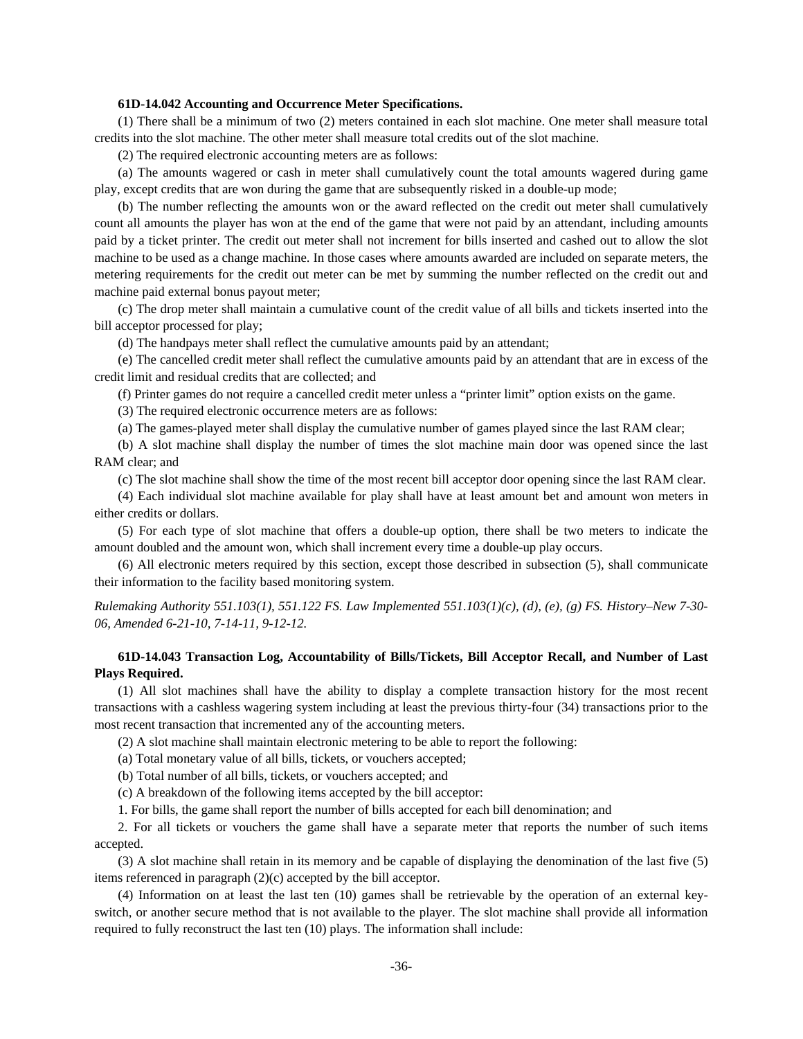**61D-14.042 Accounting and Occurrence Meter Specifications.**

(1) There shall be a minimum of two (2) meters contained in each slot machine. One meter shall measure total credits into the slot machine. The other meter shall measure total credits out of the slot machine.

(2) The required electronic accounting meters are as follows:

(a) The amounts wagered or cash in meter shall cumulatively count the total amounts wagered during game play, except credits that are won during the game that are subsequently risked in a double-up mode;

(b) The number reflecting the amounts won or the award reflected on the credit out meter shall cumulatively count all amounts the player has won at the end of the game that were not paid by an attendant, including amounts paid by a ticket printer. The credit out meter shall not increment for bills inserted and cashed out to allow the slot machine to be used as a change machine. In those cases where amounts awarded are included on separate meters, the metering requirements for the credit out meter can be met by summing the number reflected on the credit out and machine paid external bonus payout meter;

(c) The drop meter shall maintain a cumulative count of the credit value of all bills and tickets inserted into the bill acceptor processed for play;

(d) The handpays meter shall reflect the cumulative amounts paid by an attendant;

(e) The cancelled credit meter shall reflect the cumulative amounts paid by an attendant that are in excess of the credit limit and residual credits that are collected; and

(f) Printer games do not require a cancelled credit meter unless a "printer limit" option exists on the game.

(3) The required electronic occurrence meters are as follows:

(a) The games-played meter shall display the cumulative number of games played since the last RAM clear;

(b) A slot machine shall display the number of times the slot machine main door was opened since the last RAM clear; and

(c) The slot machine shall show the time of the most recent bill acceptor door opening since the last RAM clear.

(4) Each individual slot machine available for play shall have at least amount bet and amount won meters in either credits or dollars.

(5) For each type of slot machine that offers a double-up option, there shall be two meters to indicate the amount doubled and the amount won, which shall increment every time a double-up play occurs.

(6) All electronic meters required by this section, except those described in subsection (5), shall communicate their information to the facility based monitoring system.

*Rulemaking Authority 551.103(1), 551.122 FS. Law Implemented 551.103(1)(c), (d), (e), (g) FS. History–New 7-30-06, Amended 6-21-10, 7-14-11, 9-12-12.*

**61D-14.043 Transaction Log, Accountability of Bills/Tickets, Bill Acceptor Recall, and Number of Last Plays Required.**

(1) All slot machines shall have the ability to display a complete transaction history for the most recent transactions with a cashless wagering system including at least the previous thirty-four (34) transactions prior to the most recent transaction that incremented any of the accounting meters.

(2) A slot machine shall maintain electronic metering to be able to report the following:

(a) Total monetary value of all bills, tickets, or vouchers accepted;

(b) Total number of all bills, tickets, or vouchers accepted; and

(c) A breakdown of the following items accepted by the bill acceptor:

1. For bills, the game shall report the number of bills accepted for each bill denomination; and

2. For all tickets or vouchers the game shall have a separate meter that reports the number of such items accepted.

(3) A slot machine shall retain in its memory and be capable of displaying the denomination of the last five (5) items referenced in paragraph (2)(c) accepted by the bill acceptor.

(4) Information on at least the last ten (10) games shall be retrievable by the operation of an external key-switch, or another secure method that is not available to the player. The slot machine shall provide all information required to fully reconstruct the last ten (10) plays. The information shall include: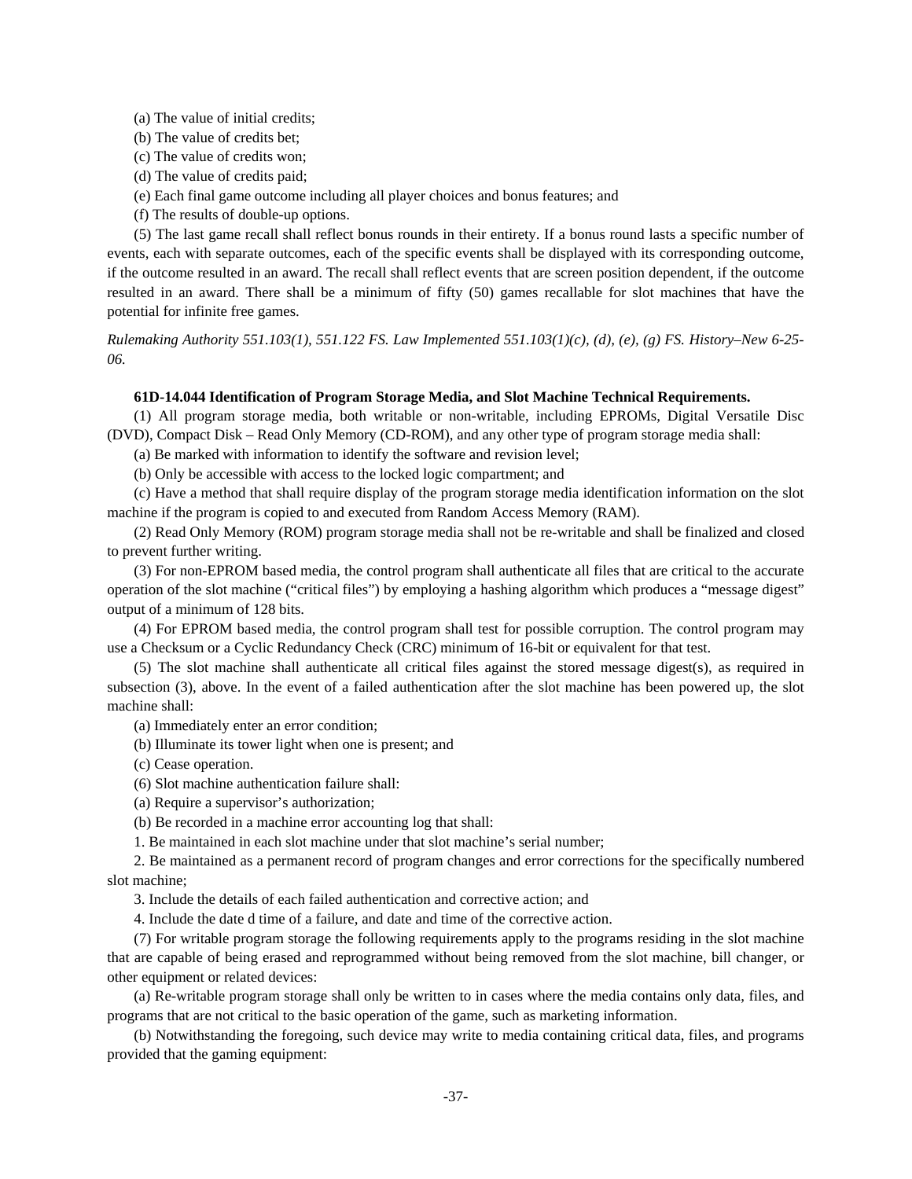(a) The value of initial credits;

(b) The value of credits bet;

(c) The value of credits won;

(d) The value of credits paid;

(e) Each final game outcome including all player choices and bonus features; and

(f) The results of double-up options.

(5) The last game recall shall reflect bonus rounds in their entirety. If a bonus round lasts a specific number of events, each with separate outcomes, each of the specific events shall be displayed with its corresponding outcome, if the outcome resulted in an award. The recall shall reflect events that are screen position dependent, if the outcome resulted in an award. There shall be a minimum of fifty (50) games recallable for slot machines that have the potential for infinite free games.

*Rulemaking Authority 551.103(1), 551.122 FS. Law Implemented 551.103(1)(c), (d), (e), (g) FS. History–New 6-25-06.*

**61D-14.044 Identification of Program Storage Media, and Slot Machine Technical Requirements.**

(1) All program storage media, both writable or non-writable, including EPROMs, Digital Versatile Disc (DVD), Compact Disk – Read Only Memory (CD-ROM), and any other type of program storage media shall:

(a) Be marked with information to identify the software and revision level;

(b) Only be accessible with access to the locked logic compartment; and

(c) Have a method that shall require display of the program storage media identification information on the slot machine if the program is copied to and executed from Random Access Memory (RAM).

(2) Read Only Memory (ROM) program storage media shall not be re-writable and shall be finalized and closed to prevent further writing.

(3) For non-EPROM based media, the control program shall authenticate all files that are critical to the accurate operation of the slot machine ("critical files") by employing a hashing algorithm which produces a "message digest" output of a minimum of 128 bits.

(4) For EPROM based media, the control program shall test for possible corruption. The control program may use a Checksum or a Cyclic Redundancy Check (CRC) minimum of 16-bit or equivalent for that test.

(5) The slot machine shall authenticate all critical files against the stored message digest(s), as required in subsection (3), above. In the event of a failed authentication after the slot machine has been powered up, the slot machine shall:

(a) Immediately enter an error condition;

(b) Illuminate its tower light when one is present; and

(c) Cease operation.

(6) Slot machine authentication failure shall:

(a) Require a supervisor's authorization;

(b) Be recorded in a machine error accounting log that shall:

1. Be maintained in each slot machine under that slot machine's serial number;

2. Be maintained as a permanent record of program changes and error corrections for the specifically numbered slot machine;

3. Include the details of each failed authentication and corrective action; and

4. Include the date d time of a failure, and date and time of the corrective action.

(7) For writable program storage the following requirements apply to the programs residing in the slot machine that are capable of being erased and reprogrammed without being removed from the slot machine, bill changer, or other equipment or related devices:

(a) Re-writable program storage shall only be written to in cases where the media contains only data, files, and programs that are not critical to the basic operation of the game, such as marketing information.

(b) Notwithstanding the foregoing, such device may write to media containing critical data, files, and programs provided that the gaming equipment: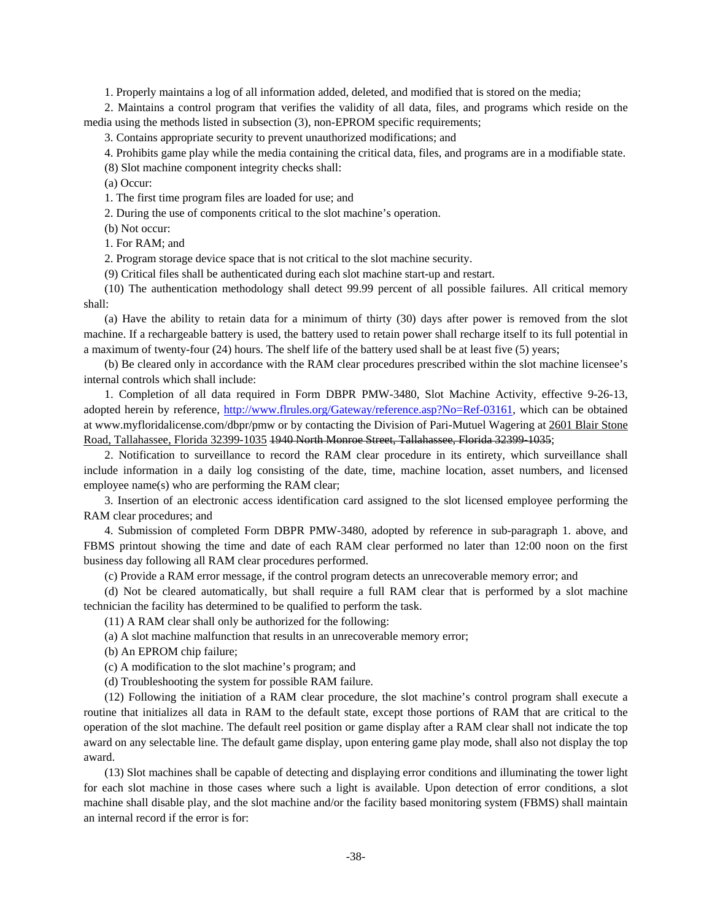1. Properly maintains a log of all information added, deleted, and modified that is stored on the media;

2. Maintains a control program that verifies the validity of all data, files, and programs which reside on the media using the methods listed in subsection (3), non-EPROM specific requirements;

3. Contains appropriate security to prevent unauthorized modifications; and

4. Prohibits game play while the media containing the critical data, files, and programs are in a modifiable state.

(8) Slot machine component integrity checks shall:

(a) Occur:

1. The first time program files are loaded for use; and

2. During the use of components critical to the slot machine's operation.

(b) Not occur:

1. For RAM; and

2. Program storage device space that is not critical to the slot machine security.

(9) Critical files shall be authenticated during each slot machine start-up and restart.

(10) The authentication methodology shall detect 99.99 percent of all possible failures. All critical memory shall:

(a) Have the ability to retain data for a minimum of thirty (30) days after power is removed from the slot machine. If a rechargeable battery is used, the battery used to retain power shall recharge itself to its full potential in a maximum of twenty-four (24) hours. The shelf life of the battery used shall be at least five (5) years;

(b) Be cleared only in accordance with the RAM clear procedures prescribed within the slot machine licensee's internal controls which shall include:

1. Completion of all data required in Form DBPR PMW-3480, Slot Machine Activity, effective 9-26-13, adopted herein by reference, http://www.flrules.org/Gateway/reference.asp?No=Ref-03161, which can be obtained at www.myfloridalicense.com/dbpr/pmw or by contacting the Division of Pari-Mutuel Wagering at 2601 Blair Stone Road, Tallahassee, Florida 32399-1035 ~~1940 North Monroe Street, Tallahassee, Florida 32399-1035~~;

2. Notification to surveillance to record the RAM clear procedure in its entirety, which surveillance shall include information in a daily log consisting of the date, time, machine location, asset numbers, and licensed employee name(s) who are performing the RAM clear;

3. Insertion of an electronic access identification card assigned to the slot licensed employee performing the RAM clear procedures; and

4. Submission of completed Form DBPR PMW-3480, adopted by reference in sub-paragraph 1. above, and FBMS printout showing the time and date of each RAM clear performed no later than 12:00 noon on the first business day following all RAM clear procedures performed.

(c) Provide a RAM error message, if the control program detects an unrecoverable memory error; and

(d) Not be cleared automatically, but shall require a full RAM clear that is performed by a slot machine technician the facility has determined to be qualified to perform the task.

(11) A RAM clear shall only be authorized for the following:

(a) A slot machine malfunction that results in an unrecoverable memory error;

(b) An EPROM chip failure;

(c) A modification to the slot machine's program; and

(d) Troubleshooting the system for possible RAM failure.

(12) Following the initiation of a RAM clear procedure, the slot machine's control program shall execute a routine that initializes all data in RAM to the default state, except those portions of RAM that are critical to the operation of the slot machine. The default reel position or game display after a RAM clear shall not indicate the top award on any selectable line. The default game display, upon entering game play mode, shall also not display the top award.

(13) Slot machines shall be capable of detecting and displaying error conditions and illuminating the tower light for each slot machine in those cases where such a light is available. Upon detection of error conditions, a slot machine shall disable play, and the slot machine and/or the facility based monitoring system (FBMS) shall maintain an internal record if the error is for: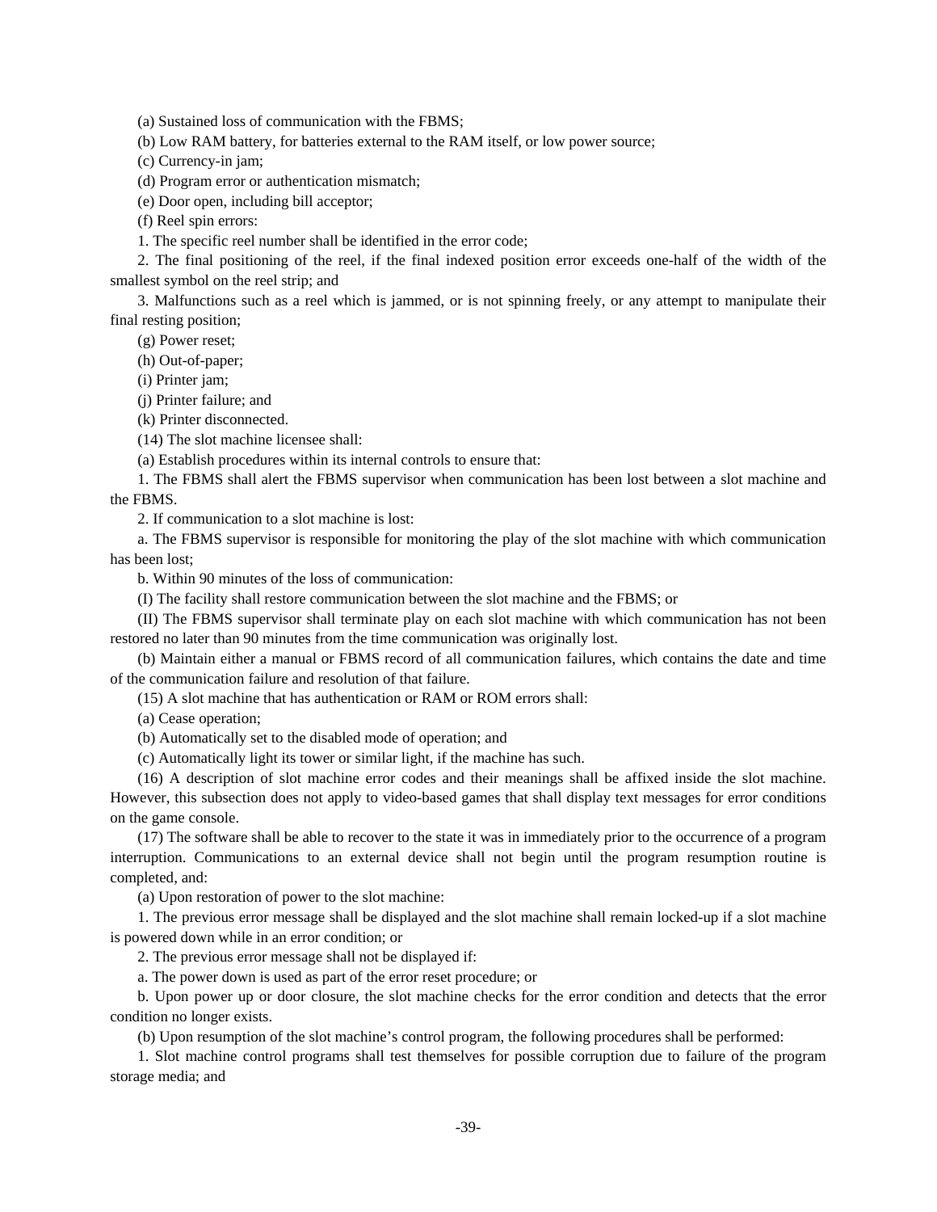(a) Sustained loss of communication with the FBMS;

(b) Low RAM battery, for batteries external to the RAM itself, or low power source;

(c) Currency-in jam;

(d) Program error or authentication mismatch;

(e) Door open, including bill acceptor;

(f) Reel spin errors:

1. The specific reel number shall be identified in the error code;

2. The final positioning of the reel, if the final indexed position error exceeds one-half of the width of the smallest symbol on the reel strip; and

3. Malfunctions such as a reel which is jammed, or is not spinning freely, or any attempt to manipulate their final resting position;

(g) Power reset;

(h) Out-of-paper;

(i) Printer jam;

(j) Printer failure; and

(k) Printer disconnected.

(14) The slot machine licensee shall:

(a) Establish procedures within its internal controls to ensure that:

1. The FBMS shall alert the FBMS supervisor when communication has been lost between a slot machine and the FBMS.

2. If communication to a slot machine is lost:

a. The FBMS supervisor is responsible for monitoring the play of the slot machine with which communication has been lost;

b. Within 90 minutes of the loss of communication:

(I) The facility shall restore communication between the slot machine and the FBMS; or

(II) The FBMS supervisor shall terminate play on each slot machine with which communication has not been restored no later than 90 minutes from the time communication was originally lost.

(b) Maintain either a manual or FBMS record of all communication failures, which contains the date and time of the communication failure and resolution of that failure.

(15) A slot machine that has authentication or RAM or ROM errors shall:

(a) Cease operation;

(b) Automatically set to the disabled mode of operation; and

(c) Automatically light its tower or similar light, if the machine has such.

(16) A description of slot machine error codes and their meanings shall be affixed inside the slot machine. However, this subsection does not apply to video-based games that shall display text messages for error conditions on the game console.

(17) The software shall be able to recover to the state it was in immediately prior to the occurrence of a program interruption. Communications to an external device shall not begin until the program resumption routine is completed, and:

(a) Upon restoration of power to the slot machine:

1. The previous error message shall be displayed and the slot machine shall remain locked-up if a slot machine is powered down while in an error condition; or

2. The previous error message shall not be displayed if:

a. The power down is used as part of the error reset procedure; or

b. Upon power up or door closure, the slot machine checks for the error condition and detects that the error condition no longer exists.

(b) Upon resumption of the slot machine's control program, the following procedures shall be performed:

1. Slot machine control programs shall test themselves for possible corruption due to failure of the program storage media; and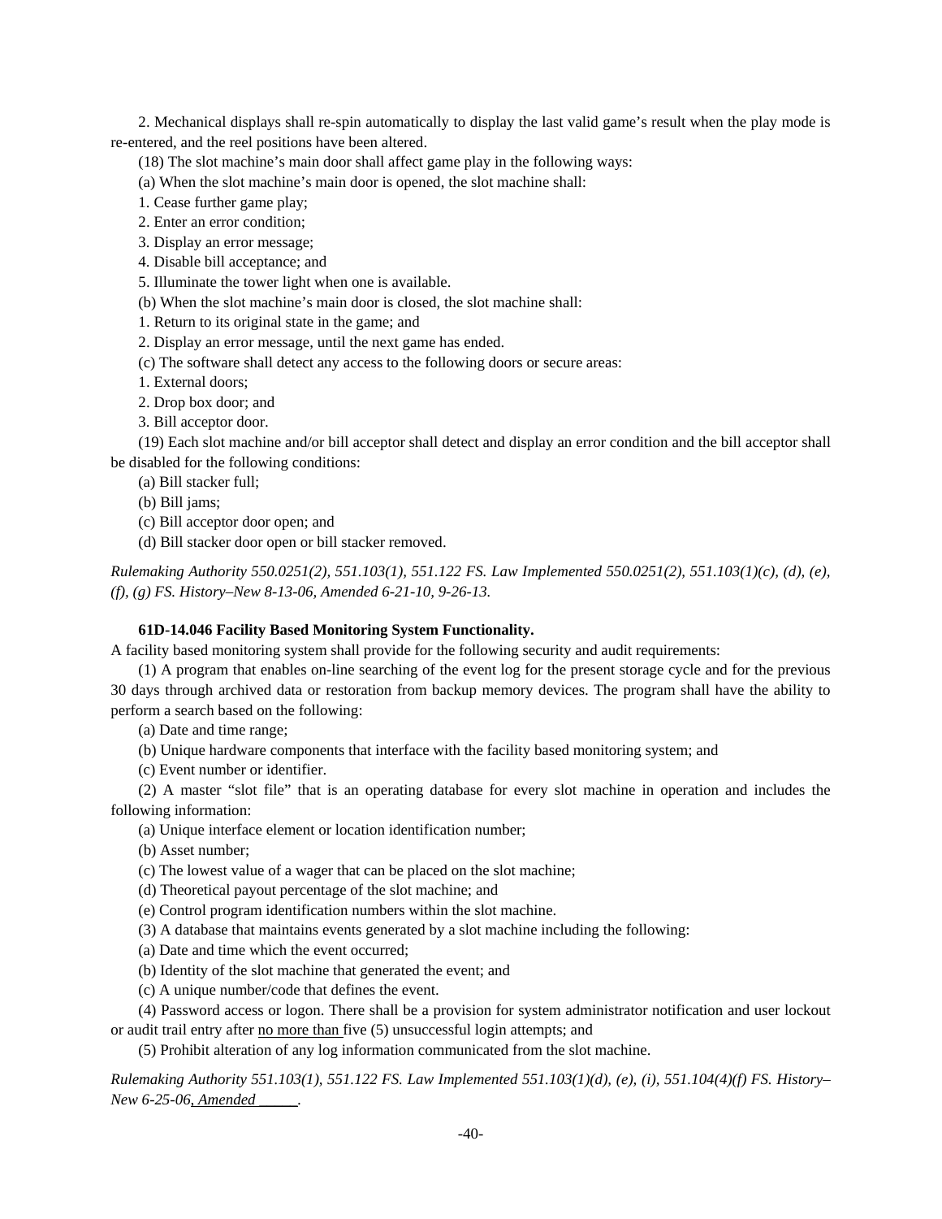2. Mechanical displays shall re-spin automatically to display the last valid game's result when the play mode is re-entered, and the reel positions have been altered.

(18) The slot machine's main door shall affect game play in the following ways:

(a) When the slot machine's main door is opened, the slot machine shall:

1. Cease further game play;

2. Enter an error condition;

3. Display an error message;

4. Disable bill acceptance; and

5. Illuminate the tower light when one is available.

(b) When the slot machine's main door is closed, the slot machine shall:

1. Return to its original state in the game; and

2. Display an error message, until the next game has ended.

(c) The software shall detect any access to the following doors or secure areas:

1. External doors;

2. Drop box door; and

3. Bill acceptor door.

(19) Each slot machine and/or bill acceptor shall detect and display an error condition and the bill acceptor shall be disabled for the following conditions:

(a) Bill stacker full;

(b) Bill jams;

(c) Bill acceptor door open; and

(d) Bill stacker door open or bill stacker removed.

*Rulemaking Authority 550.0251(2), 551.103(1), 551.122 FS. Law Implemented 550.0251(2), 551.103(1)(c), (d), (e), (f), (g) FS. History–New 8-13-06, Amended 6-21-10, 9-26-13.*

**61D-14.046 Facility Based Monitoring System Functionality.**

A facility based monitoring system shall provide for the following security and audit requirements:

(1) A program that enables on-line searching of the event log for the present storage cycle and for the previous 30 days through archived data or restoration from backup memory devices. The program shall have the ability to perform a search based on the following:

(a) Date and time range;

(b) Unique hardware components that interface with the facility based monitoring system; and

(c) Event number or identifier.

(2) A master "slot file" that is an operating database for every slot machine in operation and includes the following information:

(a) Unique interface element or location identification number;

(b) Asset number;

(c) The lowest value of a wager that can be placed on the slot machine;

(d) Theoretical payout percentage of the slot machine; and

(e) Control program identification numbers within the slot machine.

(3) A database that maintains events generated by a slot machine including the following:

(a) Date and time which the event occurred;

(b) Identity of the slot machine that generated the event; and

(c) A unique number/code that defines the event.

(4) Password access or logon. There shall be a provision for system administrator notification and user lockout or audit trail entry after <u>no more than</u> five (5) unsuccessful login attempts; and

(5) Prohibit alteration of any log information communicated from the slot machine.

*Rulemaking Authority 551.103(1), 551.122 FS. Law Implemented 551.103(1)(d), (e), (i), 551.104(4)(f) FS. History–New 6-25-06<u>, Amended _____</u>.*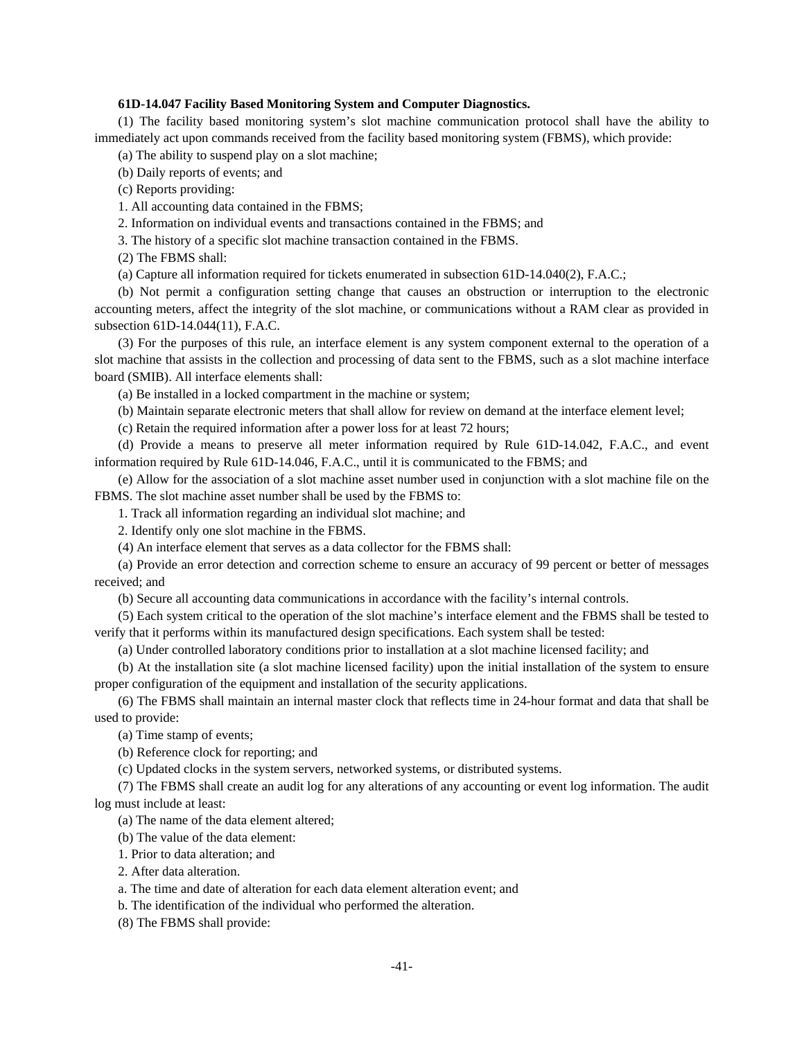**61D-14.047 Facility Based Monitoring System and Computer Diagnostics.**

(1) The facility based monitoring system's slot machine communication protocol shall have the ability to immediately act upon commands received from the facility based monitoring system (FBMS), which provide:

(a) The ability to suspend play on a slot machine;

(b) Daily reports of events; and

(c) Reports providing:

1. All accounting data contained in the FBMS;

2. Information on individual events and transactions contained in the FBMS; and

3. The history of a specific slot machine transaction contained in the FBMS.

(2) The FBMS shall:

(a) Capture all information required for tickets enumerated in subsection 61D-14.040(2), F.A.C.;

(b) Not permit a configuration setting change that causes an obstruction or interruption to the electronic accounting meters, affect the integrity of the slot machine, or communications without a RAM clear as provided in subsection 61D-14.044(11), F.A.C.

(3) For the purposes of this rule, an interface element is any system component external to the operation of a slot machine that assists in the collection and processing of data sent to the FBMS, such as a slot machine interface board (SMIB). All interface elements shall:

(a) Be installed in a locked compartment in the machine or system;

(b) Maintain separate electronic meters that shall allow for review on demand at the interface element level;

(c) Retain the required information after a power loss for at least 72 hours;

(d) Provide a means to preserve all meter information required by Rule 61D-14.042, F.A.C., and event information required by Rule 61D-14.046, F.A.C., until it is communicated to the FBMS; and

(e) Allow for the association of a slot machine asset number used in conjunction with a slot machine file on the FBMS. The slot machine asset number shall be used by the FBMS to:

1. Track all information regarding an individual slot machine; and

2. Identify only one slot machine in the FBMS.

(4) An interface element that serves as a data collector for the FBMS shall:

(a) Provide an error detection and correction scheme to ensure an accuracy of 99 percent or better of messages received; and

(b) Secure all accounting data communications in accordance with the facility's internal controls.

(5) Each system critical to the operation of the slot machine's interface element and the FBMS shall be tested to verify that it performs within its manufactured design specifications. Each system shall be tested:

(a) Under controlled laboratory conditions prior to installation at a slot machine licensed facility; and

(b) At the installation site (a slot machine licensed facility) upon the initial installation of the system to ensure proper configuration of the equipment and installation of the security applications.

(6) The FBMS shall maintain an internal master clock that reflects time in 24-hour format and data that shall be used to provide:

(a) Time stamp of events;

(b) Reference clock for reporting; and

(c) Updated clocks in the system servers, networked systems, or distributed systems.

(7) The FBMS shall create an audit log for any alterations of any accounting or event log information. The audit log must include at least:

(a) The name of the data element altered;

(b) The value of the data element:

1. Prior to data alteration; and

2. After data alteration.

a. The time and date of alteration for each data element alteration event; and

b. The identification of the individual who performed the alteration.

(8) The FBMS shall provide: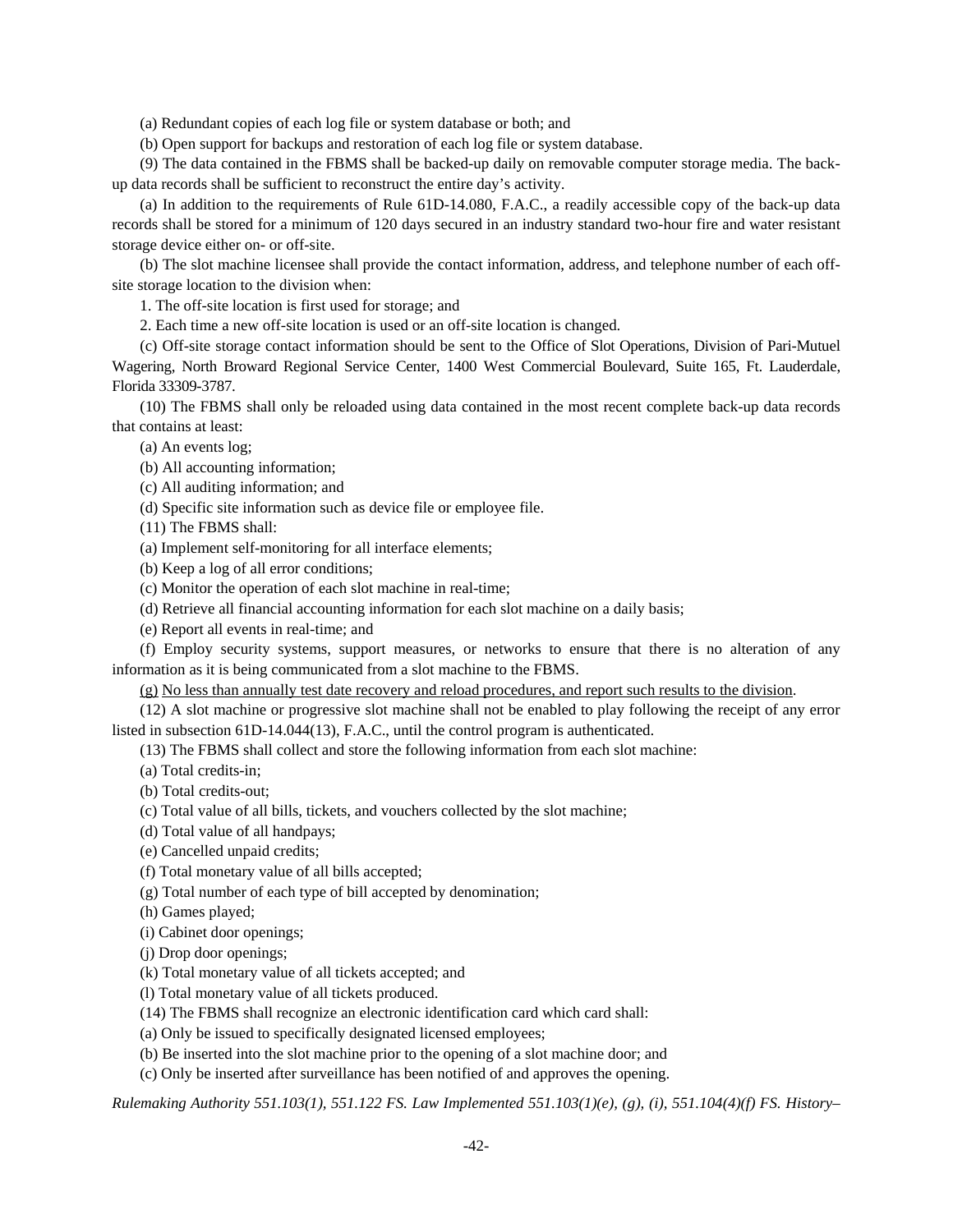(a) Redundant copies of each log file or system database or both; and

(b) Open support for backups and restoration of each log file or system database.

(9) The data contained in the FBMS shall be backed-up daily on removable computer storage media. The back-up data records shall be sufficient to reconstruct the entire day's activity.

(a) In addition to the requirements of Rule 61D-14.080, F.A.C., a readily accessible copy of the back-up data records shall be stored for a minimum of 120 days secured in an industry standard two-hour fire and water resistant storage device either on- or off-site.

(b) The slot machine licensee shall provide the contact information, address, and telephone number of each off-site storage location to the division when:

1. The off-site location is first used for storage; and

2. Each time a new off-site location is used or an off-site location is changed.

(c) Off-site storage contact information should be sent to the Office of Slot Operations, Division of Pari-Mutuel Wagering, North Broward Regional Service Center, 1400 West Commercial Boulevard, Suite 165, Ft. Lauderdale, Florida 33309-3787.

(10) The FBMS shall only be reloaded using data contained in the most recent complete back-up data records that contains at least:

(a) An events log;

(b) All accounting information;

(c) All auditing information; and

(d) Specific site information such as device file or employee file.

(11) The FBMS shall:

(a) Implement self-monitoring for all interface elements;

(b) Keep a log of all error conditions;

(c) Monitor the operation of each slot machine in real-time;

(d) Retrieve all financial accounting information for each slot machine on a daily basis;

(e) Report all events in real-time; and

(f) Employ security systems, support measures, or networks to ensure that there is no alteration of any information as it is being communicated from a slot machine to the FBMS.

<u>(g) No less than annually test date recovery and reload procedures, and report such results to the division</u>.

(12) A slot machine or progressive slot machine shall not be enabled to play following the receipt of any error listed in subsection 61D-14.044(13), F.A.C., until the control program is authenticated.

(13) The FBMS shall collect and store the following information from each slot machine:

(a) Total credits-in;

(b) Total credits-out;

(c) Total value of all bills, tickets, and vouchers collected by the slot machine;

(d) Total value of all handpays;

(e) Cancelled unpaid credits;

(f) Total monetary value of all bills accepted;

(g) Total number of each type of bill accepted by denomination;

(h) Games played;

(i) Cabinet door openings;

(j) Drop door openings;

(k) Total monetary value of all tickets accepted; and

(l) Total monetary value of all tickets produced.

(14) The FBMS shall recognize an electronic identification card which card shall:

(a) Only be issued to specifically designated licensed employees;

(b) Be inserted into the slot machine prior to the opening of a slot machine door; and

(c) Only be inserted after surveillance has been notified of and approves the opening.

*Rulemaking Authority 551.103(1), 551.122 FS. Law Implemented 551.103(1)(e), (g), (i), 551.104(4)(f) FS. History–*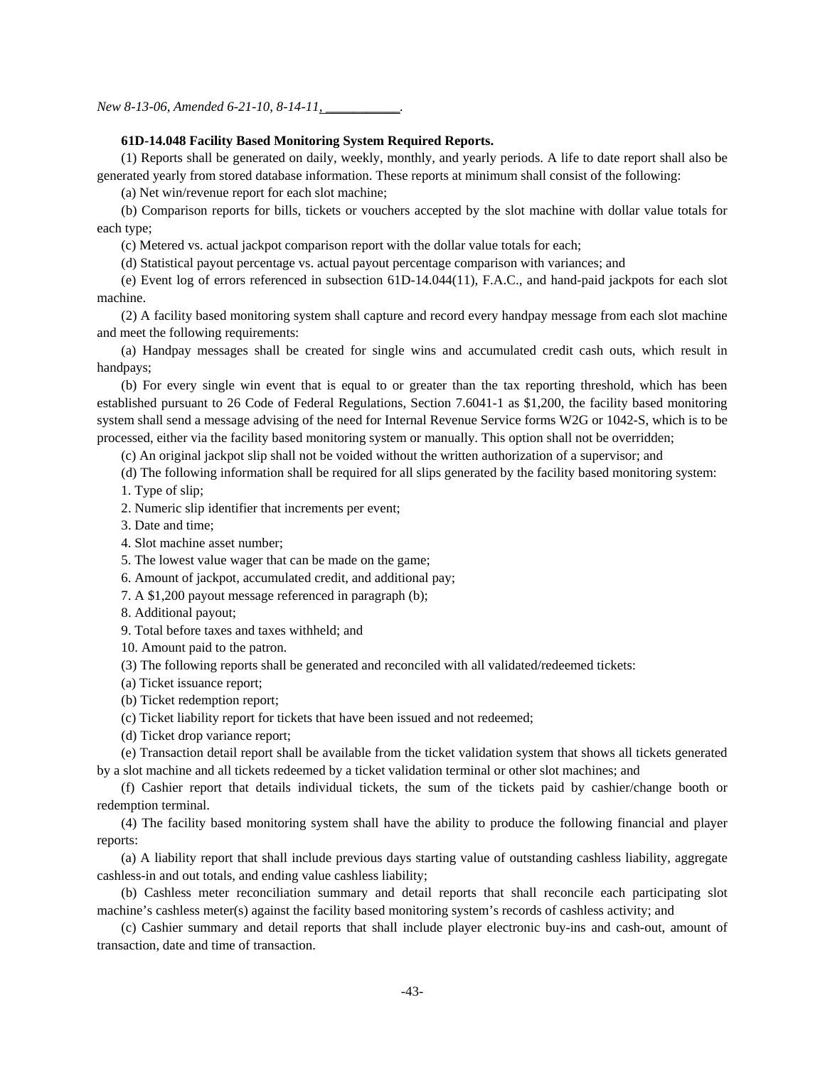*New 8-13-06, Amended 6-21-10, 8-14-11, ___________.*

**61D-14.048 Facility Based Monitoring System Required Reports.**

(1) Reports shall be generated on daily, weekly, monthly, and yearly periods. A life to date report shall also be generated yearly from stored database information. These reports at minimum shall consist of the following:

(a) Net win/revenue report for each slot machine;

(b) Comparison reports for bills, tickets or vouchers accepted by the slot machine with dollar value totals for each type;

(c) Metered vs. actual jackpot comparison report with the dollar value totals for each;

(d) Statistical payout percentage vs. actual payout percentage comparison with variances; and

(e) Event log of errors referenced in subsection 61D-14.044(11), F.A.C., and hand-paid jackpots for each slot machine.

(2) A facility based monitoring system shall capture and record every handpay message from each slot machine and meet the following requirements:

(a) Handpay messages shall be created for single wins and accumulated credit cash outs, which result in handpays;

(b) For every single win event that is equal to or greater than the tax reporting threshold, which has been established pursuant to 26 Code of Federal Regulations, Section 7.6041-1 as $1,200, the facility based monitoring system shall send a message advising of the need for Internal Revenue Service forms W2G or 1042-S, which is to be processed, either via the facility based monitoring system or manually. This option shall not be overridden;

(c) An original jackpot slip shall not be voided without the written authorization of a supervisor; and

(d) The following information shall be required for all slips generated by the facility based monitoring system:

1. Type of slip;

2. Numeric slip identifier that increments per event;

3. Date and time;

4. Slot machine asset number;

5. The lowest value wager that can be made on the game;

6. Amount of jackpot, accumulated credit, and additional pay;

7. A $1,200 payout message referenced in paragraph (b);

8. Additional payout;

9. Total before taxes and taxes withheld; and

10. Amount paid to the patron.

(3) The following reports shall be generated and reconciled with all validated/redeemed tickets:

(a) Ticket issuance report;

(b) Ticket redemption report;

(c) Ticket liability report for tickets that have been issued and not redeemed;

(d) Ticket drop variance report;

(e) Transaction detail report shall be available from the ticket validation system that shows all tickets generated by a slot machine and all tickets redeemed by a ticket validation terminal or other slot machines; and

(f) Cashier report that details individual tickets, the sum of the tickets paid by cashier/change booth or redemption terminal.

(4) The facility based monitoring system shall have the ability to produce the following financial and player reports:

(a) A liability report that shall include previous days starting value of outstanding cashless liability, aggregate cashless-in and out totals, and ending value cashless liability;

(b) Cashless meter reconciliation summary and detail reports that shall reconcile each participating slot machine's cashless meter(s) against the facility based monitoring system's records of cashless activity; and

(c) Cashier summary and detail reports that shall include player electronic buy-ins and cash-out, amount of transaction, date and time of transaction.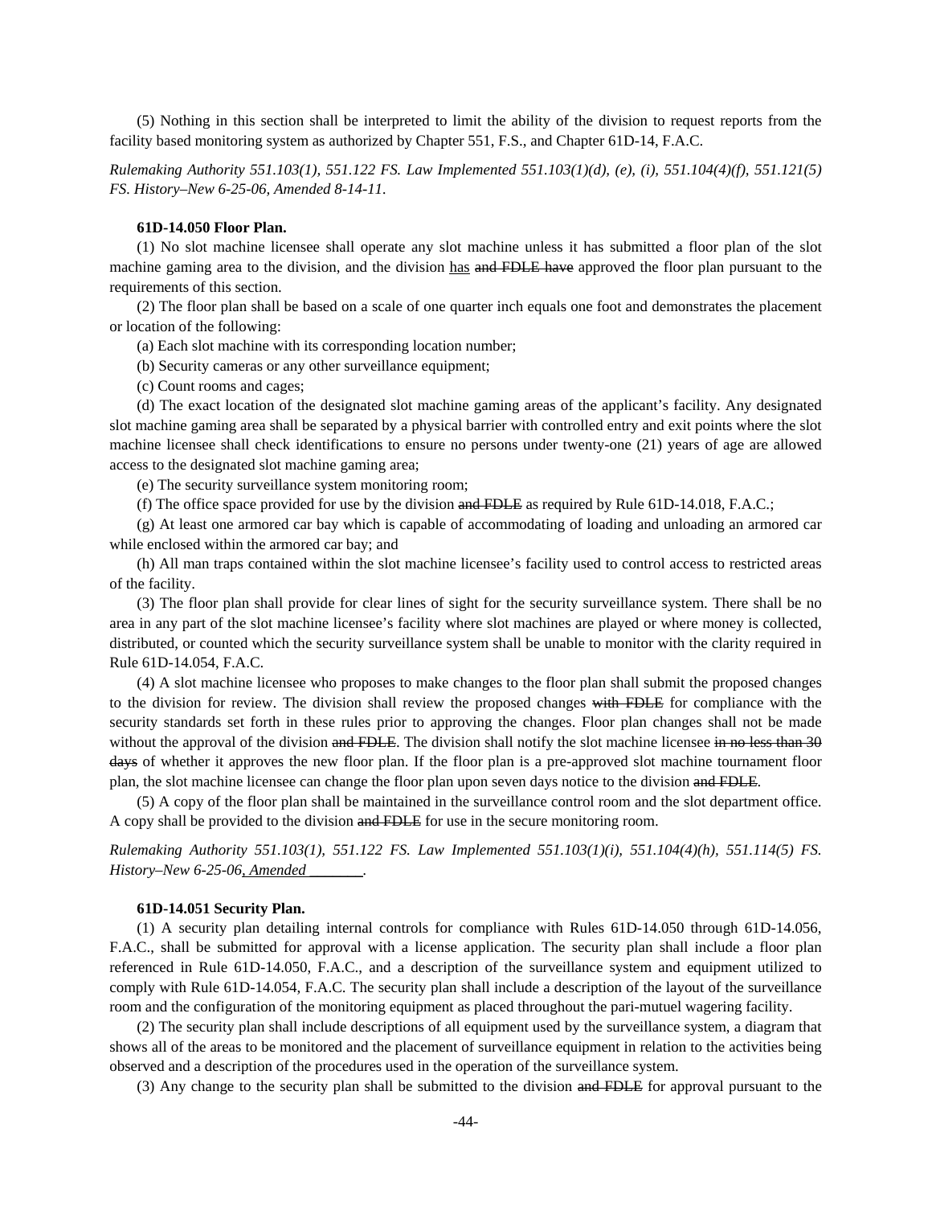(5) Nothing in this section shall be interpreted to limit the ability of the division to request reports from the facility based monitoring system as authorized by Chapter 551, F.S., and Chapter 61D-14, F.A.C.

*Rulemaking Authority 551.103(1), 551.122 FS. Law Implemented 551.103(1)(d), (e), (i), 551.104(4)(f), 551.121(5) FS. History–New 6-25-06, Amended 8-14-11.*

**61D-14.050 Floor Plan.**

(1) No slot machine licensee shall operate any slot machine unless it has submitted a floor plan of the slot machine gaming area to the division, and the division <u>has</u> ~~and FDLE have~~ approved the floor plan pursuant to the requirements of this section.

(2) The floor plan shall be based on a scale of one quarter inch equals one foot and demonstrates the placement or location of the following:

(a) Each slot machine with its corresponding location number;

(b) Security cameras or any other surveillance equipment;

(c) Count rooms and cages;

(d) The exact location of the designated slot machine gaming areas of the applicant's facility. Any designated slot machine gaming area shall be separated by a physical barrier with controlled entry and exit points where the slot machine licensee shall check identifications to ensure no persons under twenty-one (21) years of age are allowed access to the designated slot machine gaming area;

(e) The security surveillance system monitoring room;

(f) The office space provided for use by the division ~~and FDLE~~ as required by Rule 61D-14.018, F.A.C.;

(g) At least one armored car bay which is capable of accommodating of loading and unloading an armored car while enclosed within the armored car bay; and

(h) All man traps contained within the slot machine licensee's facility used to control access to restricted areas of the facility.

(3) The floor plan shall provide for clear lines of sight for the security surveillance system. There shall be no area in any part of the slot machine licensee's facility where slot machines are played or where money is collected, distributed, or counted which the security surveillance system shall be unable to monitor with the clarity required in Rule 61D-14.054, F.A.C.

(4) A slot machine licensee who proposes to make changes to the floor plan shall submit the proposed changes to the division for review. The division shall review the proposed changes ~~with FDLE~~ for compliance with the security standards set forth in these rules prior to approving the changes. Floor plan changes shall not be made without the approval of the division ~~and FDLE~~. The division shall notify the slot machine licensee ~~in no less than 30 days~~ of whether it approves the new floor plan. If the floor plan is a pre-approved slot machine tournament floor plan, the slot machine licensee can change the floor plan upon seven days notice to the division ~~and FDLE~~.

(5) A copy of the floor plan shall be maintained in the surveillance control room and the slot department office. A copy shall be provided to the division ~~and FDLE~~ for use in the secure monitoring room.

*Rulemaking Authority 551.103(1), 551.122 FS. Law Implemented 551.103(1)(i), 551.104(4)(h), 551.114(5) FS. History–New 6-25-06<u>, Amended ________</u>.*

**61D-14.051 Security Plan.**

(1) A security plan detailing internal controls for compliance with Rules 61D-14.050 through 61D-14.056, F.A.C., shall be submitted for approval with a license application. The security plan shall include a floor plan referenced in Rule 61D-14.050, F.A.C., and a description of the surveillance system and equipment utilized to comply with Rule 61D-14.054, F.A.C. The security plan shall include a description of the layout of the surveillance room and the configuration of the monitoring equipment as placed throughout the pari-mutuel wagering facility.

(2) The security plan shall include descriptions of all equipment used by the surveillance system, a diagram that shows all of the areas to be monitored and the placement of surveillance equipment in relation to the activities being observed and a description of the procedures used in the operation of the surveillance system.

(3) Any change to the security plan shall be submitted to the division ~~and FDLE~~ for approval pursuant to the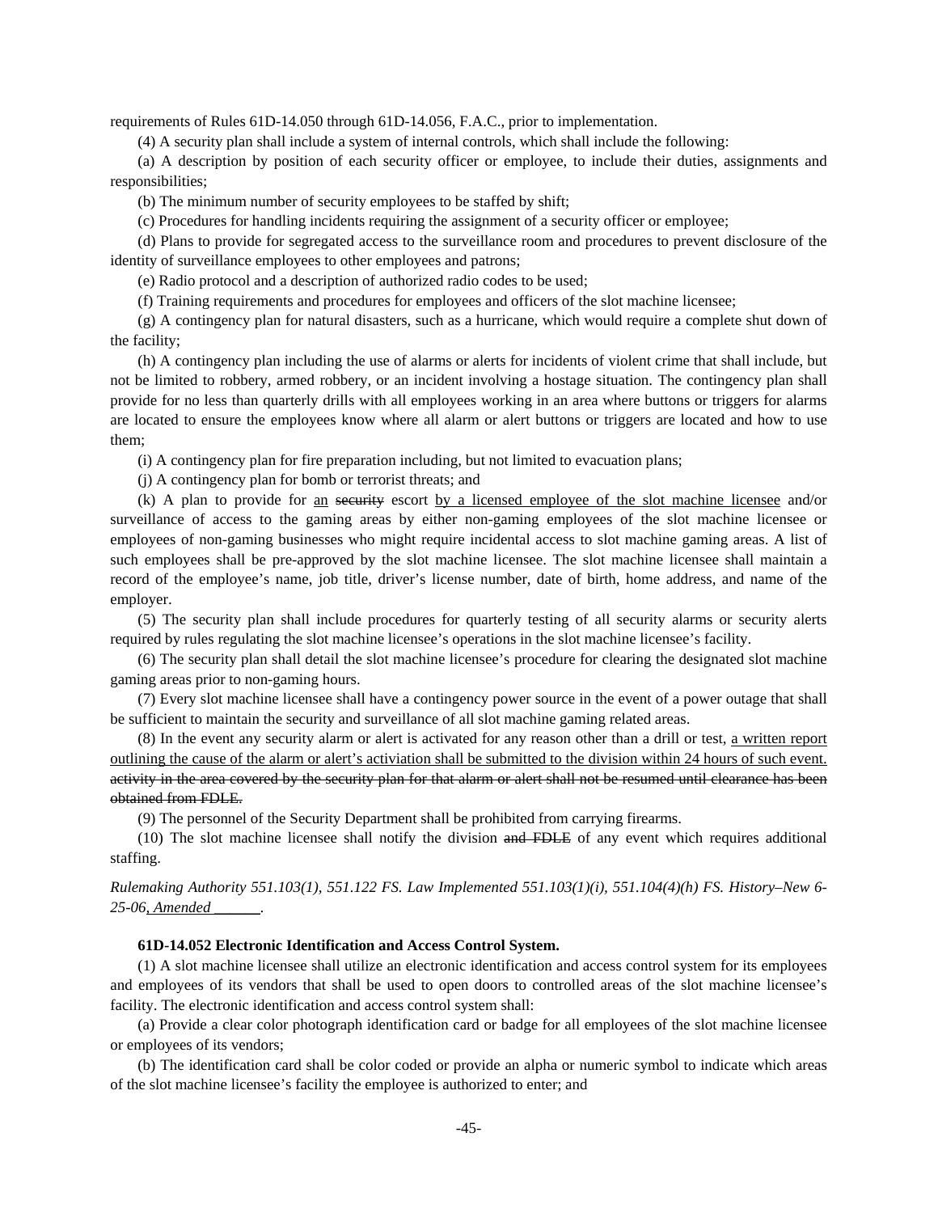requirements of Rules 61D-14.050 through 61D-14.056, F.A.C., prior to implementation.

(4) A security plan shall include a system of internal controls, which shall include the following:

(a) A description by position of each security officer or employee, to include their duties, assignments and responsibilities;

(b) The minimum number of security employees to be staffed by shift;

(c) Procedures for handling incidents requiring the assignment of a security officer or employee;

(d) Plans to provide for segregated access to the surveillance room and procedures to prevent disclosure of the identity of surveillance employees to other employees and patrons;

(e) Radio protocol and a description of authorized radio codes to be used;

(f) Training requirements and procedures for employees and officers of the slot machine licensee;

(g) A contingency plan for natural disasters, such as a hurricane, which would require a complete shut down of the facility;

(h) A contingency plan including the use of alarms or alerts for incidents of violent crime that shall include, but not be limited to robbery, armed robbery, or an incident involving a hostage situation. The contingency plan shall provide for no less than quarterly drills with all employees working in an area where buttons or triggers for alarms are located to ensure the employees know where all alarm or alert buttons or triggers are located and how to use them;

(i) A contingency plan for fire preparation including, but not limited to evacuation plans;

(j) A contingency plan for bomb or terrorist threats; and

(k) A plan to provide for <u>an</u> ~~security~~ escort <u>by a licensed employee of the slot machine licensee</u> and/or surveillance of access to the gaming areas by either non-gaming employees of the slot machine licensee or employees of non-gaming businesses who might require incidental access to slot machine gaming areas. A list of such employees shall be pre-approved by the slot machine licensee. The slot machine licensee shall maintain a record of the employee's name, job title, driver's license number, date of birth, home address, and name of the employer.

(5) The security plan shall include procedures for quarterly testing of all security alarms or security alerts required by rules regulating the slot machine licensee's operations in the slot machine licensee's facility.

(6) The security plan shall detail the slot machine licensee's procedure for clearing the designated slot machine gaming areas prior to non-gaming hours.

(7) Every slot machine licensee shall have a contingency power source in the event of a power outage that shall be sufficient to maintain the security and surveillance of all slot machine gaming related areas.

(8) In the event any security alarm or alert is activated for any reason other than a drill or test, <u>a written report outlining the cause of the alarm or alert's activiation shall be submitted to the division within 24 hours of such event.</u> ~~activity in the area covered by the security plan for that alarm or alert shall not be resumed until clearance has been obtained from FDLE.~~

(9) The personnel of the Security Department shall be prohibited from carrying firearms.

(10) The slot machine licensee shall notify the division ~~and FDLE~~ of any event which requires additional staffing.

*Rulemaking Authority 551.103(1), 551.122 FS. Law Implemented 551.103(1)(i), 551.104(4)(h) FS. History–New 6-25-06<u>, Amended ______</u>.*

**61D-14.052 Electronic Identification and Access Control System.**

(1) A slot machine licensee shall utilize an electronic identification and access control system for its employees and employees of its vendors that shall be used to open doors to controlled areas of the slot machine licensee's facility. The electronic identification and access control system shall:

(a) Provide a clear color photograph identification card or badge for all employees of the slot machine licensee or employees of its vendors;

(b) The identification card shall be color coded or provide an alpha or numeric symbol to indicate which areas of the slot machine licensee's facility the employee is authorized to enter; and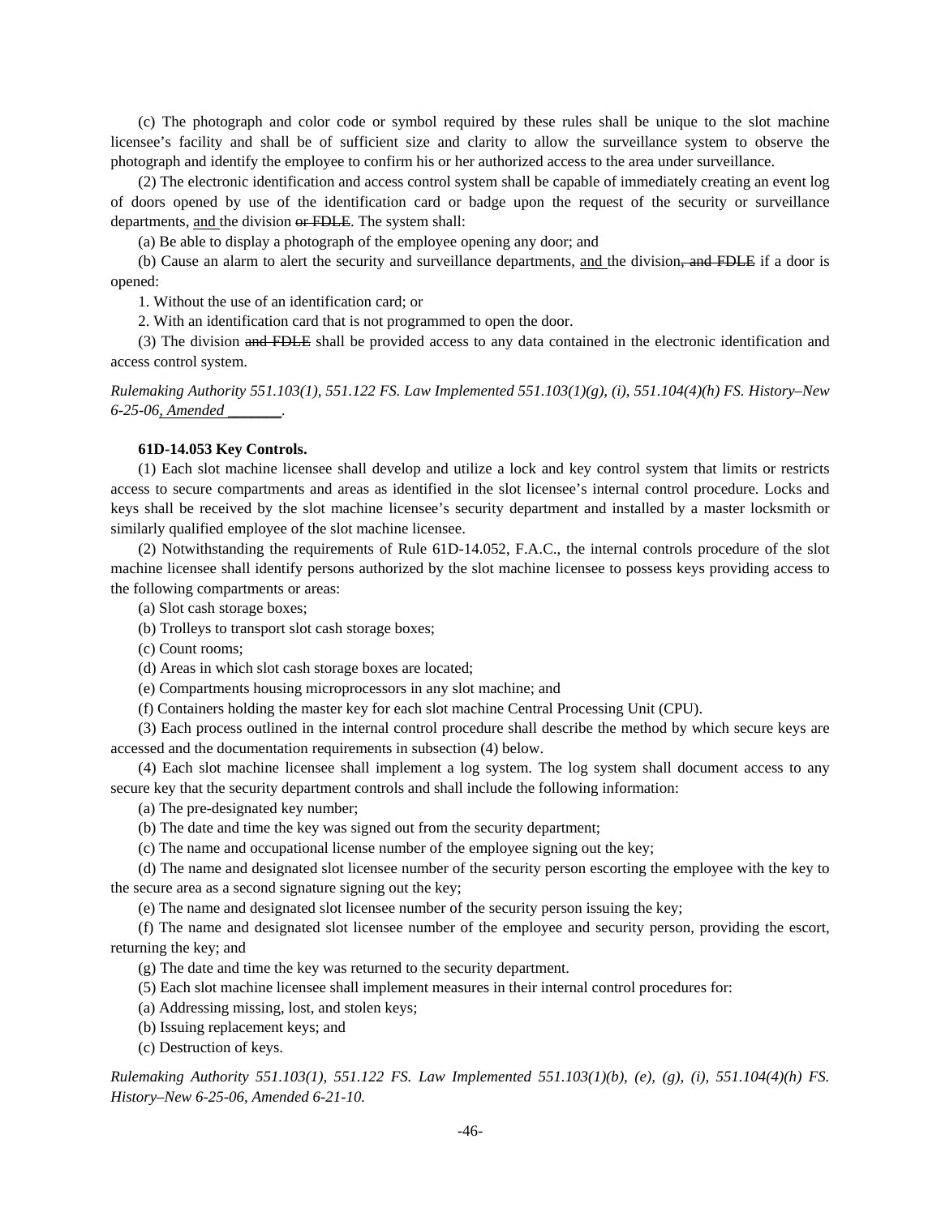(c) The photograph and color code or symbol required by these rules shall be unique to the slot machine licensee's facility and shall be of sufficient size and clarity to allow the surveillance system to observe the photograph and identify the employee to confirm his or her authorized access to the area under surveillance.

(2) The electronic identification and access control system shall be capable of immediately creating an event log of doors opened by use of the identification card or badge upon the request of the security or surveillance departments, <u>and</u> the division ~~or FDLE~~. The system shall:

(a) Be able to display a photograph of the employee opening any door; and

(b) Cause an alarm to alert the security and surveillance departments, <u>and</u> the division~~, and FDLE~~ if a door is opened:

1. Without the use of an identification card; or

2. With an identification card that is not programmed to open the door.

(3) The division ~~and FDLE~~ shall be provided access to any data contained in the electronic identification and access control system.

*Rulemaking Authority 551.103(1), 551.122 FS. Law Implemented 551.103(1)(g), (i), 551.104(4)(h) FS. History–New 6-25-06<u>, Amended _______</u>.*

**61D-14.053 Key Controls.**

(1) Each slot machine licensee shall develop and utilize a lock and key control system that limits or restricts access to secure compartments and areas as identified in the slot licensee's internal control procedure. Locks and keys shall be received by the slot machine licensee's security department and installed by a master locksmith or similarly qualified employee of the slot machine licensee.

(2) Notwithstanding the requirements of Rule 61D-14.052, F.A.C., the internal controls procedure of the slot machine licensee shall identify persons authorized by the slot machine licensee to possess keys providing access to the following compartments or areas:

(a) Slot cash storage boxes;

(b) Trolleys to transport slot cash storage boxes;

(c) Count rooms;

(d) Areas in which slot cash storage boxes are located;

(e) Compartments housing microprocessors in any slot machine; and

(f) Containers holding the master key for each slot machine Central Processing Unit (CPU).

(3) Each process outlined in the internal control procedure shall describe the method by which secure keys are accessed and the documentation requirements in subsection (4) below.

(4) Each slot machine licensee shall implement a log system. The log system shall document access to any secure key that the security department controls and shall include the following information:

(a) The pre-designated key number;

(b) The date and time the key was signed out from the security department;

(c) The name and occupational license number of the employee signing out the key;

(d) The name and designated slot licensee number of the security person escorting the employee with the key to the secure area as a second signature signing out the key;

(e) The name and designated slot licensee number of the security person issuing the key;

(f) The name and designated slot licensee number of the employee and security person, providing the escort, returning the key; and

(g) The date and time the key was returned to the security department.

(5) Each slot machine licensee shall implement measures in their internal control procedures for:

(a) Addressing missing, lost, and stolen keys;

(b) Issuing replacement keys; and

(c) Destruction of keys.

*Rulemaking Authority 551.103(1), 551.122 FS. Law Implemented 551.103(1)(b), (e), (g), (i), 551.104(4)(h) FS. History–New 6-25-06, Amended 6-21-10.*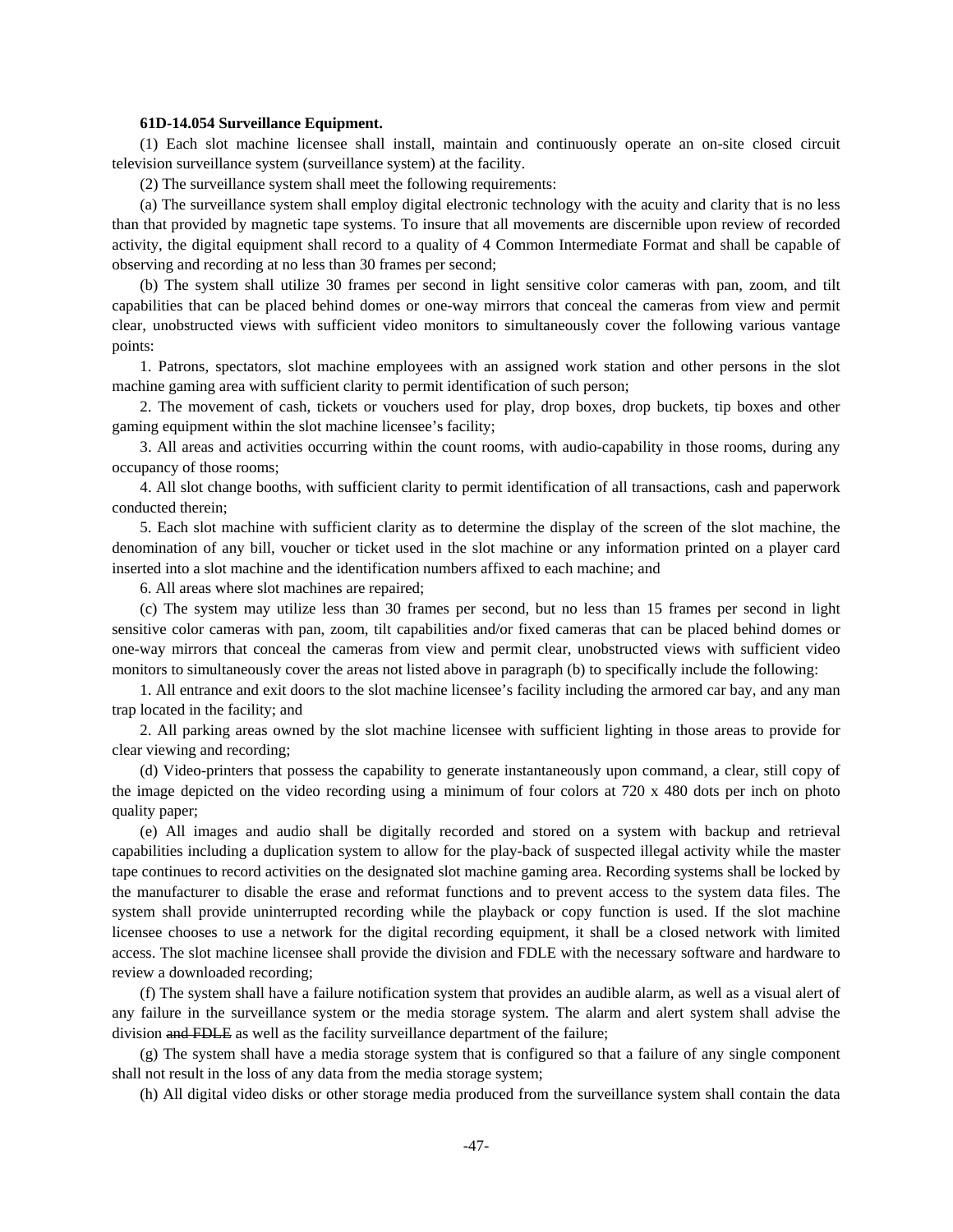**61D-14.054 Surveillance Equipment.**

(1) Each slot machine licensee shall install, maintain and continuously operate an on-site closed circuit television surveillance system (surveillance system) at the facility.

(2) The surveillance system shall meet the following requirements:

(a) The surveillance system shall employ digital electronic technology with the acuity and clarity that is no less than that provided by magnetic tape systems. To insure that all movements are discernible upon review of recorded activity, the digital equipment shall record to a quality of 4 Common Intermediate Format and shall be capable of observing and recording at no less than 30 frames per second;

(b) The system shall utilize 30 frames per second in light sensitive color cameras with pan, zoom, and tilt capabilities that can be placed behind domes or one-way mirrors that conceal the cameras from view and permit clear, unobstructed views with sufficient video monitors to simultaneously cover the following various vantage points:

1. Patrons, spectators, slot machine employees with an assigned work station and other persons in the slot machine gaming area with sufficient clarity to permit identification of such person;

2. The movement of cash, tickets or vouchers used for play, drop boxes, drop buckets, tip boxes and other gaming equipment within the slot machine licensee's facility;

3. All areas and activities occurring within the count rooms, with audio-capability in those rooms, during any occupancy of those rooms;

4. All slot change booths, with sufficient clarity to permit identification of all transactions, cash and paperwork conducted therein;

5. Each slot machine with sufficient clarity as to determine the display of the screen of the slot machine, the denomination of any bill, voucher or ticket used in the slot machine or any information printed on a player card inserted into a slot machine and the identification numbers affixed to each machine; and

6. All areas where slot machines are repaired;

(c) The system may utilize less than 30 frames per second, but no less than 15 frames per second in light sensitive color cameras with pan, zoom, tilt capabilities and/or fixed cameras that can be placed behind domes or one-way mirrors that conceal the cameras from view and permit clear, unobstructed views with sufficient video monitors to simultaneously cover the areas not listed above in paragraph (b) to specifically include the following:

1. All entrance and exit doors to the slot machine licensee's facility including the armored car bay, and any man trap located in the facility; and

2. All parking areas owned by the slot machine licensee with sufficient lighting in those areas to provide for clear viewing and recording;

(d) Video-printers that possess the capability to generate instantaneously upon command, a clear, still copy of the image depicted on the video recording using a minimum of four colors at 720 x 480 dots per inch on photo quality paper;

(e) All images and audio shall be digitally recorded and stored on a system with backup and retrieval capabilities including a duplication system to allow for the play-back of suspected illegal activity while the master tape continues to record activities on the designated slot machine gaming area. Recording systems shall be locked by the manufacturer to disable the erase and reformat functions and to prevent access to the system data files. The system shall provide uninterrupted recording while the playback or copy function is used. If the slot machine licensee chooses to use a network for the digital recording equipment, it shall be a closed network with limited access. The slot machine licensee shall provide the division and FDLE with the necessary software and hardware to review a downloaded recording;

(f) The system shall have a failure notification system that provides an audible alarm, as well as a visual alert of any failure in the surveillance system or the media storage system. The alarm and alert system shall advise the division ~~and FDLE~~ as well as the facility surveillance department of the failure;

(g) The system shall have a media storage system that is configured so that a failure of any single component shall not result in the loss of any data from the media storage system;

(h) All digital video disks or other storage media produced from the surveillance system shall contain the data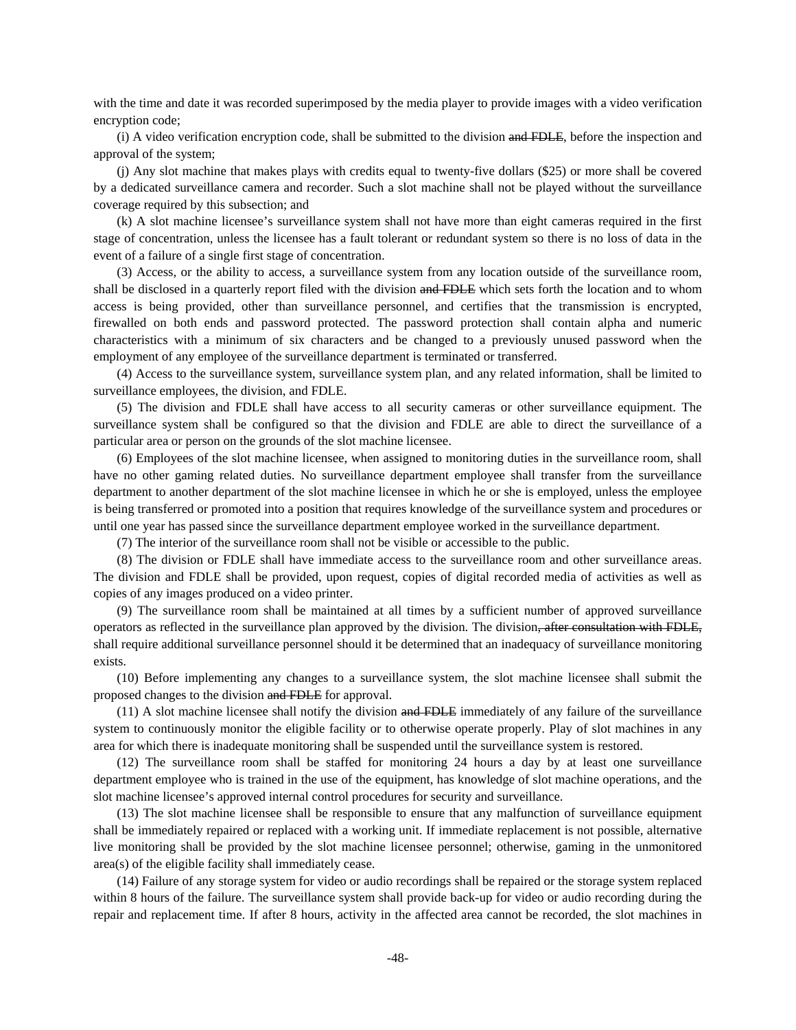with the time and date it was recorded superimposed by the media player to provide images with a video verification encryption code;

(i) A video verification encryption code, shall be submitted to the division ~~and FDLE~~, before the inspection and approval of the system;

(j) Any slot machine that makes plays with credits equal to twenty-five dollars ($25) or more shall be covered by a dedicated surveillance camera and recorder. Such a slot machine shall not be played without the surveillance coverage required by this subsection; and

(k) A slot machine licensee's surveillance system shall not have more than eight cameras required in the first stage of concentration, unless the licensee has a fault tolerant or redundant system so there is no loss of data in the event of a failure of a single first stage of concentration.

(3) Access, or the ability to access, a surveillance system from any location outside of the surveillance room, shall be disclosed in a quarterly report filed with the division ~~and FDLE~~ which sets forth the location and to whom access is being provided, other than surveillance personnel, and certifies that the transmission is encrypted, firewalled on both ends and password protected. The password protection shall contain alpha and numeric characteristics with a minimum of six characters and be changed to a previously unused password when the employment of any employee of the surveillance department is terminated or transferred.

(4) Access to the surveillance system, surveillance system plan, and any related information, shall be limited to surveillance employees, the division, and FDLE.

(5) The division and FDLE shall have access to all security cameras or other surveillance equipment. The surveillance system shall be configured so that the division and FDLE are able to direct the surveillance of a particular area or person on the grounds of the slot machine licensee.

(6) Employees of the slot machine licensee, when assigned to monitoring duties in the surveillance room, shall have no other gaming related duties. No surveillance department employee shall transfer from the surveillance department to another department of the slot machine licensee in which he or she is employed, unless the employee is being transferred or promoted into a position that requires knowledge of the surveillance system and procedures or until one year has passed since the surveillance department employee worked in the surveillance department.

(7) The interior of the surveillance room shall not be visible or accessible to the public.

(8) The division or FDLE shall have immediate access to the surveillance room and other surveillance areas. The division and FDLE shall be provided, upon request, copies of digital recorded media of activities as well as copies of any images produced on a video printer.

(9) The surveillance room shall be maintained at all times by a sufficient number of approved surveillance operators as reflected in the surveillance plan approved by the division. The division~~, after consultation with FDLE,~~ shall require additional surveillance personnel should it be determined that an inadequacy of surveillance monitoring exists.

(10) Before implementing any changes to a surveillance system, the slot machine licensee shall submit the proposed changes to the division ~~and FDLE~~ for approval.

(11) A slot machine licensee shall notify the division ~~and FDLE~~ immediately of any failure of the surveillance system to continuously monitor the eligible facility or to otherwise operate properly. Play of slot machines in any area for which there is inadequate monitoring shall be suspended until the surveillance system is restored.

(12) The surveillance room shall be staffed for monitoring 24 hours a day by at least one surveillance department employee who is trained in the use of the equipment, has knowledge of slot machine operations, and the slot machine licensee's approved internal control procedures for security and surveillance.

(13) The slot machine licensee shall be responsible to ensure that any malfunction of surveillance equipment shall be immediately repaired or replaced with a working unit. If immediate replacement is not possible, alternative live monitoring shall be provided by the slot machine licensee personnel; otherwise, gaming in the unmonitored area(s) of the eligible facility shall immediately cease.

(14) Failure of any storage system for video or audio recordings shall be repaired or the storage system replaced within 8 hours of the failure. The surveillance system shall provide back-up for video or audio recording during the repair and replacement time. If after 8 hours, activity in the affected area cannot be recorded, the slot machines in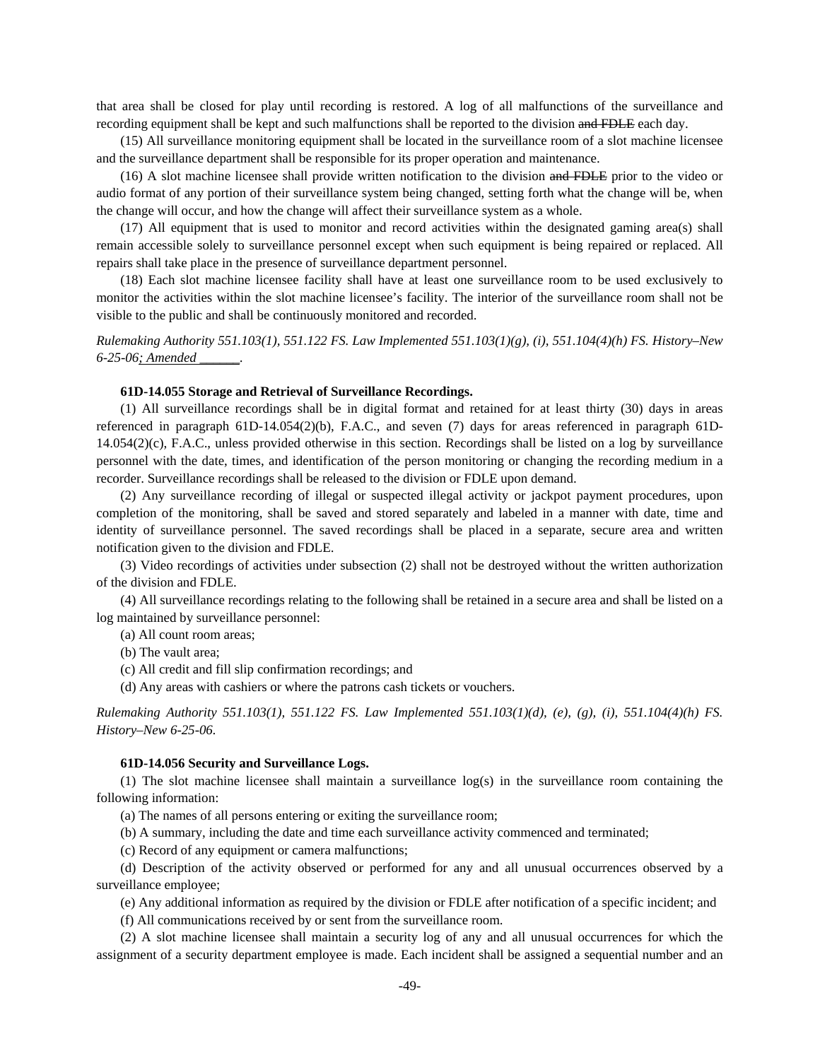that area shall be closed for play until recording is restored. A log of all malfunctions of the surveillance and recording equipment shall be kept and such malfunctions shall be reported to the division ~~and FDLE~~ each day.

(15) All surveillance monitoring equipment shall be located in the surveillance room of a slot machine licensee and the surveillance department shall be responsible for its proper operation and maintenance.

(16) A slot machine licensee shall provide written notification to the division ~~and FDLE~~ prior to the video or audio format of any portion of their surveillance system being changed, setting forth what the change will be, when the change will occur, and how the change will affect their surveillance system as a whole.

(17) All equipment that is used to monitor and record activities within the designated gaming area(s) shall remain accessible solely to surveillance personnel except when such equipment is being repaired or replaced. All repairs shall take place in the presence of surveillance department personnel.

(18) Each slot machine licensee facility shall have at least one surveillance room to be used exclusively to monitor the activities within the slot machine licensee's facility. The interior of the surveillance room shall not be visible to the public and shall be continuously monitored and recorded.

*Rulemaking Authority 551.103(1), 551.122 FS. Law Implemented 551.103(1)(g), (i), 551.104(4)(h) FS. History–New 6-25-06<u>; Amended ______</u>.*

**61D-14.055 Storage and Retrieval of Surveillance Recordings.**

(1) All surveillance recordings shall be in digital format and retained for at least thirty (30) days in areas referenced in paragraph 61D-14.054(2)(b), F.A.C., and seven (7) days for areas referenced in paragraph 61D-14.054(2)(c), F.A.C., unless provided otherwise in this section. Recordings shall be listed on a log by surveillance personnel with the date, times, and identification of the person monitoring or changing the recording medium in a recorder. Surveillance recordings shall be released to the division or FDLE upon demand.

(2) Any surveillance recording of illegal or suspected illegal activity or jackpot payment procedures, upon completion of the monitoring, shall be saved and stored separately and labeled in a manner with date, time and identity of surveillance personnel. The saved recordings shall be placed in a separate, secure area and written notification given to the division and FDLE.

(3) Video recordings of activities under subsection (2) shall not be destroyed without the written authorization of the division and FDLE.

(4) All surveillance recordings relating to the following shall be retained in a secure area and shall be listed on a log maintained by surveillance personnel:

(a) All count room areas;

(b) The vault area;

(c) All credit and fill slip confirmation recordings; and

(d) Any areas with cashiers or where the patrons cash tickets or vouchers.

*Rulemaking Authority 551.103(1), 551.122 FS. Law Implemented 551.103(1)(d), (e), (g), (i), 551.104(4)(h) FS. History–New 6-25-06.*

**61D-14.056 Security and Surveillance Logs.**

(1) The slot machine licensee shall maintain a surveillance log(s) in the surveillance room containing the following information:

(a) The names of all persons entering or exiting the surveillance room;

(b) A summary, including the date and time each surveillance activity commenced and terminated;

(c) Record of any equipment or camera malfunctions;

(d) Description of the activity observed or performed for any and all unusual occurrences observed by a surveillance employee;

(e) Any additional information as required by the division or FDLE after notification of a specific incident; and

(f) All communications received by or sent from the surveillance room.

(2) A slot machine licensee shall maintain a security log of any and all unusual occurrences for which the assignment of a security department employee is made. Each incident shall be assigned a sequential number and an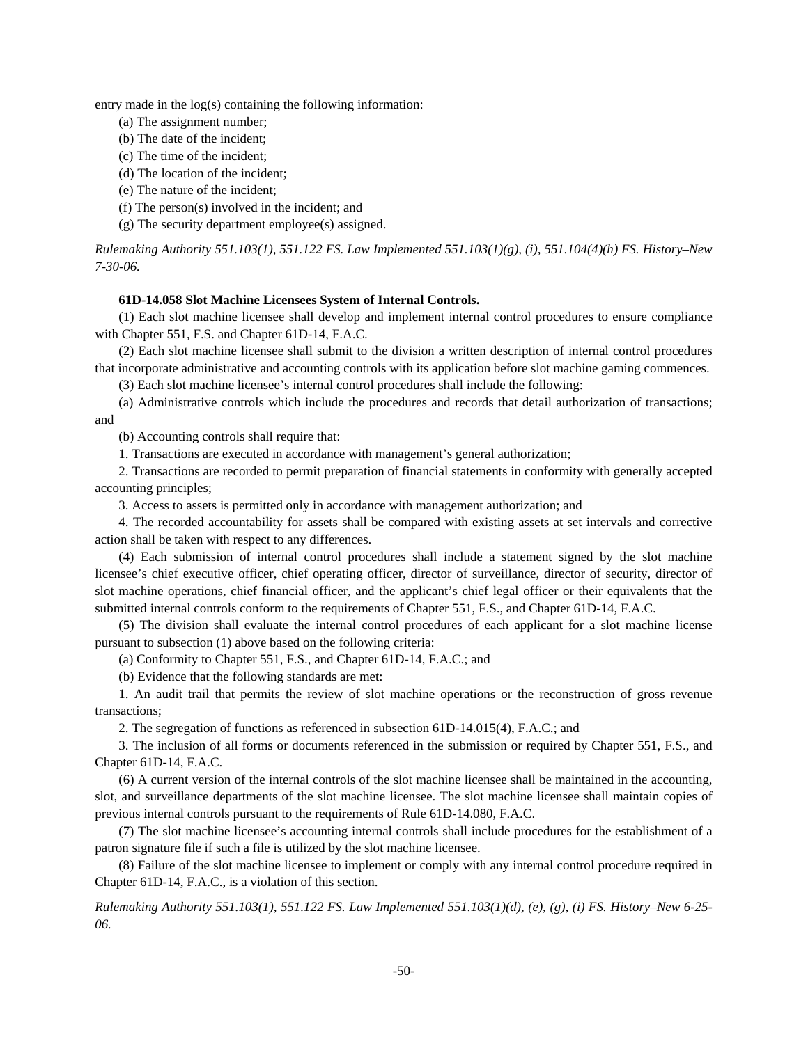entry made in the log(s) containing the following information:

(a) The assignment number;

(b) The date of the incident;

(c) The time of the incident;

(d) The location of the incident;

(e) The nature of the incident;

(f) The person(s) involved in the incident; and

(g) The security department employee(s) assigned.

*Rulemaking Authority 551.103(1), 551.122 FS. Law Implemented 551.103(1)(g), (i), 551.104(4)(h) FS. History–New 7-30-06.*

**61D-14.058 Slot Machine Licensees System of Internal Controls.**

(1) Each slot machine licensee shall develop and implement internal control procedures to ensure compliance with Chapter 551, F.S. and Chapter 61D-14, F.A.C.

(2) Each slot machine licensee shall submit to the division a written description of internal control procedures that incorporate administrative and accounting controls with its application before slot machine gaming commences.

(3) Each slot machine licensee's internal control procedures shall include the following:

(a) Administrative controls which include the procedures and records that detail authorization of transactions; and

(b) Accounting controls shall require that:

1. Transactions are executed in accordance with management's general authorization;

2. Transactions are recorded to permit preparation of financial statements in conformity with generally accepted accounting principles;

3. Access to assets is permitted only in accordance with management authorization; and

4. The recorded accountability for assets shall be compared with existing assets at set intervals and corrective action shall be taken with respect to any differences.

(4) Each submission of internal control procedures shall include a statement signed by the slot machine licensee's chief executive officer, chief operating officer, director of surveillance, director of security, director of slot machine operations, chief financial officer, and the applicant's chief legal officer or their equivalents that the submitted internal controls conform to the requirements of Chapter 551, F.S., and Chapter 61D-14, F.A.C.

(5) The division shall evaluate the internal control procedures of each applicant for a slot machine license pursuant to subsection (1) above based on the following criteria:

(a) Conformity to Chapter 551, F.S., and Chapter 61D-14, F.A.C.; and

(b) Evidence that the following standards are met:

1. An audit trail that permits the review of slot machine operations or the reconstruction of gross revenue transactions;

2. The segregation of functions as referenced in subsection 61D-14.015(4), F.A.C.; and

3. The inclusion of all forms or documents referenced in the submission or required by Chapter 551, F.S., and Chapter 61D-14, F.A.C.

(6) A current version of the internal controls of the slot machine licensee shall be maintained in the accounting, slot, and surveillance departments of the slot machine licensee. The slot machine licensee shall maintain copies of previous internal controls pursuant to the requirements of Rule 61D-14.080, F.A.C.

(7) The slot machine licensee's accounting internal controls shall include procedures for the establishment of a patron signature file if such a file is utilized by the slot machine licensee.

(8) Failure of the slot machine licensee to implement or comply with any internal control procedure required in Chapter 61D-14, F.A.C., is a violation of this section.

*Rulemaking Authority 551.103(1), 551.122 FS. Law Implemented 551.103(1)(d), (e), (g), (i) FS. History–New 6-25-06.*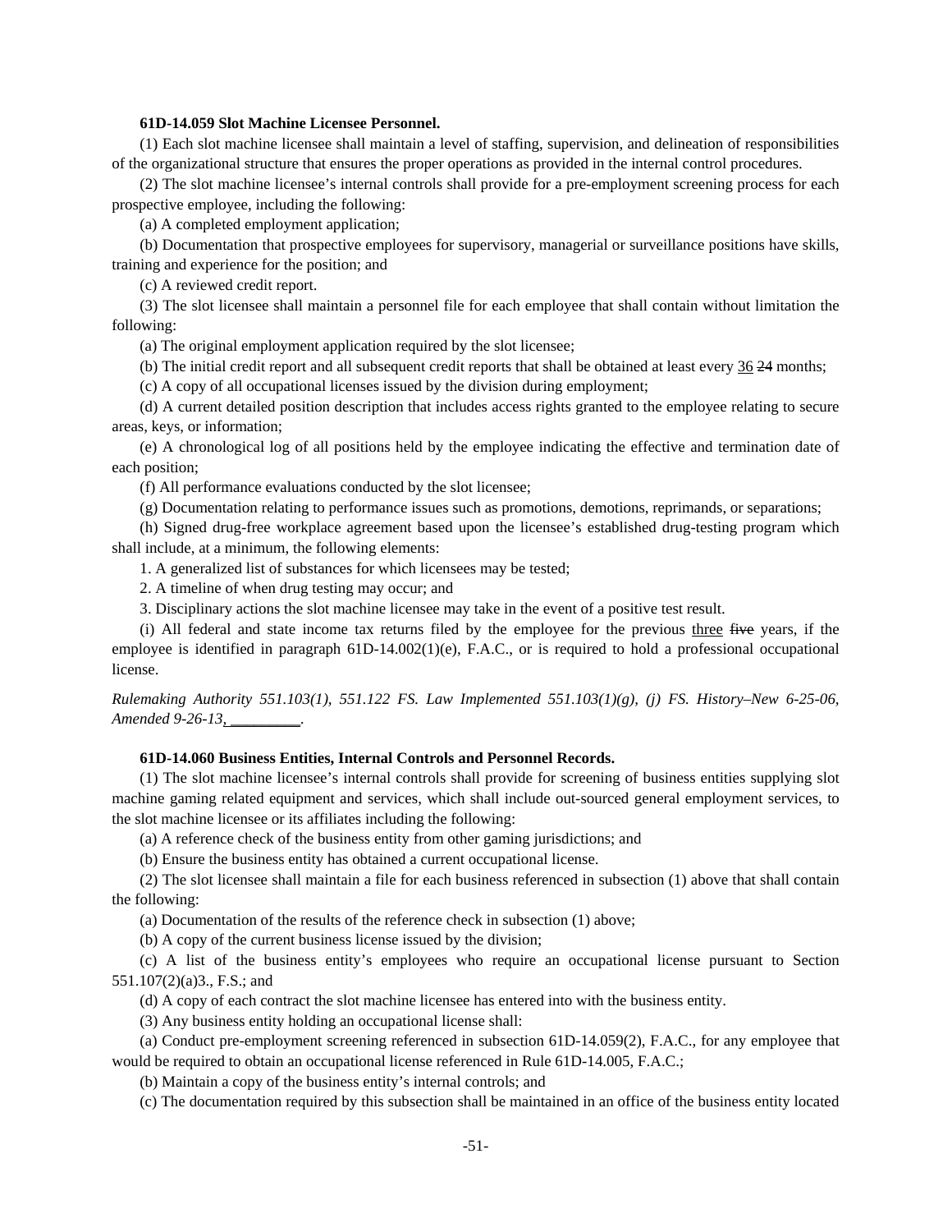**61D-14.059 Slot Machine Licensee Personnel.**

(1) Each slot machine licensee shall maintain a level of staffing, supervision, and delineation of responsibilities of the organizational structure that ensures the proper operations as provided in the internal control procedures.

(2) The slot machine licensee's internal controls shall provide for a pre-employment screening process for each prospective employee, including the following:

(a) A completed employment application;

(b) Documentation that prospective employees for supervisory, managerial or surveillance positions have skills, training and experience for the position; and

(c) A reviewed credit report.

(3) The slot licensee shall maintain a personnel file for each employee that shall contain without limitation the following:

(a) The original employment application required by the slot licensee;

(b) The initial credit report and all subsequent credit reports that shall be obtained at least every <u>36</u> ~~24~~ months;

(c) A copy of all occupational licenses issued by the division during employment;

(d) A current detailed position description that includes access rights granted to the employee relating to secure areas, keys, or information;

(e) A chronological log of all positions held by the employee indicating the effective and termination date of each position;

(f) All performance evaluations conducted by the slot licensee;

(g) Documentation relating to performance issues such as promotions, demotions, reprimands, or separations;

(h) Signed drug-free workplace agreement based upon the licensee's established drug-testing program which shall include, at a minimum, the following elements:

1. A generalized list of substances for which licensees may be tested;

2. A timeline of when drug testing may occur; and

3. Disciplinary actions the slot machine licensee may take in the event of a positive test result.

(i) All federal and state income tax returns filed by the employee for the previous <u>three</u> ~~five~~ years, if the employee is identified in paragraph 61D-14.002(1)(e), F.A.C., or is required to hold a professional occupational license.

*Rulemaking Authority 551.103(1), 551.122 FS. Law Implemented 551.103(1)(g), (j) FS. History–New 6-25-06, Amended 9-26-13<u>, ________</u>.*

**61D-14.060 Business Entities, Internal Controls and Personnel Records.**

(1) The slot machine licensee's internal controls shall provide for screening of business entities supplying slot machine gaming related equipment and services, which shall include out-sourced general employment services, to the slot machine licensee or its affiliates including the following:

(a) A reference check of the business entity from other gaming jurisdictions; and

(b) Ensure the business entity has obtained a current occupational license.

(2) The slot licensee shall maintain a file for each business referenced in subsection (1) above that shall contain the following:

(a) Documentation of the results of the reference check in subsection (1) above;

(b) A copy of the current business license issued by the division;

(c) A list of the business entity's employees who require an occupational license pursuant to Section 551.107(2)(a)3., F.S.; and

(d) A copy of each contract the slot machine licensee has entered into with the business entity.

(3) Any business entity holding an occupational license shall:

(a) Conduct pre-employment screening referenced in subsection 61D-14.059(2), F.A.C., for any employee that would be required to obtain an occupational license referenced in Rule 61D-14.005, F.A.C.;

(b) Maintain a copy of the business entity's internal controls; and

(c) The documentation required by this subsection shall be maintained in an office of the business entity located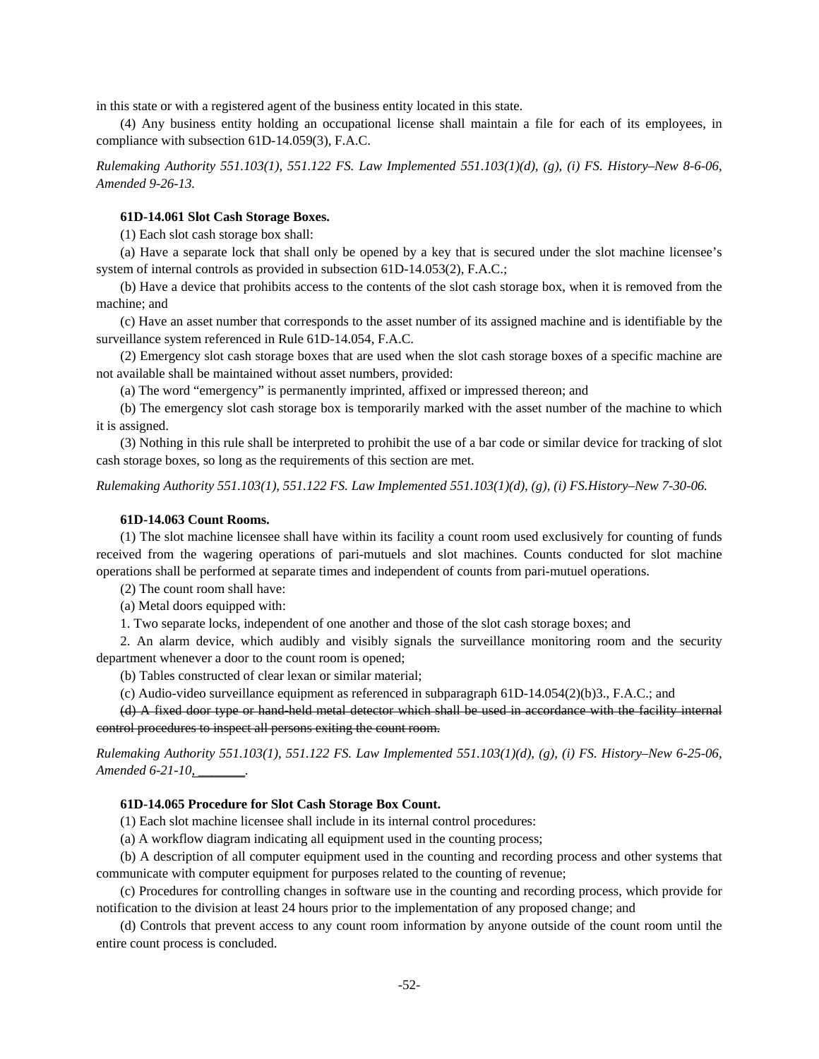in this state or with a registered agent of the business entity located in this state.

(4) Any business entity holding an occupational license shall maintain a file for each of its employees, in compliance with subsection 61D-14.059(3), F.A.C.

*Rulemaking Authority 551.103(1), 551.122 FS. Law Implemented 551.103(1)(d), (g), (i) FS. History–New 8-6-06, Amended 9-26-13.*

**61D-14.061 Slot Cash Storage Boxes.**

(1) Each slot cash storage box shall:

(a) Have a separate lock that shall only be opened by a key that is secured under the slot machine licensee's system of internal controls as provided in subsection 61D-14.053(2), F.A.C.;

(b) Have a device that prohibits access to the contents of the slot cash storage box, when it is removed from the machine; and

(c) Have an asset number that corresponds to the asset number of its assigned machine and is identifiable by the surveillance system referenced in Rule 61D-14.054, F.A.C.

(2) Emergency slot cash storage boxes that are used when the slot cash storage boxes of a specific machine are not available shall be maintained without asset numbers, provided:

(a) The word "emergency" is permanently imprinted, affixed or impressed thereon; and

(b) The emergency slot cash storage box is temporarily marked with the asset number of the machine to which it is assigned.

(3) Nothing in this rule shall be interpreted to prohibit the use of a bar code or similar device for tracking of slot cash storage boxes, so long as the requirements of this section are met.

*Rulemaking Authority 551.103(1), 551.122 FS. Law Implemented 551.103(1)(d), (g), (i) FS.History–New 7-30-06.*

**61D-14.063 Count Rooms.**

(1) The slot machine licensee shall have within its facility a count room used exclusively for counting of funds received from the wagering operations of pari-mutuels and slot machines. Counts conducted for slot machine operations shall be performed at separate times and independent of counts from pari-mutuel operations.

(2) The count room shall have:

(a) Metal doors equipped with:

1. Two separate locks, independent of one another and those of the slot cash storage boxes; and

2. An alarm device, which audibly and visibly signals the surveillance monitoring room and the security department whenever a door to the count room is opened;

(b) Tables constructed of clear lexan or similar material;

(c) Audio-video surveillance equipment as referenced in subparagraph 61D-14.054(2)(b)3., F.A.C.; and

~~(d) A fixed door type or hand-held metal detector which shall be used in accordance with the facility internal control procedures to inspect all persons exiting the count room.~~

*Rulemaking Authority 551.103(1), 551.122 FS. Law Implemented 551.103(1)(d), (g), (i) FS. History–New 6-25-06, Amended 6-21-10, \_\_\_\_\_\_\_.*

**61D-14.065 Procedure for Slot Cash Storage Box Count.**

(1) Each slot machine licensee shall include in its internal control procedures:

(a) A workflow diagram indicating all equipment used in the counting process;

(b) A description of all computer equipment used in the counting and recording process and other systems that communicate with computer equipment for purposes related to the counting of revenue;

(c) Procedures for controlling changes in software use in the counting and recording process, which provide for notification to the division at least 24 hours prior to the implementation of any proposed change; and

(d) Controls that prevent access to any count room information by anyone outside of the count room until the entire count process is concluded.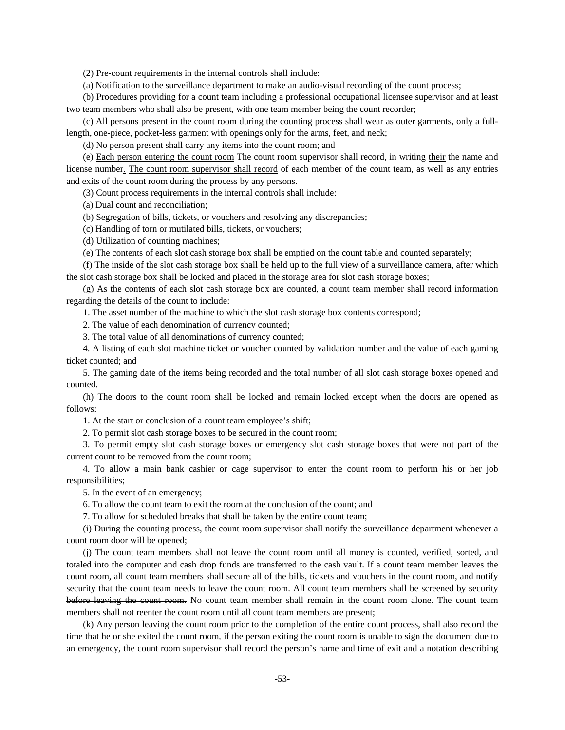(2) Pre-count requirements in the internal controls shall include:

(a) Notification to the surveillance department to make an audio-visual recording of the count process;

(b) Procedures providing for a count team including a professional occupational licensee supervisor and at least two team members who shall also be present, with one team member being the count recorder;

(c) All persons present in the count room during the counting process shall wear as outer garments, only a full-length, one-piece, pocket-less garment with openings only for the arms, feet, and neck;

(d) No person present shall carry any items into the count room; and

(e) <u>Each person entering the count room</u> ~~The count room supervisor~~ shall record, in writing <u>their</u> ~~the~~ name and license number<u>.</u> <u>The count room supervisor shall record</u> ~~of each member of the count team, as well as~~ any entries and exits of the count room during the process by any persons.

(3) Count process requirements in the internal controls shall include:

(a) Dual count and reconciliation;

(b) Segregation of bills, tickets, or vouchers and resolving any discrepancies;

(c) Handling of torn or mutilated bills, tickets, or vouchers;

(d) Utilization of counting machines;

(e) The contents of each slot cash storage box shall be emptied on the count table and counted separately;

(f) The inside of the slot cash storage box shall be held up to the full view of a surveillance camera, after which the slot cash storage box shall be locked and placed in the storage area for slot cash storage boxes;

(g) As the contents of each slot cash storage box are counted, a count team member shall record information regarding the details of the count to include:

1. The asset number of the machine to which the slot cash storage box contents correspond;

2. The value of each denomination of currency counted;

3. The total value of all denominations of currency counted;

4. A listing of each slot machine ticket or voucher counted by validation number and the value of each gaming ticket counted; and

5. The gaming date of the items being recorded and the total number of all slot cash storage boxes opened and counted.

(h) The doors to the count room shall be locked and remain locked except when the doors are opened as follows:

1. At the start or conclusion of a count team employee's shift;

2. To permit slot cash storage boxes to be secured in the count room;

3. To permit empty slot cash storage boxes or emergency slot cash storage boxes that were not part of the current count to be removed from the count room;

4. To allow a main bank cashier or cage supervisor to enter the count room to perform his or her job responsibilities;

5. In the event of an emergency;

6. To allow the count team to exit the room at the conclusion of the count; and

7. To allow for scheduled breaks that shall be taken by the entire count team;

(i) During the counting process, the count room supervisor shall notify the surveillance department whenever a count room door will be opened;

(j) The count team members shall not leave the count room until all money is counted, verified, sorted, and totaled into the computer and cash drop funds are transferred to the cash vault. If a count team member leaves the count room, all count team members shall secure all of the bills, tickets and vouchers in the count room, and notify security that the count team needs to leave the count room. ~~All count team members shall be screened by security before leaving the count room.~~ No count team member shall remain in the count room alone. The count team members shall not reenter the count room until all count team members are present;

(k) Any person leaving the count room prior to the completion of the entire count process, shall also record the time that he or she exited the count room, if the person exiting the count room is unable to sign the document due to an emergency, the count room supervisor shall record the person's name and time of exit and a notation describing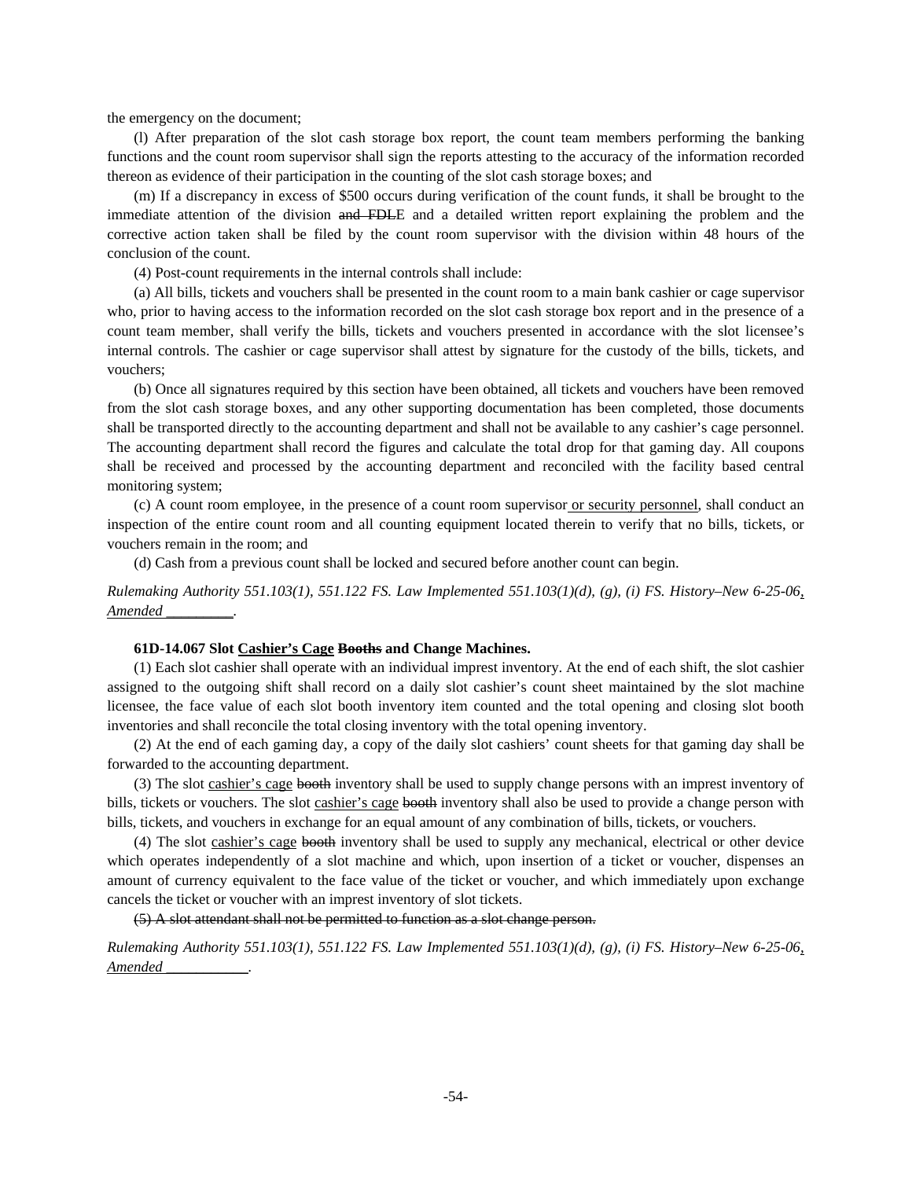the emergency on the document;

(l) After preparation of the slot cash storage box report, the count team members performing the banking functions and the count room supervisor shall sign the reports attesting to the accuracy of the information recorded thereon as evidence of their participation in the counting of the slot cash storage boxes; and

(m) If a discrepancy in excess of $500 occurs during verification of the count funds, it shall be brought to the immediate attention of the division ~~and FDL~~E and a detailed written report explaining the problem and the corrective action taken shall be filed by the count room supervisor with the division within 48 hours of the conclusion of the count.

(4) Post-count requirements in the internal controls shall include:

(a) All bills, tickets and vouchers shall be presented in the count room to a main bank cashier or cage supervisor who, prior to having access to the information recorded on the slot cash storage box report and in the presence of a count team member, shall verify the bills, tickets and vouchers presented in accordance with the slot licensee's internal controls. The cashier or cage supervisor shall attest by signature for the custody of the bills, tickets, and vouchers;

(b) Once all signatures required by this section have been obtained, all tickets and vouchers have been removed from the slot cash storage boxes, and any other supporting documentation has been completed, those documents shall be transported directly to the accounting department and shall not be available to any cashier's cage personnel. The accounting department shall record the figures and calculate the total drop for that gaming day. All coupons shall be received and processed by the accounting department and reconciled with the facility based central monitoring system;

(c) A count room employee, in the presence of a count room supervisor<u> or security personnel</u>, shall conduct an inspection of the entire count room and all counting equipment located therein to verify that no bills, tickets, or vouchers remain in the room; and

(d) Cash from a previous count shall be locked and secured before another count can begin.

*Rulemaking Authority 551.103(1), 551.122 FS. Law Implemented 551.103(1)(d), (g), (i) FS. History–New 6-25-06<u>, Amended _________</u>.*

**61D-14.067 Slot <u>Cashier's Cage</u> ~~Booths~~ and Change Machines.**

(1) Each slot cashier shall operate with an individual imprest inventory. At the end of each shift, the slot cashier assigned to the outgoing shift shall record on a daily slot cashier's count sheet maintained by the slot machine licensee, the face value of each slot booth inventory item counted and the total opening and closing slot booth inventories and shall reconcile the total closing inventory with the total opening inventory.

(2) At the end of each gaming day, a copy of the daily slot cashiers' count sheets for that gaming day shall be forwarded to the accounting department.

(3) The slot <u>cashier's cage</u> ~~booth~~ inventory shall be used to supply change persons with an imprest inventory of bills, tickets or vouchers. The slot <u>cashier's cage</u> ~~booth~~ inventory shall also be used to provide a change person with bills, tickets, and vouchers in exchange for an equal amount of any combination of bills, tickets, or vouchers.

(4) The slot <u>cashier's cage</u> ~~booth~~ inventory shall be used to supply any mechanical, electrical or other device which operates independently of a slot machine and which, upon insertion of a ticket or voucher, dispenses an amount of currency equivalent to the face value of the ticket or voucher, and which immediately upon exchange cancels the ticket or voucher with an imprest inventory of slot tickets.

~~(5) A slot attendant shall not be permitted to function as a slot change person.~~

*Rulemaking Authority 551.103(1), 551.122 FS. Law Implemented 551.103(1)(d), (g), (i) FS. History–New 6-25-06<u>, Amended ___________</u>.*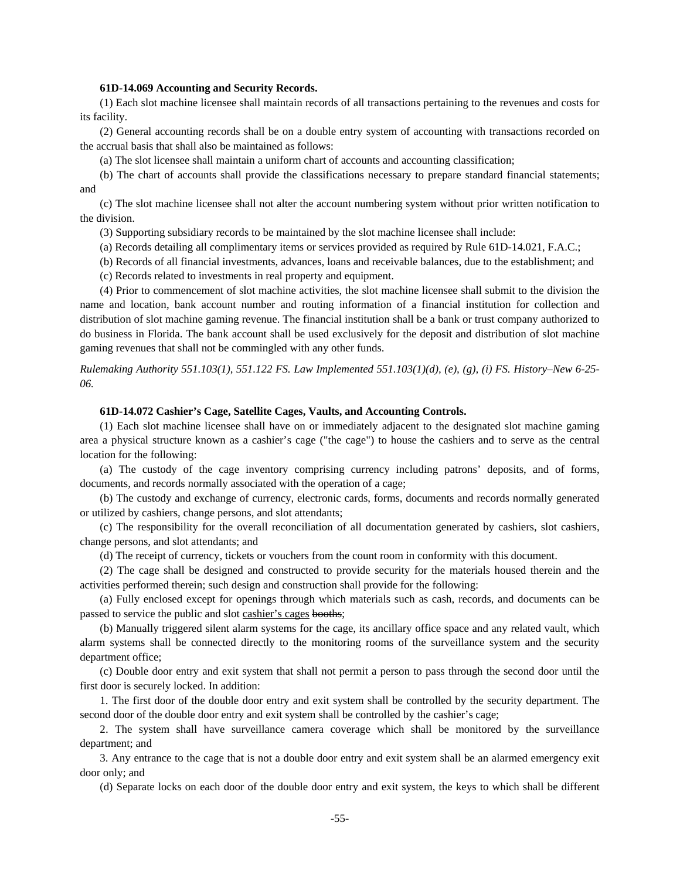**61D-14.069 Accounting and Security Records.**

(1) Each slot machine licensee shall maintain records of all transactions pertaining to the revenues and costs for its facility.

(2) General accounting records shall be on a double entry system of accounting with transactions recorded on the accrual basis that shall also be maintained as follows:

(a) The slot licensee shall maintain a uniform chart of accounts and accounting classification;

(b) The chart of accounts shall provide the classifications necessary to prepare standard financial statements; and

(c) The slot machine licensee shall not alter the account numbering system without prior written notification to the division.

(3) Supporting subsidiary records to be maintained by the slot machine licensee shall include:

(a) Records detailing all complimentary items or services provided as required by Rule 61D-14.021, F.A.C.;

(b) Records of all financial investments, advances, loans and receivable balances, due to the establishment; and

(c) Records related to investments in real property and equipment.

(4) Prior to commencement of slot machine activities, the slot machine licensee shall submit to the division the name and location, bank account number and routing information of a financial institution for collection and distribution of slot machine gaming revenue. The financial institution shall be a bank or trust company authorized to do business in Florida. The bank account shall be used exclusively for the deposit and distribution of slot machine gaming revenues that shall not be commingled with any other funds.

*Rulemaking Authority 551.103(1), 551.122 FS. Law Implemented 551.103(1)(d), (e), (g), (i) FS. History–New 6-25-06.*

**61D-14.072 Cashier's Cage, Satellite Cages, Vaults, and Accounting Controls.**

(1) Each slot machine licensee shall have on or immediately adjacent to the designated slot machine gaming area a physical structure known as a cashier's cage ("the cage") to house the cashiers and to serve as the central location for the following:

(a) The custody of the cage inventory comprising currency including patrons' deposits, and of forms, documents, and records normally associated with the operation of a cage;

(b) The custody and exchange of currency, electronic cards, forms, documents and records normally generated or utilized by cashiers, change persons, and slot attendants;

(c) The responsibility for the overall reconciliation of all documentation generated by cashiers, slot cashiers, change persons, and slot attendants; and

(d) The receipt of currency, tickets or vouchers from the count room in conformity with this document.

(2) The cage shall be designed and constructed to provide security for the materials housed therein and the activities performed therein; such design and construction shall provide for the following:

(a) Fully enclosed except for openings through which materials such as cash, records, and documents can be passed to service the public and slot <u>cashier's cages</u> ~~booths~~;

(b) Manually triggered silent alarm systems for the cage, its ancillary office space and any related vault, which alarm systems shall be connected directly to the monitoring rooms of the surveillance system and the security department office;

(c) Double door entry and exit system that shall not permit a person to pass through the second door until the first door is securely locked. In addition:

1. The first door of the double door entry and exit system shall be controlled by the security department. The second door of the double door entry and exit system shall be controlled by the cashier's cage;

2. The system shall have surveillance camera coverage which shall be monitored by the surveillance department; and

3. Any entrance to the cage that is not a double door entry and exit system shall be an alarmed emergency exit door only; and

(d) Separate locks on each door of the double door entry and exit system, the keys to which shall be different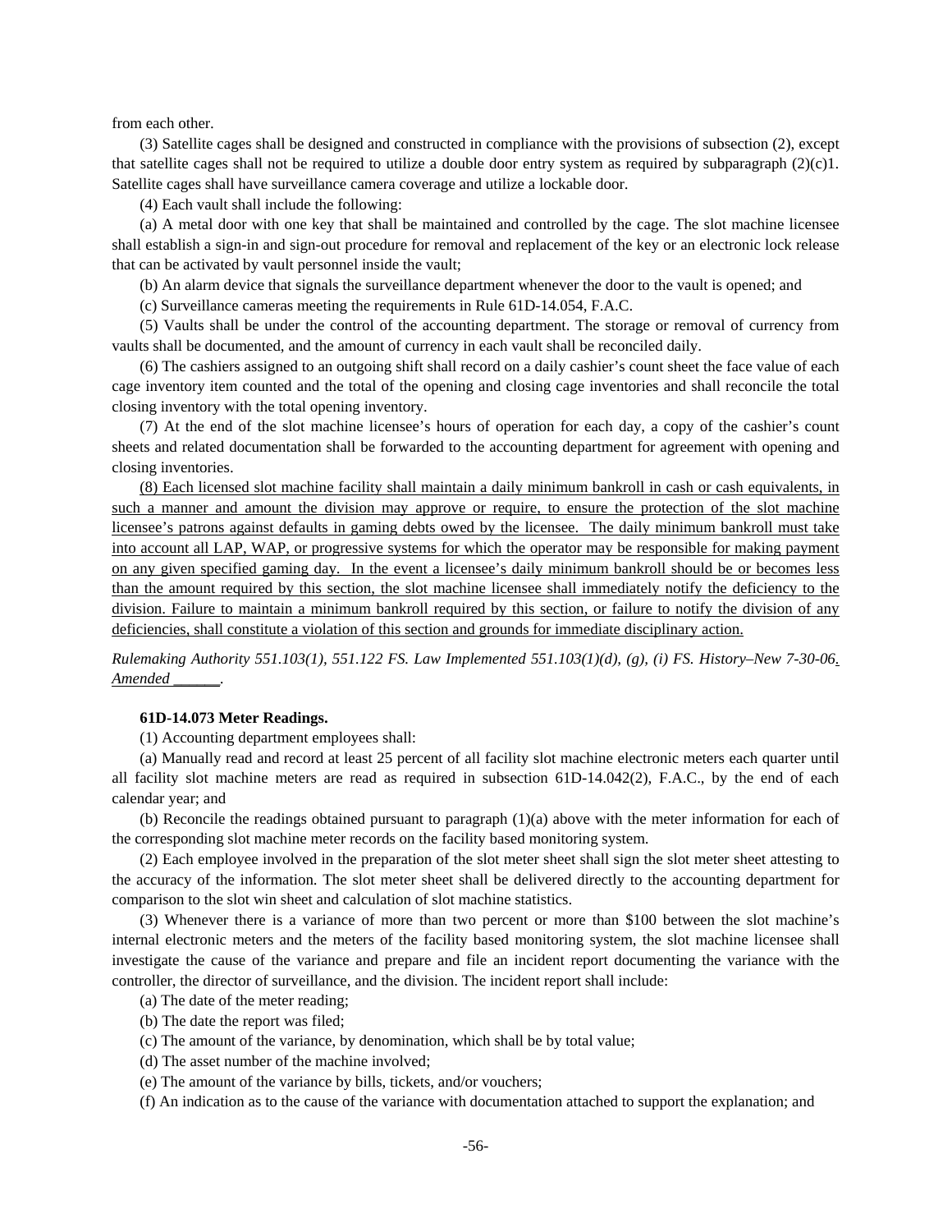from each other.

(3) Satellite cages shall be designed and constructed in compliance with the provisions of subsection (2), except that satellite cages shall not be required to utilize a double door entry system as required by subparagraph (2)(c)1. Satellite cages shall have surveillance camera coverage and utilize a lockable door.

(4) Each vault shall include the following:

(a) A metal door with one key that shall be maintained and controlled by the cage. The slot machine licensee shall establish a sign-in and sign-out procedure for removal and replacement of the key or an electronic lock release that can be activated by vault personnel inside the vault;

(b) An alarm device that signals the surveillance department whenever the door to the vault is opened; and

(c) Surveillance cameras meeting the requirements in Rule 61D-14.054, F.A.C.

(5) Vaults shall be under the control of the accounting department. The storage or removal of currency from vaults shall be documented, and the amount of currency in each vault shall be reconciled daily.

(6) The cashiers assigned to an outgoing shift shall record on a daily cashier's count sheet the face value of each cage inventory item counted and the total of the opening and closing cage inventories and shall reconcile the total closing inventory with the total opening inventory.

(7) At the end of the slot machine licensee's hours of operation for each day, a copy of the cashier's count sheets and related documentation shall be forwarded to the accounting department for agreement with opening and closing inventories.

<u>(8) Each licensed slot machine facility shall maintain a daily minimum bankroll in cash or cash equivalents, in such a manner and amount the division may approve or require, to ensure the protection of the slot machine licensee's patrons against defaults in gaming debts owed by the licensee. The daily minimum bankroll must take into account all LAP, WAP, or progressive systems for which the operator may be responsible for making payment on any given specified gaming day. In the event a licensee's daily minimum bankroll should be or becomes less than the amount required by this section, the slot machine licensee shall immediately notify the deficiency to the division. Failure to maintain a minimum bankroll required by this section, or failure to notify the division of any deficiencies, shall constitute a violation of this section and grounds for immediate disciplinary action.</u>

*Rulemaking Authority 551.103(1), 551.122 FS. Law Implemented 551.103(1)(d), (g), (i) FS. History–New 7-30-06<u>, Amended ______</u>.*

**61D-14.073 Meter Readings.**

(1) Accounting department employees shall:

(a) Manually read and record at least 25 percent of all facility slot machine electronic meters each quarter until all facility slot machine meters are read as required in subsection 61D-14.042(2), F.A.C., by the end of each calendar year; and

(b) Reconcile the readings obtained pursuant to paragraph (1)(a) above with the meter information for each of the corresponding slot machine meter records on the facility based monitoring system.

(2) Each employee involved in the preparation of the slot meter sheet shall sign the slot meter sheet attesting to the accuracy of the information. The slot meter sheet shall be delivered directly to the accounting department for comparison to the slot win sheet and calculation of slot machine statistics.

(3) Whenever there is a variance of more than two percent or more than $100 between the slot machine's internal electronic meters and the meters of the facility based monitoring system, the slot machine licensee shall investigate the cause of the variance and prepare and file an incident report documenting the variance with the controller, the director of surveillance, and the division. The incident report shall include:

(a) The date of the meter reading;

(b) The date the report was filed;

(c) The amount of the variance, by denomination, which shall be by total value;

(d) The asset number of the machine involved;

(e) The amount of the variance by bills, tickets, and/or vouchers;

(f) An indication as to the cause of the variance with documentation attached to support the explanation; and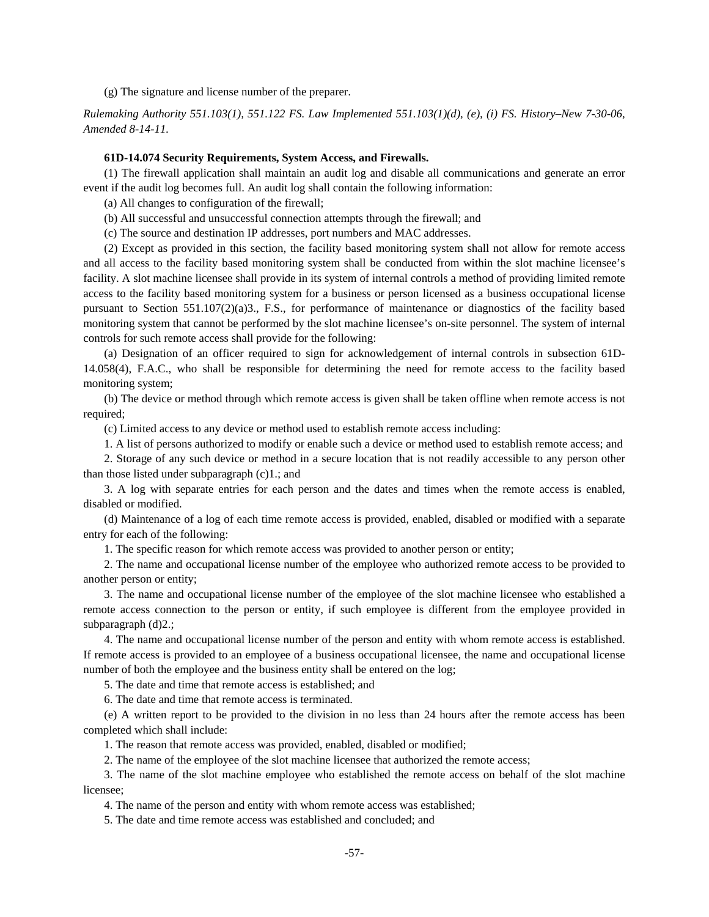(g) The signature and license number of the preparer.

*Rulemaking Authority 551.103(1), 551.122 FS. Law Implemented 551.103(1)(d), (e), (i) FS. History–New 7-30-06, Amended 8-14-11.*

**61D-14.074 Security Requirements, System Access, and Firewalls.**

(1) The firewall application shall maintain an audit log and disable all communications and generate an error event if the audit log becomes full. An audit log shall contain the following information:

(a) All changes to configuration of the firewall;

(b) All successful and unsuccessful connection attempts through the firewall; and

(c) The source and destination IP addresses, port numbers and MAC addresses.

(2) Except as provided in this section, the facility based monitoring system shall not allow for remote access and all access to the facility based monitoring system shall be conducted from within the slot machine licensee's facility. A slot machine licensee shall provide in its system of internal controls a method of providing limited remote access to the facility based monitoring system for a business or person licensed as a business occupational license pursuant to Section 551.107(2)(a)3., F.S., for performance of maintenance or diagnostics of the facility based monitoring system that cannot be performed by the slot machine licensee's on-site personnel. The system of internal controls for such remote access shall provide for the following:

(a) Designation of an officer required to sign for acknowledgement of internal controls in subsection 61D-14.058(4), F.A.C., who shall be responsible for determining the need for remote access to the facility based monitoring system;

(b) The device or method through which remote access is given shall be taken offline when remote access is not required;

(c) Limited access to any device or method used to establish remote access including:

1. A list of persons authorized to modify or enable such a device or method used to establish remote access; and

2. Storage of any such device or method in a secure location that is not readily accessible to any person other than those listed under subparagraph (c)1.; and

3. A log with separate entries for each person and the dates and times when the remote access is enabled, disabled or modified.

(d) Maintenance of a log of each time remote access is provided, enabled, disabled or modified with a separate entry for each of the following:

1. The specific reason for which remote access was provided to another person or entity;

2. The name and occupational license number of the employee who authorized remote access to be provided to another person or entity;

3. The name and occupational license number of the employee of the slot machine licensee who established a remote access connection to the person or entity, if such employee is different from the employee provided in subparagraph (d)2.;

4. The name and occupational license number of the person and entity with whom remote access is established. If remote access is provided to an employee of a business occupational licensee, the name and occupational license number of both the employee and the business entity shall be entered on the log;

5. The date and time that remote access is established; and

6. The date and time that remote access is terminated.

(e) A written report to be provided to the division in no less than 24 hours after the remote access has been completed which shall include:

1. The reason that remote access was provided, enabled, disabled or modified;

2. The name of the employee of the slot machine licensee that authorized the remote access;

3. The name of the slot machine employee who established the remote access on behalf of the slot machine licensee;

4. The name of the person and entity with whom remote access was established;

5. The date and time remote access was established and concluded; and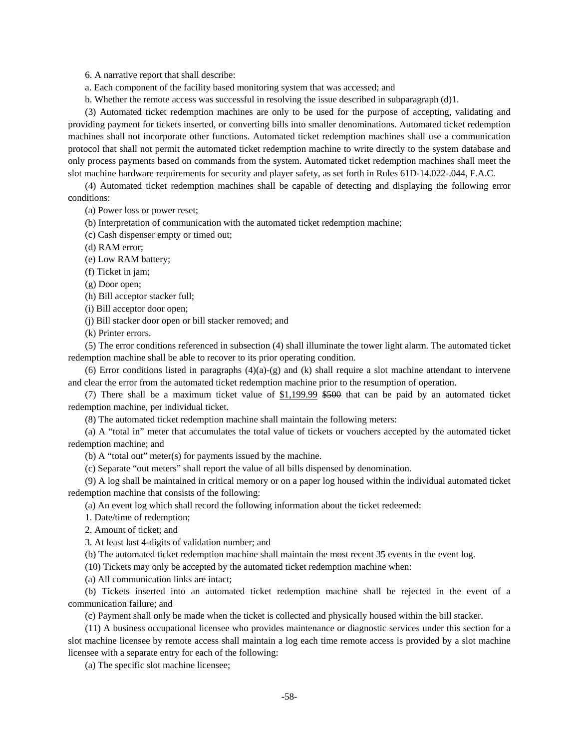6. A narrative report that shall describe:

a. Each component of the facility based monitoring system that was accessed; and

b. Whether the remote access was successful in resolving the issue described in subparagraph (d)1.

(3) Automated ticket redemption machines are only to be used for the purpose of accepting, validating and providing payment for tickets inserted, or converting bills into smaller denominations. Automated ticket redemption machines shall not incorporate other functions. Automated ticket redemption machines shall use a communication protocol that shall not permit the automated ticket redemption machine to write directly to the system database and only process payments based on commands from the system. Automated ticket redemption machines shall meet the slot machine hardware requirements for security and player safety, as set forth in Rules 61D-14.022-.044, F.A.C.

(4) Automated ticket redemption machines shall be capable of detecting and displaying the following error conditions:

(a) Power loss or power reset;

(b) Interpretation of communication with the automated ticket redemption machine;

(c) Cash dispenser empty or timed out;

(d) RAM error;

(e) Low RAM battery;

(f) Ticket in jam;

(g) Door open;

(h) Bill acceptor stacker full;

(i) Bill acceptor door open;

(j) Bill stacker door open or bill stacker removed; and

(k) Printer errors.

(5) The error conditions referenced in subsection (4) shall illuminate the tower light alarm. The automated ticket redemption machine shall be able to recover to its prior operating condition.

(6) Error conditions listed in paragraphs (4)(a)-(g) and (k) shall require a slot machine attendant to intervene and clear the error from the automated ticket redemption machine prior to the resumption of operation.

(7) There shall be a maximum ticket value of <u>$1,199.99</u> ~~$500~~ that can be paid by an automated ticket redemption machine, per individual ticket.

(8) The automated ticket redemption machine shall maintain the following meters:

(a) A "total in" meter that accumulates the total value of tickets or vouchers accepted by the automated ticket redemption machine; and

(b) A "total out" meter(s) for payments issued by the machine.

(c) Separate "out meters" shall report the value of all bills dispensed by denomination.

(9) A log shall be maintained in critical memory or on a paper log housed within the individual automated ticket redemption machine that consists of the following:

(a) An event log which shall record the following information about the ticket redeemed:

1. Date/time of redemption;

2. Amount of ticket; and

3. At least last 4-digits of validation number; and

(b) The automated ticket redemption machine shall maintain the most recent 35 events in the event log.

(10) Tickets may only be accepted by the automated ticket redemption machine when:

(a) All communication links are intact;

(b) Tickets inserted into an automated ticket redemption machine shall be rejected in the event of a communication failure; and

(c) Payment shall only be made when the ticket is collected and physically housed within the bill stacker.

(11) A business occupational licensee who provides maintenance or diagnostic services under this section for a slot machine licensee by remote access shall maintain a log each time remote access is provided by a slot machine licensee with a separate entry for each of the following:

(a) The specific slot machine licensee;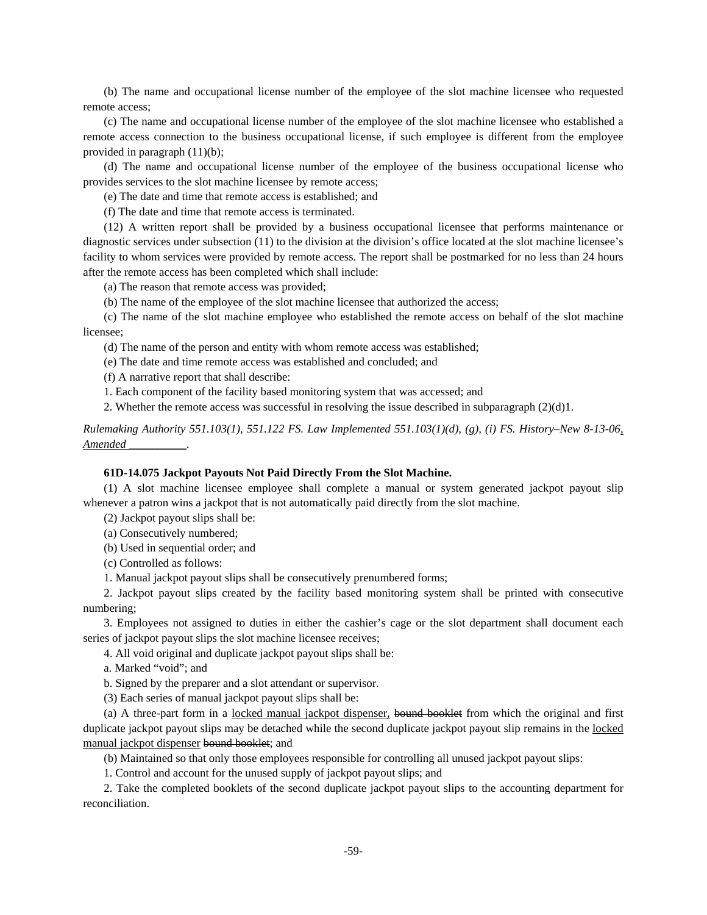(b) The name and occupational license number of the employee of the slot machine licensee who requested remote access;

(c) The name and occupational license number of the employee of the slot machine licensee who established a remote access connection to the business occupational license, if such employee is different from the employee provided in paragraph (11)(b);

(d) The name and occupational license number of the employee of the business occupational license who provides services to the slot machine licensee by remote access;

(e) The date and time that remote access is established; and

(f) The date and time that remote access is terminated.

(12) A written report shall be provided by a business occupational licensee that performs maintenance or diagnostic services under subsection (11) to the division at the division's office located at the slot machine licensee's facility to whom services were provided by remote access. The report shall be postmarked for no less than 24 hours after the remote access has been completed which shall include:

(a) The reason that remote access was provided;

(b) The name of the employee of the slot machine licensee that authorized the access;

(c) The name of the slot machine employee who established the remote access on behalf of the slot machine licensee;

(d) The name of the person and entity with whom remote access was established;

(e) The date and time remote access was established and concluded; and

(f) A narrative report that shall describe:

1. Each component of the facility based monitoring system that was accessed; and

2. Whether the remote access was successful in resolving the issue described in subparagraph (2)(d)1.

*Rulemaking Authority 551.103(1), 551.122 FS. Law Implemented 551.103(1)(d), (g), (i) FS. History–New 8-13-06, Amended __________.*

**61D-14.075 Jackpot Payouts Not Paid Directly From the Slot Machine.**

(1) A slot machine licensee employee shall complete a manual or system generated jackpot payout slip whenever a patron wins a jackpot that is not automatically paid directly from the slot machine.

(2) Jackpot payout slips shall be:

(a) Consecutively numbered;

(b) Used in sequential order; and

(c) Controlled as follows:

1. Manual jackpot payout slips shall be consecutively prenumbered forms;

2. Jackpot payout slips created by the facility based monitoring system shall be printed with consecutive numbering;

3. Employees not assigned to duties in either the cashier's cage or the slot department shall document each series of jackpot payout slips the slot machine licensee receives;

4. All void original and duplicate jackpot payout slips shall be:

a. Marked "void"; and

b. Signed by the preparer and a slot attendant or supervisor.

(3) Each series of manual jackpot payout slips shall be:

(a) A three-part form in a locked manual jackpot dispenser, ~~bound booklet~~ from which the original and first duplicate jackpot payout slips may be detached while the second duplicate jackpot payout slip remains in the locked manual jackpot dispenser ~~bound booklet~~; and

(b) Maintained so that only those employees responsible for controlling all unused jackpot payout slips:

1. Control and account for the unused supply of jackpot payout slips; and

2. Take the completed booklets of the second duplicate jackpot payout slips to the accounting department for reconciliation.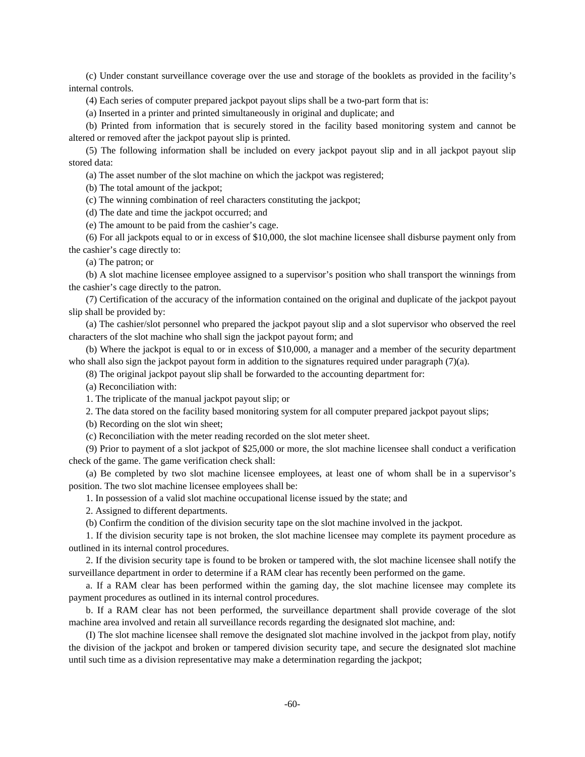(c) Under constant surveillance coverage over the use and storage of the booklets as provided in the facility's internal controls.

(4) Each series of computer prepared jackpot payout slips shall be a two-part form that is:

(a) Inserted in a printer and printed simultaneously in original and duplicate; and

(b) Printed from information that is securely stored in the facility based monitoring system and cannot be altered or removed after the jackpot payout slip is printed.

(5) The following information shall be included on every jackpot payout slip and in all jackpot payout slip stored data:

(a) The asset number of the slot machine on which the jackpot was registered;

(b) The total amount of the jackpot;

(c) The winning combination of reel characters constituting the jackpot;

(d) The date and time the jackpot occurred; and

(e) The amount to be paid from the cashier's cage.

(6) For all jackpots equal to or in excess of $10,000, the slot machine licensee shall disburse payment only from the cashier's cage directly to:

(a) The patron; or

(b) A slot machine licensee employee assigned to a supervisor's position who shall transport the winnings from the cashier's cage directly to the patron.

(7) Certification of the accuracy of the information contained on the original and duplicate of the jackpot payout slip shall be provided by:

(a) The cashier/slot personnel who prepared the jackpot payout slip and a slot supervisor who observed the reel characters of the slot machine who shall sign the jackpot payout form; and

(b) Where the jackpot is equal to or in excess of $10,000, a manager and a member of the security department who shall also sign the jackpot payout form in addition to the signatures required under paragraph (7)(a).

(8) The original jackpot payout slip shall be forwarded to the accounting department for:

(a) Reconciliation with:

1. The triplicate of the manual jackpot payout slip; or

2. The data stored on the facility based monitoring system for all computer prepared jackpot payout slips;

(b) Recording on the slot win sheet;

(c) Reconciliation with the meter reading recorded on the slot meter sheet.

(9) Prior to payment of a slot jackpot of $25,000 or more, the slot machine licensee shall conduct a verification check of the game. The game verification check shall:

(a) Be completed by two slot machine licensee employees, at least one of whom shall be in a supervisor's position. The two slot machine licensee employees shall be:

1. In possession of a valid slot machine occupational license issued by the state; and

2. Assigned to different departments.

(b) Confirm the condition of the division security tape on the slot machine involved in the jackpot.

1. If the division security tape is not broken, the slot machine licensee may complete its payment procedure as outlined in its internal control procedures.

2. If the division security tape is found to be broken or tampered with, the slot machine licensee shall notify the surveillance department in order to determine if a RAM clear has recently been performed on the game.

a. If a RAM clear has been performed within the gaming day, the slot machine licensee may complete its payment procedures as outlined in its internal control procedures.

b. If a RAM clear has not been performed, the surveillance department shall provide coverage of the slot machine area involved and retain all surveillance records regarding the designated slot machine, and:

(I) The slot machine licensee shall remove the designated slot machine involved in the jackpot from play, notify the division of the jackpot and broken or tampered division security tape, and secure the designated slot machine until such time as a division representative may make a determination regarding the jackpot;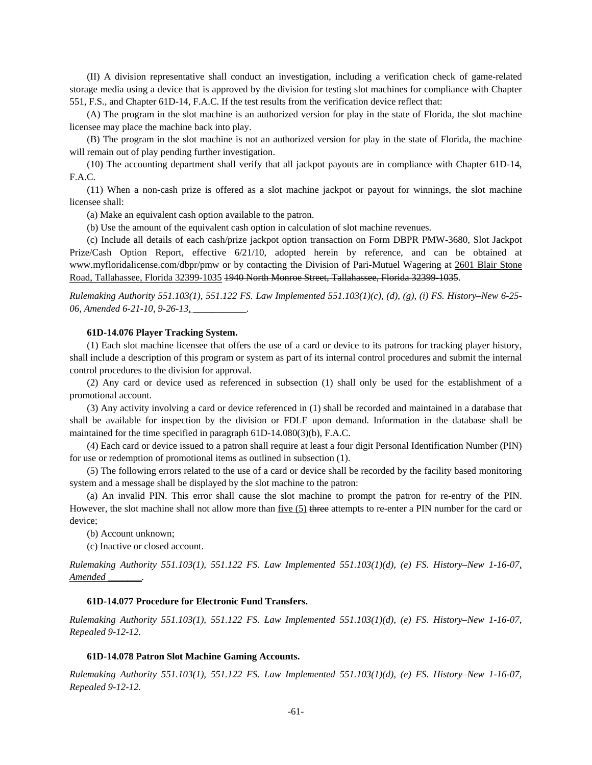(II) A division representative shall conduct an investigation, including a verification check of game-related storage media using a device that is approved by the division for testing slot machines for compliance with Chapter 551, F.S., and Chapter 61D-14, F.A.C. If the test results from the verification device reflect that:

(A) The program in the slot machine is an authorized version for play in the state of Florida, the slot machine licensee may place the machine back into play.

(B) The program in the slot machine is not an authorized version for play in the state of Florida, the machine will remain out of play pending further investigation.

(10) The accounting department shall verify that all jackpot payouts are in compliance with Chapter 61D-14, F.A.C.

(11) When a non-cash prize is offered as a slot machine jackpot or payout for winnings, the slot machine licensee shall:

(a) Make an equivalent cash option available to the patron.

(b) Use the amount of the equivalent cash option in calculation of slot machine revenues.

(c) Include all details of each cash/prize jackpot option transaction on Form DBPR PMW-3680, Slot Jackpot Prize/Cash Option Report, effective 6/21/10, adopted herein by reference, and can be obtained at www.myfloridalicense.com/dbpr/pmw or by contacting the Division of Pari-Mutuel Wagering at <u>2601 Blair Stone Road, Tallahassee, Florida 32399-1035</u> ~~1940 North Monroe Street, Tallahassee, Florida 32399-1035~~.

*Rulemaking Authority 551.103(1), 551.122 FS. Law Implemented 551.103(1)(c), (d), (g), (i) FS. History–New 6-25-06, Amended 6-21-10, 9-26-13,<u>            </u>.*

**61D-14.076 Player Tracking System.**

(1) Each slot machine licensee that offers the use of a card or device to its patrons for tracking player history, shall include a description of this program or system as part of its internal control procedures and submit the internal control procedures to the division for approval.

(2) Any card or device used as referenced in subsection (1) shall only be used for the establishment of a promotional account.

(3) Any activity involving a card or device referenced in (1) shall be recorded and maintained in a database that shall be available for inspection by the division or FDLE upon demand. Information in the database shall be maintained for the time specified in paragraph 61D-14.080(3)(b), F.A.C.

(4) Each card or device issued to a patron shall require at least a four digit Personal Identification Number (PIN) for use or redemption of promotional items as outlined in subsection (1).

(5) The following errors related to the use of a card or device shall be recorded by the facility based monitoring system and a message shall be displayed by the slot machine to the patron:

(a) An invalid PIN. This error shall cause the slot machine to prompt the patron for re-entry of the PIN. However, the slot machine shall not allow more than <u>five (5)</u> ~~three~~ attempts to re-enter a PIN number for the card or device;

(b) Account unknown;

(c) Inactive or closed account.

*Rulemaking Authority 551.103(1), 551.122 FS. Law Implemented 551.103(1)(d), (e) FS. History–New 1-16-07<u>, Amended _______</u>.*

**61D-14.077 Procedure for Electronic Fund Transfers.**

*Rulemaking Authority 551.103(1), 551.122 FS. Law Implemented 551.103(1)(d), (e) FS. History–New 1-16-07, Repealed 9-12-12.*

**61D-14.078 Patron Slot Machine Gaming Accounts.**

*Rulemaking Authority 551.103(1), 551.122 FS. Law Implemented 551.103(1)(d), (e) FS. History–New 1-16-07, Repealed 9-12-12.*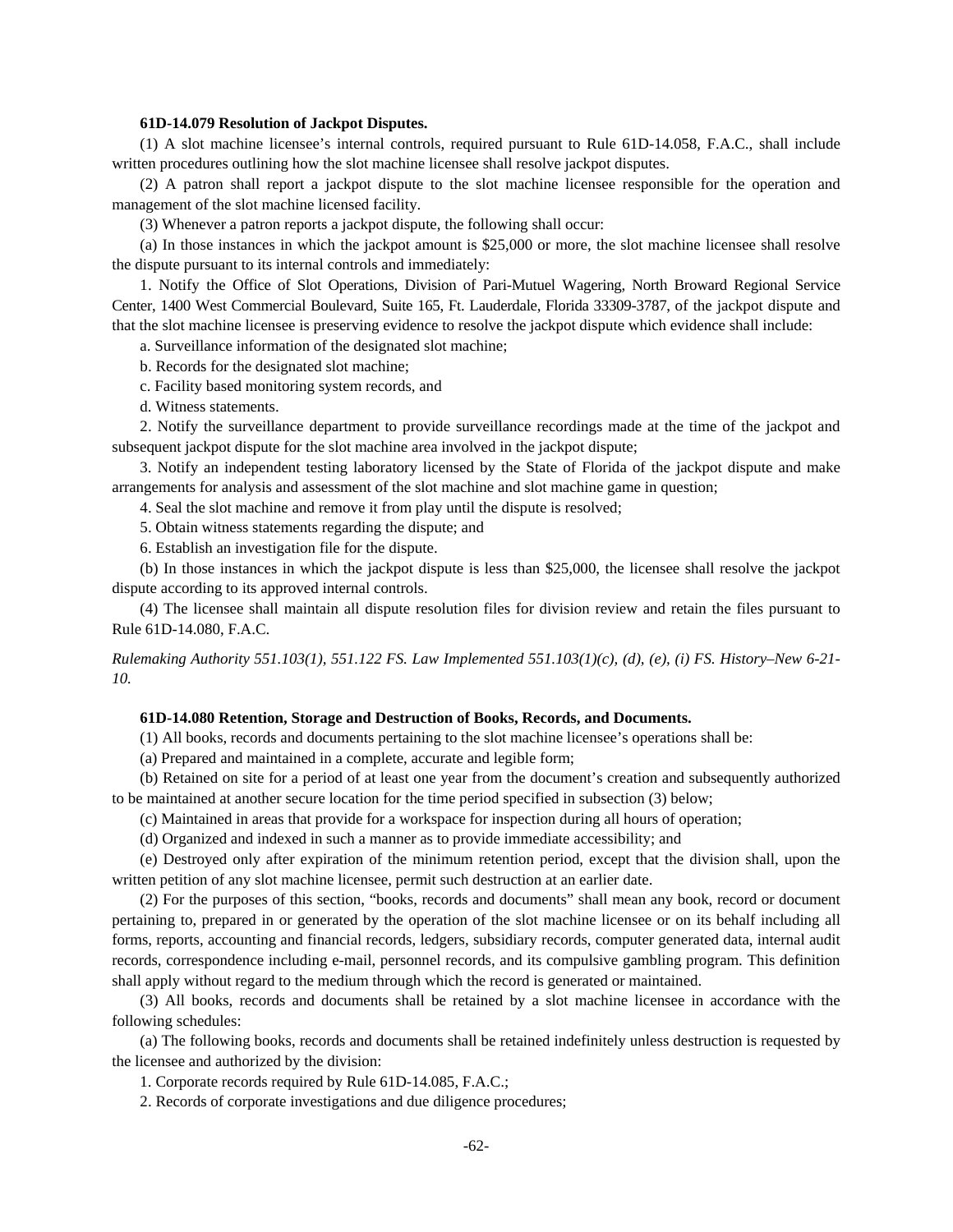**61D-14.079 Resolution of Jackpot Disputes.**

(1) A slot machine licensee's internal controls, required pursuant to Rule 61D-14.058, F.A.C., shall include written procedures outlining how the slot machine licensee shall resolve jackpot disputes.

(2) A patron shall report a jackpot dispute to the slot machine licensee responsible for the operation and management of the slot machine licensed facility.

(3) Whenever a patron reports a jackpot dispute, the following shall occur:

(a) In those instances in which the jackpot amount is $25,000 or more, the slot machine licensee shall resolve the dispute pursuant to its internal controls and immediately:

1. Notify the Office of Slot Operations, Division of Pari-Mutuel Wagering, North Broward Regional Service Center, 1400 West Commercial Boulevard, Suite 165, Ft. Lauderdale, Florida 33309-3787, of the jackpot dispute and that the slot machine licensee is preserving evidence to resolve the jackpot dispute which evidence shall include:

a. Surveillance information of the designated slot machine;

b. Records for the designated slot machine;

c. Facility based monitoring system records, and

d. Witness statements.

2. Notify the surveillance department to provide surveillance recordings made at the time of the jackpot and subsequent jackpot dispute for the slot machine area involved in the jackpot dispute;

3. Notify an independent testing laboratory licensed by the State of Florida of the jackpot dispute and make arrangements for analysis and assessment of the slot machine and slot machine game in question;

4. Seal the slot machine and remove it from play until the dispute is resolved;

5. Obtain witness statements regarding the dispute; and

6. Establish an investigation file for the dispute.

(b) In those instances in which the jackpot dispute is less than $25,000, the licensee shall resolve the jackpot dispute according to its approved internal controls.

(4) The licensee shall maintain all dispute resolution files for division review and retain the files pursuant to Rule 61D-14.080, F.A.C.

*Rulemaking Authority 551.103(1), 551.122 FS. Law Implemented 551.103(1)(c), (d), (e), (i) FS. History–New 6-21-10.*

**61D-14.080 Retention, Storage and Destruction of Books, Records, and Documents.**

(1) All books, records and documents pertaining to the slot machine licensee's operations shall be:

(a) Prepared and maintained in a complete, accurate and legible form;

(b) Retained on site for a period of at least one year from the document's creation and subsequently authorized to be maintained at another secure location for the time period specified in subsection (3) below;

(c) Maintained in areas that provide for a workspace for inspection during all hours of operation;

(d) Organized and indexed in such a manner as to provide immediate accessibility; and

(e) Destroyed only after expiration of the minimum retention period, except that the division shall, upon the written petition of any slot machine licensee, permit such destruction at an earlier date.

(2) For the purposes of this section, "books, records and documents" shall mean any book, record or document pertaining to, prepared in or generated by the operation of the slot machine licensee or on its behalf including all forms, reports, accounting and financial records, ledgers, subsidiary records, computer generated data, internal audit records, correspondence including e-mail, personnel records, and its compulsive gambling program. This definition shall apply without regard to the medium through which the record is generated or maintained.

(3) All books, records and documents shall be retained by a slot machine licensee in accordance with the following schedules:

(a) The following books, records and documents shall be retained indefinitely unless destruction is requested by the licensee and authorized by the division:

1. Corporate records required by Rule 61D-14.085, F.A.C.;

2. Records of corporate investigations and due diligence procedures;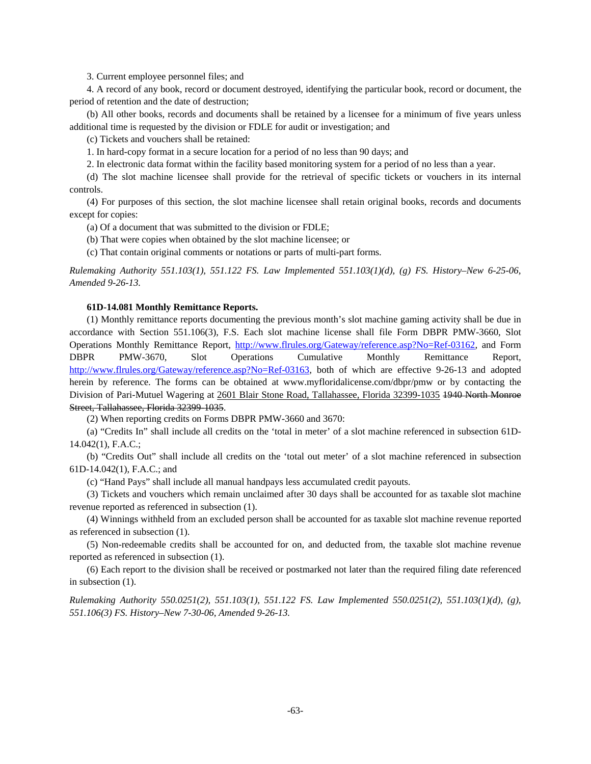3. Current employee personnel files; and

4. A record of any book, record or document destroyed, identifying the particular book, record or document, the period of retention and the date of destruction;

(b) All other books, records and documents shall be retained by a licensee for a minimum of five years unless additional time is requested by the division or FDLE for audit or investigation; and

(c) Tickets and vouchers shall be retained:

1. In hard-copy format in a secure location for a period of no less than 90 days; and

2. In electronic data format within the facility based monitoring system for a period of no less than a year.

(d) The slot machine licensee shall provide for the retrieval of specific tickets or vouchers in its internal controls.

(4) For purposes of this section, the slot machine licensee shall retain original books, records and documents except for copies:

(a) Of a document that was submitted to the division or FDLE;

(b) That were copies when obtained by the slot machine licensee; or

(c) That contain original comments or notations or parts of multi-part forms.

*Rulemaking Authority 551.103(1), 551.122 FS. Law Implemented 551.103(1)(d), (g) FS. History–New 6-25-06, Amended 9-26-13.*

**61D-14.081 Monthly Remittance Reports.**

(1) Monthly remittance reports documenting the previous month's slot machine gaming activity shall be due in accordance with Section 551.106(3), F.S. Each slot machine license shall file Form DBPR PMW-3660, Slot Operations Monthly Remittance Report, http://www.flrules.org/Gateway/reference.asp?No=Ref-03162, and Form DBPR PMW-3670, Slot Operations Cumulative Monthly Remittance Report, http://www.flrules.org/Gateway/reference.asp?No=Ref-03163, both of which are effective 9-26-13 and adopted herein by reference. The forms can be obtained at www.myfloridalicense.com/dbpr/pmw or by contacting the Division of Pari-Mutuel Wagering at <u>2601 Blair Stone Road, Tallahassee, Florida 32399-1035</u> ~~1940 North Monroe Street, Tallahassee, Florida 32399-1035~~.

(2) When reporting credits on Forms DBPR PMW-3660 and 3670:

(a) "Credits In" shall include all credits on the 'total in meter' of a slot machine referenced in subsection 61D-14.042(1), F.A.C.;

(b) "Credits Out" shall include all credits on the 'total out meter' of a slot machine referenced in subsection 61D-14.042(1), F.A.C.; and

(c) "Hand Pays" shall include all manual handpays less accumulated credit payouts.

(3) Tickets and vouchers which remain unclaimed after 30 days shall be accounted for as taxable slot machine revenue reported as referenced in subsection (1).

(4) Winnings withheld from an excluded person shall be accounted for as taxable slot machine revenue reported as referenced in subsection (1).

(5) Non-redeemable credits shall be accounted for on, and deducted from, the taxable slot machine revenue reported as referenced in subsection (1).

(6) Each report to the division shall be received or postmarked not later than the required filing date referenced in subsection (1).

*Rulemaking Authority 550.0251(2), 551.103(1), 551.122 FS. Law Implemented 550.0251(2), 551.103(1)(d), (g), 551.106(3) FS. History–New 7-30-06, Amended 9-26-13.*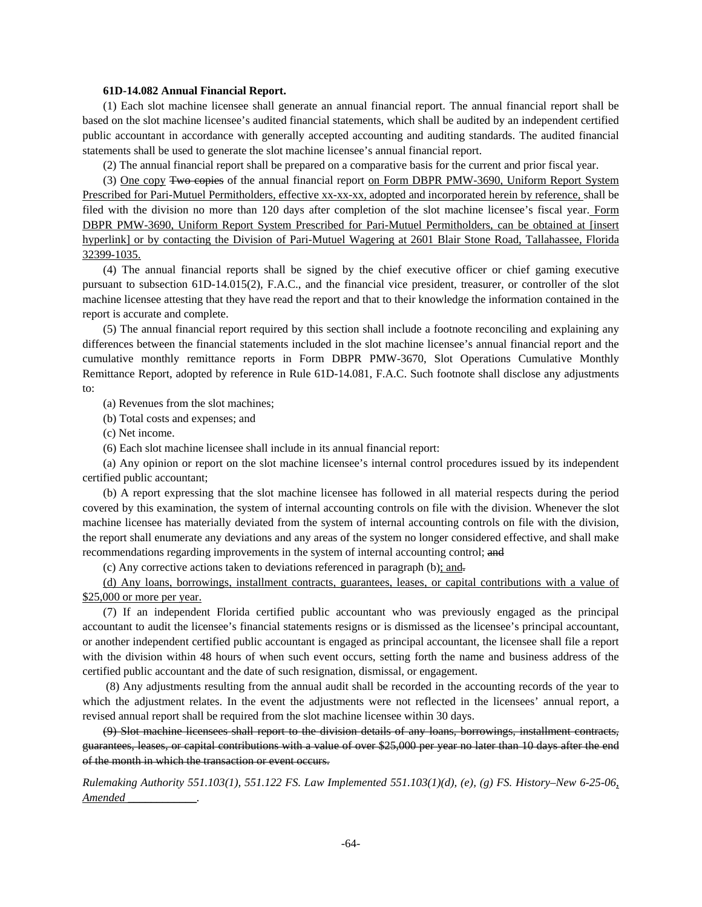**61D-14.082 Annual Financial Report.**

(1) Each slot machine licensee shall generate an annual financial report. The annual financial report shall be based on the slot machine licensee's audited financial statements, which shall be audited by an independent certified public accountant in accordance with generally accepted accounting and auditing standards. The audited financial statements shall be used to generate the slot machine licensee's annual financial report.

(2) The annual financial report shall be prepared on a comparative basis for the current and prior fiscal year.

(3) <u>One copy</u> ~~Two copies~~ of the annual financial report <u>on Form DBPR PMW-3690, Uniform Report System Prescribed for Pari-Mutuel Permitholders, effective xx-xx-xx, adopted and incorporated herein by reference,</u> shall be filed with the division no more than 120 days after completion of the slot machine licensee's fiscal year. <u>Form DBPR PMW-3690, Uniform Report System Prescribed for Pari-Mutuel Permitholders, can be obtained at [insert hyperlink] or by contacting the Division of Pari-Mutuel Wagering at 2601 Blair Stone Road, Tallahassee, Florida 32399-1035.</u>

(4) The annual financial reports shall be signed by the chief executive officer or chief gaming executive pursuant to subsection 61D-14.015(2), F.A.C., and the financial vice president, treasurer, or controller of the slot machine licensee attesting that they have read the report and that to their knowledge the information contained in the report is accurate and complete.

(5) The annual financial report required by this section shall include a footnote reconciling and explaining any differences between the financial statements included in the slot machine licensee's annual financial report and the cumulative monthly remittance reports in Form DBPR PMW-3670, Slot Operations Cumulative Monthly Remittance Report, adopted by reference in Rule 61D-14.081, F.A.C. Such footnote shall disclose any adjustments to:

(a) Revenues from the slot machines;

(b) Total costs and expenses; and

(c) Net income.

(6) Each slot machine licensee shall include in its annual financial report:

(a) Any opinion or report on the slot machine licensee's internal control procedures issued by its independent certified public accountant;

(b) A report expressing that the slot machine licensee has followed in all material respects during the period covered by this examination, the system of internal accounting controls on file with the division. Whenever the slot machine licensee has materially deviated from the system of internal accounting controls on file with the division, the report shall enumerate any deviations and any areas of the system no longer considered effective, and shall make recommendations regarding improvements in the system of internal accounting control; ~~and~~

(c) Any corrective actions taken to deviations referenced in paragraph (b)<u>; and</u>~~.~~

<u>(d) Any loans, borrowings, installment contracts, guarantees, leases, or capital contributions with a value of $25,000 or more per year.</u>

(7) If an independent Florida certified public accountant who was previously engaged as the principal accountant to audit the licensee's financial statements resigns or is dismissed as the licensee's principal accountant, or another independent certified public accountant is engaged as principal accountant, the licensee shall file a report with the division within 48 hours of when such event occurs, setting forth the name and business address of the certified public accountant and the date of such resignation, dismissal, or engagement.

(8) Any adjustments resulting from the annual audit shall be recorded in the accounting records of the year to which the adjustment relates. In the event the adjustments were not reflected in the licensees' annual report, a revised annual report shall be required from the slot machine licensee within 30 days.

~~(9) Slot machine licensees shall report to the division details of any loans, borrowings, installment contracts, guarantees, leases, or capital contributions with a value of over $25,000 per year no later than 10 days after the end of the month in which the transaction or event occurs.~~

*Rulemaking Authority 551.103(1), 551.122 FS. Law Implemented 551.103(1)(d), (e), (g) FS. History–New 6-25-06<u>, Amended ____________</u>.*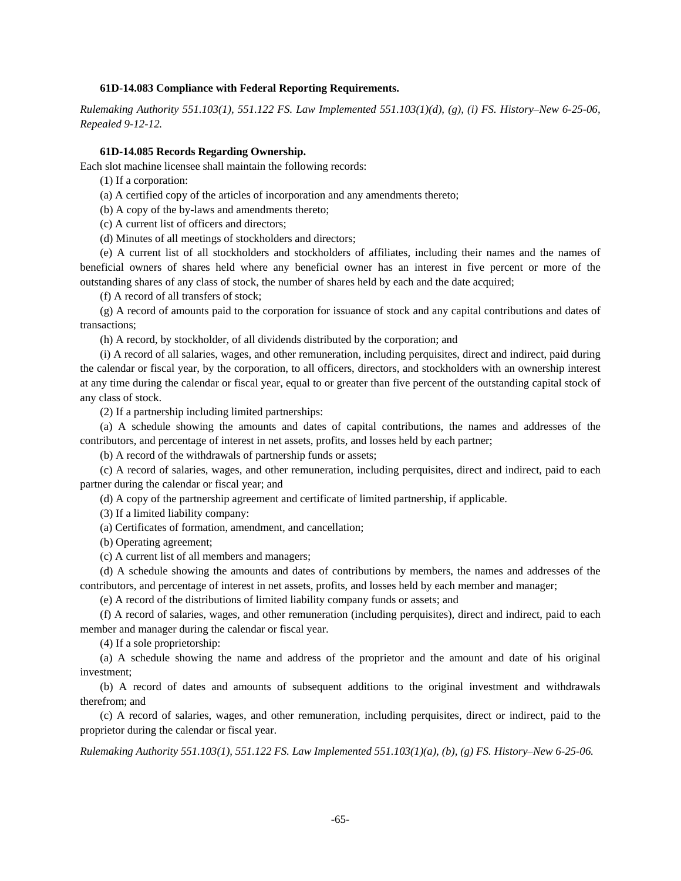**61D-14.083 Compliance with Federal Reporting Requirements.**

*Rulemaking Authority 551.103(1), 551.122 FS. Law Implemented 551.103(1)(d), (g), (i) FS. History–New 6-25-06, Repealed 9-12-12.*

**61D-14.085 Records Regarding Ownership.**

Each slot machine licensee shall maintain the following records:

(1) If a corporation:

(a) A certified copy of the articles of incorporation and any amendments thereto;

(b) A copy of the by-laws and amendments thereto;

(c) A current list of officers and directors;

(d) Minutes of all meetings of stockholders and directors;

(e) A current list of all stockholders and stockholders of affiliates, including their names and the names of beneficial owners of shares held where any beneficial owner has an interest in five percent or more of the outstanding shares of any class of stock, the number of shares held by each and the date acquired;

(f) A record of all transfers of stock;

(g) A record of amounts paid to the corporation for issuance of stock and any capital contributions and dates of transactions;

(h) A record, by stockholder, of all dividends distributed by the corporation; and

(i) A record of all salaries, wages, and other remuneration, including perquisites, direct and indirect, paid during the calendar or fiscal year, by the corporation, to all officers, directors, and stockholders with an ownership interest at any time during the calendar or fiscal year, equal to or greater than five percent of the outstanding capital stock of any class of stock.

(2) If a partnership including limited partnerships:

(a) A schedule showing the amounts and dates of capital contributions, the names and addresses of the contributors, and percentage of interest in net assets, profits, and losses held by each partner;

(b) A record of the withdrawals of partnership funds or assets;

(c) A record of salaries, wages, and other remuneration, including perquisites, direct and indirect, paid to each partner during the calendar or fiscal year; and

(d) A copy of the partnership agreement and certificate of limited partnership, if applicable.

(3) If a limited liability company:

(a) Certificates of formation, amendment, and cancellation;

(b) Operating agreement;

(c) A current list of all members and managers;

(d) A schedule showing the amounts and dates of contributions by members, the names and addresses of the contributors, and percentage of interest in net assets, profits, and losses held by each member and manager;

(e) A record of the distributions of limited liability company funds or assets; and

(f) A record of salaries, wages, and other remuneration (including perquisites), direct and indirect, paid to each member and manager during the calendar or fiscal year.

(4) If a sole proprietorship:

(a) A schedule showing the name and address of the proprietor and the amount and date of his original investment;

(b) A record of dates and amounts of subsequent additions to the original investment and withdrawals therefrom; and

(c) A record of salaries, wages, and other remuneration, including perquisites, direct or indirect, paid to the proprietor during the calendar or fiscal year.

*Rulemaking Authority 551.103(1), 551.122 FS. Law Implemented 551.103(1)(a), (b), (g) FS. History–New 6-25-06.*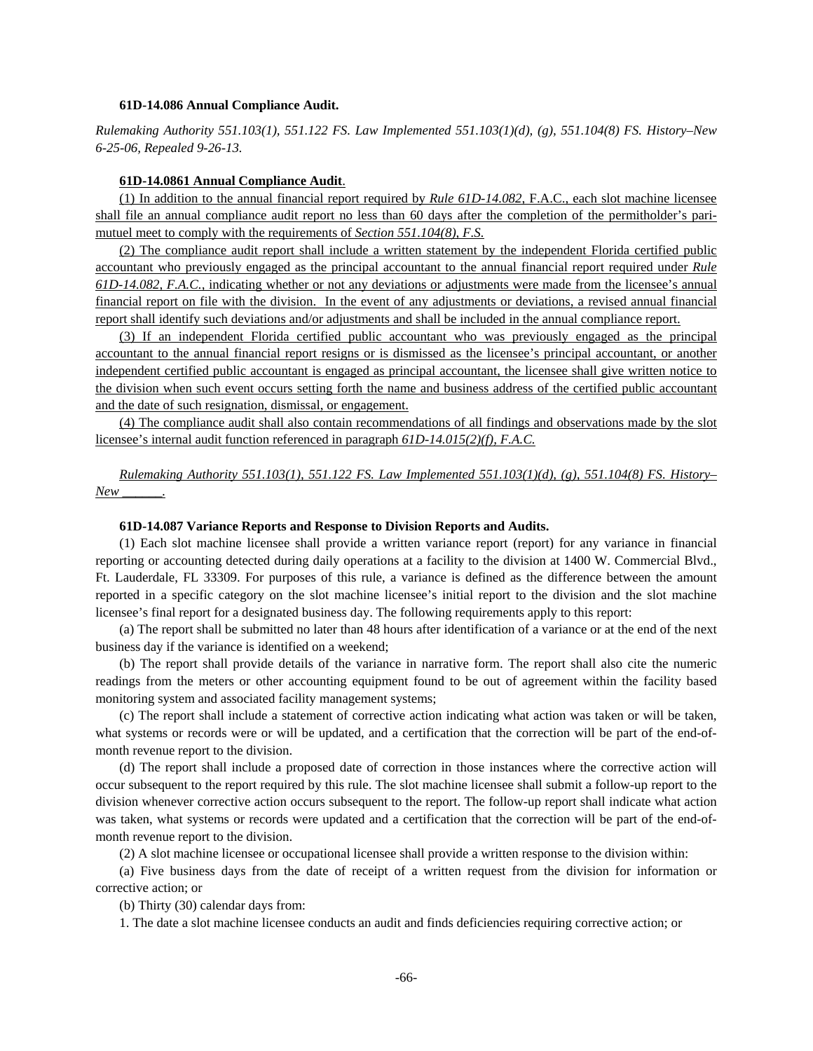**61D-14.086 Annual Compliance Audit.**

*Rulemaking Authority 551.103(1), 551.122 FS. Law Implemented 551.103(1)(d), (g), 551.104(8) FS. History–New 6-25-06, Repealed 9-26-13.*

**61D-14.0861 Annual Compliance Audit**.

(1) In addition to the annual financial report required by *Rule 61D-14.082*, F.A.C., each slot machine licensee shall file an annual compliance audit report no less than 60 days after the completion of the permitholder's pari-mutuel meet to comply with the requirements of *Section 551.104(8), F.S.*

(2) The compliance audit report shall include a written statement by the independent Florida certified public accountant who previously engaged as the principal accountant to the annual financial report required under *Rule 61D-14.082, F.A.C.*, indicating whether or not any deviations or adjustments were made from the licensee's annual financial report on file with the division. In the event of any adjustments or deviations, a revised annual financial report shall identify such deviations and/or adjustments and shall be included in the annual compliance report.

(3) If an independent Florida certified public accountant who was previously engaged as the principal accountant to the annual financial report resigns or is dismissed as the licensee's principal accountant, or another independent certified public accountant is engaged as principal accountant, the licensee shall give written notice to the division when such event occurs setting forth the name and business address of the certified public accountant and the date of such resignation, dismissal, or engagement.

(4) The compliance audit shall also contain recommendations of all findings and observations made by the slot licensee's internal audit function referenced in paragraph *61D-14.015(2)(f), F.A.C.*

*Rulemaking Authority 551.103(1), 551.122 FS. Law Implemented 551.103(1)(d), (g), 551.104(8) FS. History–New ______.*

**61D-14.087 Variance Reports and Response to Division Reports and Audits.**

(1) Each slot machine licensee shall provide a written variance report (report) for any variance in financial reporting or accounting detected during daily operations at a facility to the division at 1400 W. Commercial Blvd., Ft. Lauderdale, FL 33309. For purposes of this rule, a variance is defined as the difference between the amount reported in a specific category on the slot machine licensee's initial report to the division and the slot machine licensee's final report for a designated business day. The following requirements apply to this report:

(a) The report shall be submitted no later than 48 hours after identification of a variance or at the end of the next business day if the variance is identified on a weekend;

(b) The report shall provide details of the variance in narrative form. The report shall also cite the numeric readings from the meters or other accounting equipment found to be out of agreement within the facility based monitoring system and associated facility management systems;

(c) The report shall include a statement of corrective action indicating what action was taken or will be taken, what systems or records were or will be updated, and a certification that the correction will be part of the end-of-month revenue report to the division.

(d) The report shall include a proposed date of correction in those instances where the corrective action will occur subsequent to the report required by this rule. The slot machine licensee shall submit a follow-up report to the division whenever corrective action occurs subsequent to the report. The follow-up report shall indicate what action was taken, what systems or records were updated and a certification that the correction will be part of the end-of-month revenue report to the division.

(2) A slot machine licensee or occupational licensee shall provide a written response to the division within:

(a) Five business days from the date of receipt of a written request from the division for information or corrective action; or

(b) Thirty (30) calendar days from:

1. The date a slot machine licensee conducts an audit and finds deficiencies requiring corrective action; or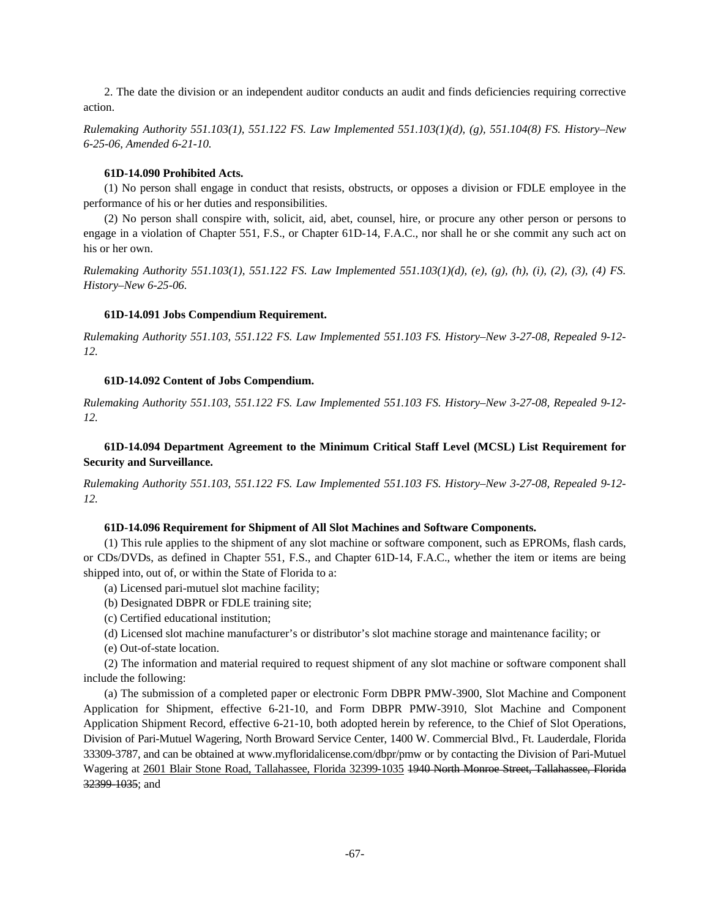2. The date the division or an independent auditor conducts an audit and finds deficiencies requiring corrective action.

*Rulemaking Authority 551.103(1), 551.122 FS. Law Implemented 551.103(1)(d), (g), 551.104(8) FS. History–New 6-25-06, Amended 6-21-10.*

**61D-14.090 Prohibited Acts.**

(1) No person shall engage in conduct that resists, obstructs, or opposes a division or FDLE employee in the performance of his or her duties and responsibilities.

(2) No person shall conspire with, solicit, aid, abet, counsel, hire, or procure any other person or persons to engage in a violation of Chapter 551, F.S., or Chapter 61D-14, F.A.C., nor shall he or she commit any such act on his or her own.

*Rulemaking Authority 551.103(1), 551.122 FS. Law Implemented 551.103(1)(d), (e), (g), (h), (i), (2), (3), (4) FS. History–New 6-25-06.*

**61D-14.091 Jobs Compendium Requirement.**

*Rulemaking Authority 551.103, 551.122 FS. Law Implemented 551.103 FS. History–New 3-27-08, Repealed 9-12-12.*

**61D-14.092 Content of Jobs Compendium.**

*Rulemaking Authority 551.103, 551.122 FS. Law Implemented 551.103 FS. History–New 3-27-08, Repealed 9-12-12.*

**61D-14.094 Department Agreement to the Minimum Critical Staff Level (MCSL) List Requirement for Security and Surveillance.**

*Rulemaking Authority 551.103, 551.122 FS. Law Implemented 551.103 FS. History–New 3-27-08, Repealed 9-12-12.*

**61D-14.096 Requirement for Shipment of All Slot Machines and Software Components.**

(1) This rule applies to the shipment of any slot machine or software component, such as EPROMs, flash cards, or CDs/DVDs, as defined in Chapter 551, F.S., and Chapter 61D-14, F.A.C., whether the item or items are being shipped into, out of, or within the State of Florida to a:

(a) Licensed pari-mutuel slot machine facility;

(b) Designated DBPR or FDLE training site;

(c) Certified educational institution;

(d) Licensed slot machine manufacturer's or distributor's slot machine storage and maintenance facility; or

(e) Out-of-state location.

(2) The information and material required to request shipment of any slot machine or software component shall include the following:

(a) The submission of a completed paper or electronic Form DBPR PMW-3900, Slot Machine and Component Application for Shipment, effective 6-21-10, and Form DBPR PMW-3910, Slot Machine and Component Application Shipment Record, effective 6-21-10, both adopted herein by reference, to the Chief of Slot Operations, Division of Pari-Mutuel Wagering, North Broward Service Center, 1400 W. Commercial Blvd., Ft. Lauderdale, Florida 33309-3787, and can be obtained at www.myfloridalicense.com/dbpr/pmw or by contacting the Division of Pari-Mutuel Wagering at <u>2601 Blair Stone Road, Tallahassee, Florida 32399-1035</u> ~~1940 North Monroe Street, Tallahassee, Florida 32399-1035~~; and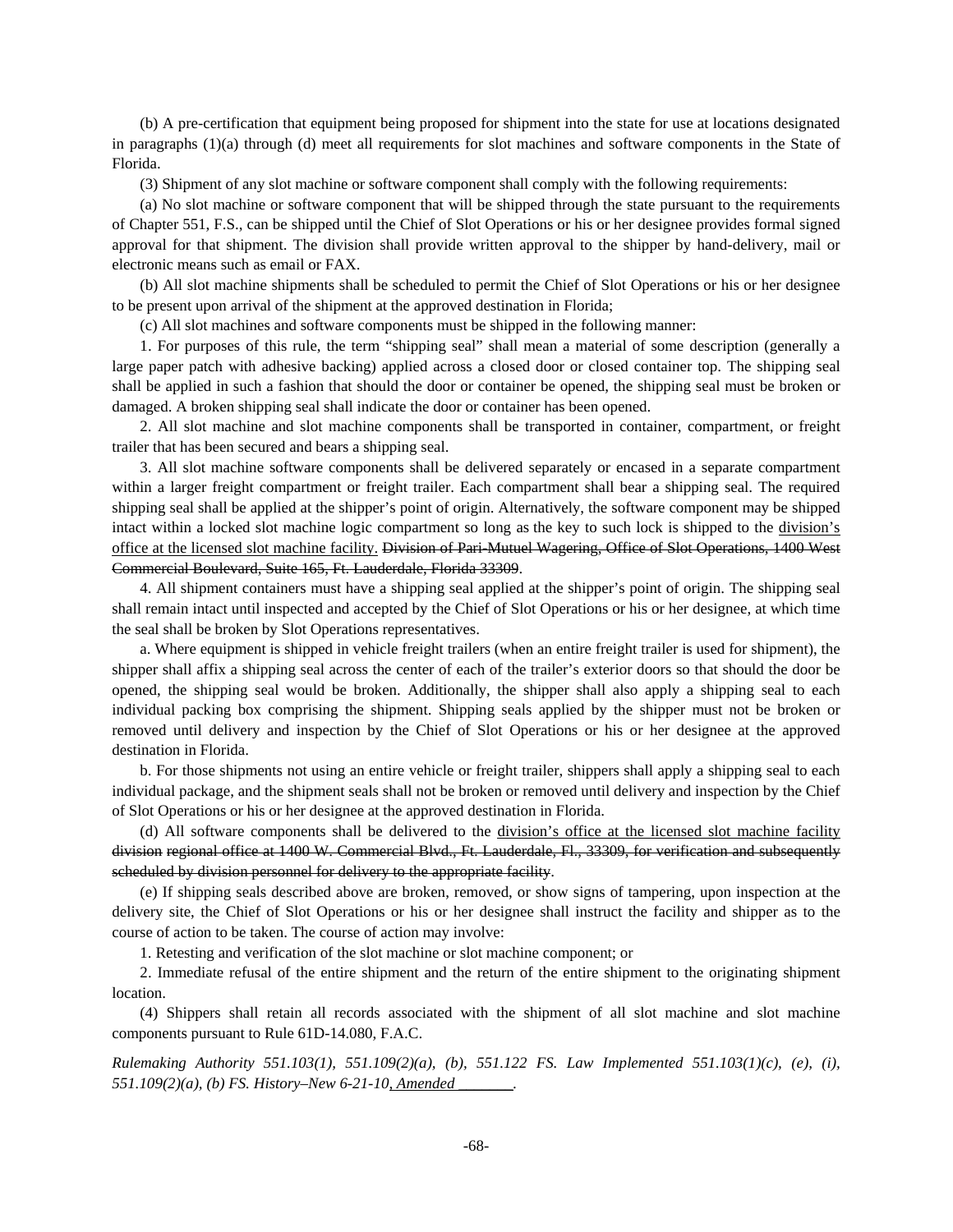(b) A pre-certification that equipment being proposed for shipment into the state for use at locations designated in paragraphs (1)(a) through (d) meet all requirements for slot machines and software components in the State of Florida.

(3) Shipment of any slot machine or software component shall comply with the following requirements:

(a) No slot machine or software component that will be shipped through the state pursuant to the requirements of Chapter 551, F.S., can be shipped until the Chief of Slot Operations or his or her designee provides formal signed approval for that shipment. The division shall provide written approval to the shipper by hand-delivery, mail or electronic means such as email or FAX.

(b) All slot machine shipments shall be scheduled to permit the Chief of Slot Operations or his or her designee to be present upon arrival of the shipment at the approved destination in Florida;

(c) All slot machines and software components must be shipped in the following manner:

1. For purposes of this rule, the term "shipping seal" shall mean a material of some description (generally a large paper patch with adhesive backing) applied across a closed door or closed container top. The shipping seal shall be applied in such a fashion that should the door or container be opened, the shipping seal must be broken or damaged. A broken shipping seal shall indicate the door or container has been opened.

2. All slot machine and slot machine components shall be transported in container, compartment, or freight trailer that has been secured and bears a shipping seal.

3. All slot machine software components shall be delivered separately or encased in a separate compartment within a larger freight compartment or freight trailer. Each compartment shall bear a shipping seal. The required shipping seal shall be applied at the shipper's point of origin. Alternatively, the software component may be shipped intact within a locked slot machine logic compartment so long as the key to such lock is shipped to the <u>division's office at the licensed slot machine facility.</u> ~~Division of Pari-Mutuel Wagering, Office of Slot Operations, 1400 West Commercial Boulevard, Suite 165, Ft. Lauderdale, Florida 33309~~.

4. All shipment containers must have a shipping seal applied at the shipper's point of origin. The shipping seal shall remain intact until inspected and accepted by the Chief of Slot Operations or his or her designee, at which time the seal shall be broken by Slot Operations representatives.

a. Where equipment is shipped in vehicle freight trailers (when an entire freight trailer is used for shipment), the shipper shall affix a shipping seal across the center of each of the trailer's exterior doors so that should the door be opened, the shipping seal would be broken. Additionally, the shipper shall also apply a shipping seal to each individual packing box comprising the shipment. Shipping seals applied by the shipper must not be broken or removed until delivery and inspection by the Chief of Slot Operations or his or her designee at the approved destination in Florida.

b. For those shipments not using an entire vehicle or freight trailer, shippers shall apply a shipping seal to each individual package, and the shipment seals shall not be broken or removed until delivery and inspection by the Chief of Slot Operations or his or her designee at the approved destination in Florida.

(d) All software components shall be delivered to the <u>division's office at the licensed slot machine facility</u> ~~division regional office at 1400 W. Commercial Blvd., Ft. Lauderdale, Fl., 33309, for verification and subsequently scheduled by division personnel for delivery to the appropriate facility~~.

(e) If shipping seals described above are broken, removed, or show signs of tampering, upon inspection at the delivery site, the Chief of Slot Operations or his or her designee shall instruct the facility and shipper as to the course of action to be taken. The course of action may involve:

1. Retesting and verification of the slot machine or slot machine component; or

2. Immediate refusal of the entire shipment and the return of the entire shipment to the originating shipment location.

(4) Shippers shall retain all records associated with the shipment of all slot machine and slot machine components pursuant to Rule 61D-14.080, F.A.C.

*Rulemaking Authority 551.103(1), 551.109(2)(a), (b), 551.122 FS. Law Implemented 551.103(1)(c), (e), (i), 551.109(2)(a), (b) FS. History–New 6-21-10<u>, Amended ________</u>.*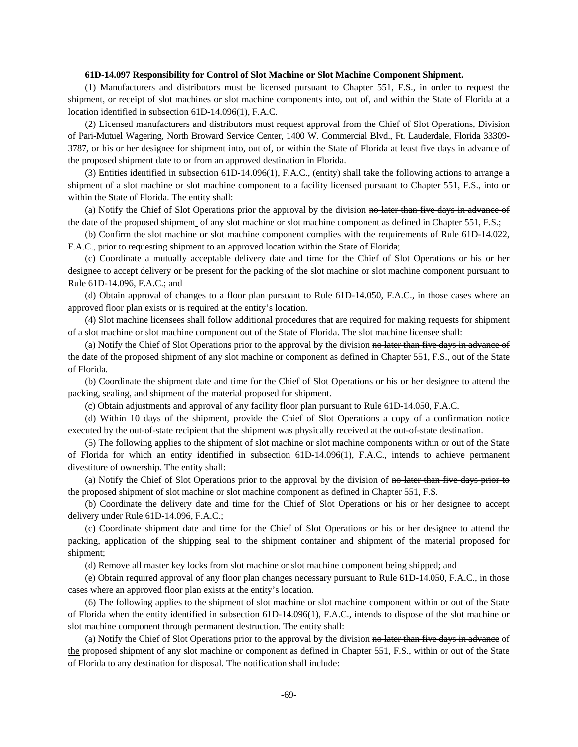**61D-14.097 Responsibility for Control of Slot Machine or Slot Machine Component Shipment.**

(1) Manufacturers and distributors must be licensed pursuant to Chapter 551, F.S., in order to request the shipment, or receipt of slot machines or slot machine components into, out of, and within the State of Florida at a location identified in subsection 61D-14.096(1), F.A.C.

(2) Licensed manufacturers and distributors must request approval from the Chief of Slot Operations, Division of Pari-Mutuel Wagering, North Broward Service Center, 1400 W. Commercial Blvd., Ft. Lauderdale, Florida 33309-3787, or his or her designee for shipment into, out of, or within the State of Florida at least five days in advance of the proposed shipment date to or from an approved destination in Florida.

(3) Entities identified in subsection 61D-14.096(1), F.A.C., (entity) shall take the following actions to arrange a shipment of a slot machine or slot machine component to a facility licensed pursuant to Chapter 551, F.S., into or within the State of Florida. The entity shall:

(a) Notify the Chief of Slot Operations <u>prior the approval by the division</u> ~~no later than five days in advance of the date~~ of the proposed shipment of any slot machine or slot machine component as defined in Chapter 551, F.S.;

(b) Confirm the slot machine or slot machine component complies with the requirements of Rule 61D-14.022, F.A.C., prior to requesting shipment to an approved location within the State of Florida;

(c) Coordinate a mutually acceptable delivery date and time for the Chief of Slot Operations or his or her designee to accept delivery or be present for the packing of the slot machine or slot machine component pursuant to Rule 61D-14.096, F.A.C.; and

(d) Obtain approval of changes to a floor plan pursuant to Rule 61D-14.050, F.A.C., in those cases where an approved floor plan exists or is required at the entity's location.

(4) Slot machine licensees shall follow additional procedures that are required for making requests for shipment of a slot machine or slot machine component out of the State of Florida. The slot machine licensee shall:

(a) Notify the Chief of Slot Operations <u>prior to the approval by the division</u> ~~no later than five days in advance of the date~~ of the proposed shipment of any slot machine or component as defined in Chapter 551, F.S., out of the State of Florida.

(b) Coordinate the shipment date and time for the Chief of Slot Operations or his or her designee to attend the packing, sealing, and shipment of the material proposed for shipment.

(c) Obtain adjustments and approval of any facility floor plan pursuant to Rule 61D-14.050, F.A.C.

(d) Within 10 days of the shipment, provide the Chief of Slot Operations a copy of a confirmation notice executed by the out-of-state recipient that the shipment was physically received at the out-of-state destination.

(5) The following applies to the shipment of slot machine or slot machine components within or out of the State of Florida for which an entity identified in subsection 61D-14.096(1), F.A.C., intends to achieve permanent divestiture of ownership. The entity shall:

(a) Notify the Chief of Slot Operations <u>prior to the approval by the division of</u> ~~no later than five days prior to~~ the proposed shipment of slot machine or slot machine component as defined in Chapter 551, F.S.

(b) Coordinate the delivery date and time for the Chief of Slot Operations or his or her designee to accept delivery under Rule 61D-14.096, F.A.C.;

(c) Coordinate shipment date and time for the Chief of Slot Operations or his or her designee to attend the packing, application of the shipping seal to the shipment container and shipment of the material proposed for shipment;

(d) Remove all master key locks from slot machine or slot machine component being shipped; and

(e) Obtain required approval of any floor plan changes necessary pursuant to Rule 61D-14.050, F.A.C., in those cases where an approved floor plan exists at the entity's location.

(6) The following applies to the shipment of slot machine or slot machine component within or out of the State of Florida when the entity identified in subsection 61D-14.096(1), F.A.C., intends to dispose of the slot machine or slot machine component through permanent destruction. The entity shall:

(a) Notify the Chief of Slot Operations <u>prior to the approval by the division</u> ~~no later than five days in advance~~ of <u>the</u> proposed shipment of any slot machine or component as defined in Chapter 551, F.S., within or out of the State of Florida to any destination for disposal. The notification shall include: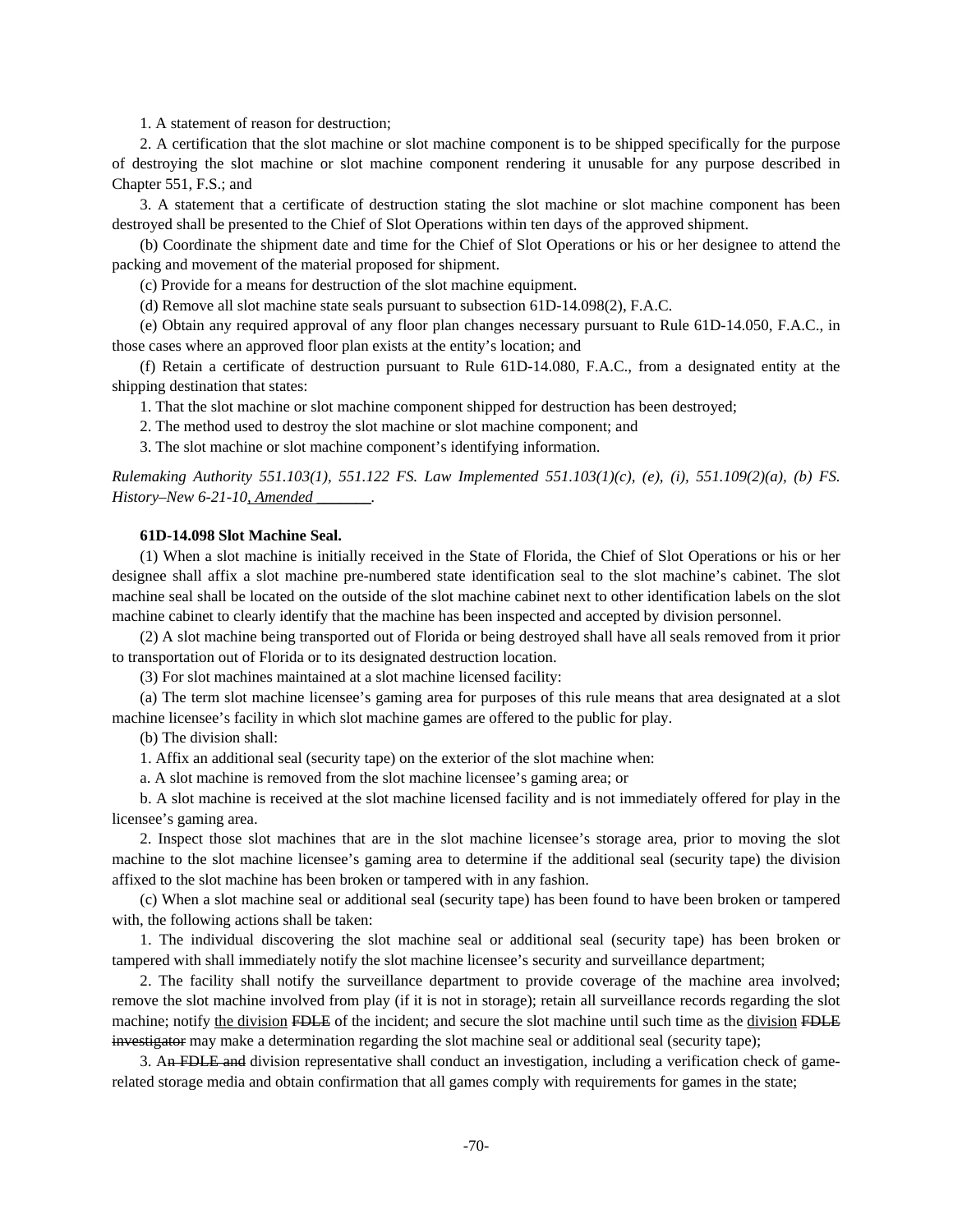1. A statement of reason for destruction;

2. A certification that the slot machine or slot machine component is to be shipped specifically for the purpose of destroying the slot machine or slot machine component rendering it unusable for any purpose described in Chapter 551, F.S.; and

3. A statement that a certificate of destruction stating the slot machine or slot machine component has been destroyed shall be presented to the Chief of Slot Operations within ten days of the approved shipment.

(b) Coordinate the shipment date and time for the Chief of Slot Operations or his or her designee to attend the packing and movement of the material proposed for shipment.

(c) Provide for a means for destruction of the slot machine equipment.

(d) Remove all slot machine state seals pursuant to subsection 61D-14.098(2), F.A.C.

(e) Obtain any required approval of any floor plan changes necessary pursuant to Rule 61D-14.050, F.A.C., in those cases where an approved floor plan exists at the entity's location; and

(f) Retain a certificate of destruction pursuant to Rule 61D-14.080, F.A.C., from a designated entity at the shipping destination that states:

1. That the slot machine or slot machine component shipped for destruction has been destroyed;

2. The method used to destroy the slot machine or slot machine component; and

3. The slot machine or slot machine component's identifying information.

*Rulemaking Authority 551.103(1), 551.122 FS. Law Implemented 551.103(1)(c), (e), (i), 551.109(2)(a), (b) FS. History–New 6-21-10<u>, Amended ________</u>.*

**61D-14.098 Slot Machine Seal.**

(1) When a slot machine is initially received in the State of Florida, the Chief of Slot Operations or his or her designee shall affix a slot machine pre-numbered state identification seal to the slot machine's cabinet. The slot machine seal shall be located on the outside of the slot machine cabinet next to other identification labels on the slot machine cabinet to clearly identify that the machine has been inspected and accepted by division personnel.

(2) A slot machine being transported out of Florida or being destroyed shall have all seals removed from it prior to transportation out of Florida or to its designated destruction location.

(3) For slot machines maintained at a slot machine licensed facility:

(a) The term slot machine licensee's gaming area for purposes of this rule means that area designated at a slot machine licensee's facility in which slot machine games are offered to the public for play.

(b) The division shall:

1. Affix an additional seal (security tape) on the exterior of the slot machine when:

a. A slot machine is removed from the slot machine licensee's gaming area; or

b. A slot machine is received at the slot machine licensed facility and is not immediately offered for play in the licensee's gaming area.

2. Inspect those slot machines that are in the slot machine licensee's storage area, prior to moving the slot machine to the slot machine licensee's gaming area to determine if the additional seal (security tape) the division affixed to the slot machine has been broken or tampered with in any fashion.

(c) When a slot machine seal or additional seal (security tape) has been found to have been broken or tampered with, the following actions shall be taken:

1. The individual discovering the slot machine seal or additional seal (security tape) has been broken or tampered with shall immediately notify the slot machine licensee's security and surveillance department;

2. The facility shall notify the surveillance department to provide coverage of the machine area involved; remove the slot machine involved from play (if it is not in storage); retain all surveillance records regarding the slot machine; notify <u>the division</u> ~~FDLE~~ of the incident; and secure the slot machine until such time as the <u>division</u> ~~FDLE investigator~~ may make a determination regarding the slot machine seal or additional seal (security tape);

3. A~~n FDLE and~~ division representative shall conduct an investigation, including a verification check of game-related storage media and obtain confirmation that all games comply with requirements for games in the state;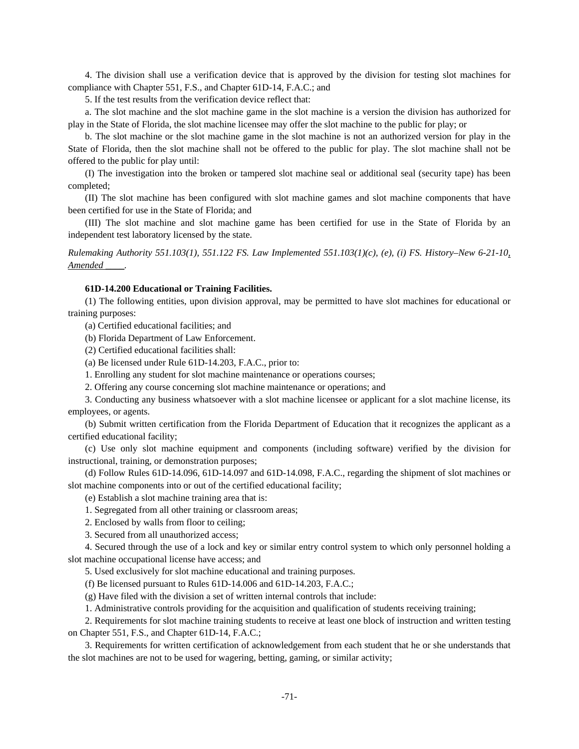4. The division shall use a verification device that is approved by the division for testing slot machines for compliance with Chapter 551, F.S., and Chapter 61D-14, F.A.C.; and

5. If the test results from the verification device reflect that:

a. The slot machine and the slot machine game in the slot machine is a version the division has authorized for play in the State of Florida, the slot machine licensee may offer the slot machine to the public for play; or

b. The slot machine or the slot machine game in the slot machine is not an authorized version for play in the State of Florida, then the slot machine shall not be offered to the public for play. The slot machine shall not be offered to the public for play until:

(I) The investigation into the broken or tampered slot machine seal or additional seal (security tape) has been completed;

(II) The slot machine has been configured with slot machine games and slot machine components that have been certified for use in the State of Florida; and

(III) The slot machine and slot machine game has been certified for use in the State of Florida by an independent test laboratory licensed by the state.

*Rulemaking Authority 551.103(1), 551.122 FS. Law Implemented 551.103(1)(c), (e), (i) FS. History–New 6-21-10, Amended ____.*

**61D-14.200 Educational or Training Facilities.**

(1) The following entities, upon division approval, may be permitted to have slot machines for educational or training purposes:

(a) Certified educational facilities; and

(b) Florida Department of Law Enforcement.

(2) Certified educational facilities shall:

(a) Be licensed under Rule 61D-14.203, F.A.C., prior to:

1. Enrolling any student for slot machine maintenance or operations courses;

2. Offering any course concerning slot machine maintenance or operations; and

3. Conducting any business whatsoever with a slot machine licensee or applicant for a slot machine license, its employees, or agents.

(b) Submit written certification from the Florida Department of Education that it recognizes the applicant as a certified educational facility;

(c) Use only slot machine equipment and components (including software) verified by the division for instructional, training, or demonstration purposes;

(d) Follow Rules 61D-14.096, 61D-14.097 and 61D-14.098, F.A.C., regarding the shipment of slot machines or slot machine components into or out of the certified educational facility;

(e) Establish a slot machine training area that is:

1. Segregated from all other training or classroom areas;

2. Enclosed by walls from floor to ceiling;

3. Secured from all unauthorized access;

4. Secured through the use of a lock and key or similar entry control system to which only personnel holding a slot machine occupational license have access; and

5. Used exclusively for slot machine educational and training purposes.

(f) Be licensed pursuant to Rules 61D-14.006 and 61D-14.203, F.A.C.;

(g) Have filed with the division a set of written internal controls that include:

1. Administrative controls providing for the acquisition and qualification of students receiving training;

2. Requirements for slot machine training students to receive at least one block of instruction and written testing on Chapter 551, F.S., and Chapter 61D-14, F.A.C.;

3. Requirements for written certification of acknowledgement from each student that he or she understands that the slot machines are not to be used for wagering, betting, gaming, or similar activity;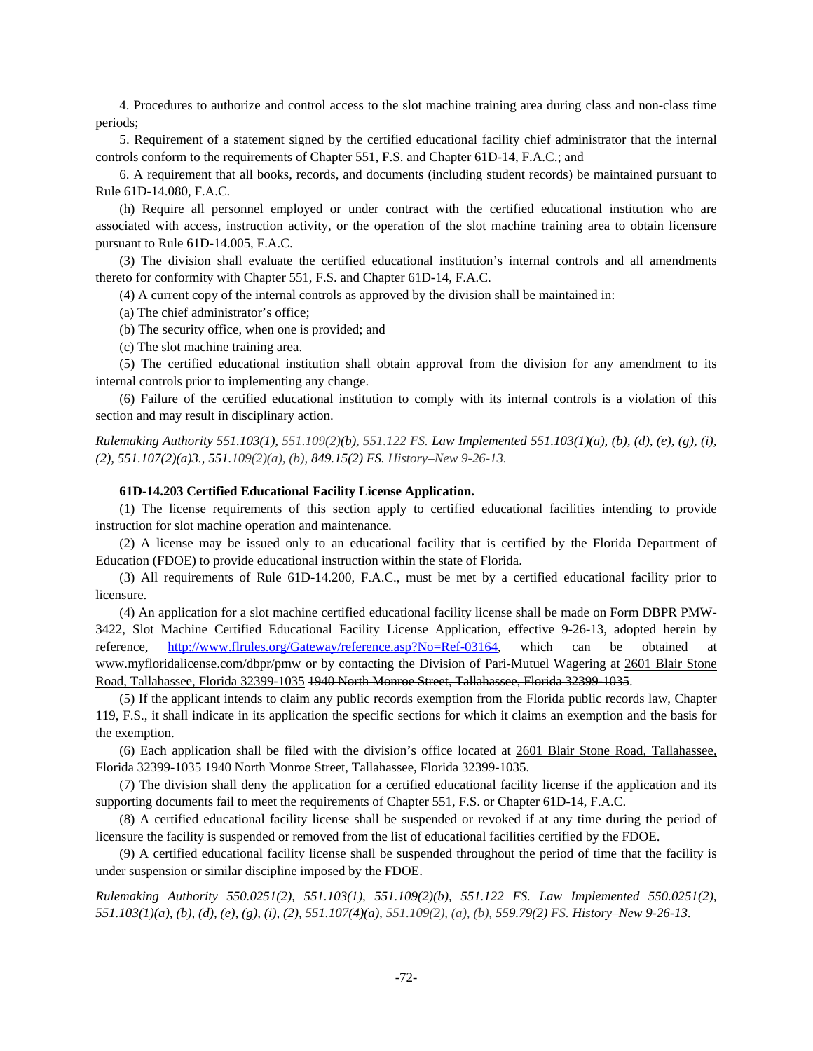4. Procedures to authorize and control access to the slot machine training area during class and non-class time periods;

5. Requirement of a statement signed by the certified educational facility chief administrator that the internal controls conform to the requirements of Chapter 551, F.S. and Chapter 61D-14, F.A.C.; and

6. A requirement that all books, records, and documents (including student records) be maintained pursuant to Rule 61D-14.080, F.A.C.

(h) Require all personnel employed or under contract with the certified educational institution who are associated with access, instruction activity, or the operation of the slot machine training area to obtain licensure pursuant to Rule 61D-14.005, F.A.C.

(3) The division shall evaluate the certified educational institution's internal controls and all amendments thereto for conformity with Chapter 551, F.S. and Chapter 61D-14, F.A.C.

(4) A current copy of the internal controls as approved by the division shall be maintained in:

(a) The chief administrator's office;

(b) The security office, when one is provided; and

(c) The slot machine training area.

(5) The certified educational institution shall obtain approval from the division for any amendment to its internal controls prior to implementing any change.

(6) Failure of the certified educational institution to comply with its internal controls is a violation of this section and may result in disciplinary action.

*Rulemaking Authority 551.103(1), 551.109(2)(b), 551.122 FS. Law Implemented 551.103(1)(a), (b), (d), (e), (g), (i), (2), 551.107(2)(a)3., 551.109(2)(a), (b), 849.15(2) FS. History–New 9-26-13.*

**61D-14.203 Certified Educational Facility License Application.**

(1) The license requirements of this section apply to certified educational facilities intending to provide instruction for slot machine operation and maintenance.

(2) A license may be issued only to an educational facility that is certified by the Florida Department of Education (FDOE) to provide educational instruction within the state of Florida.

(3) All requirements of Rule 61D-14.200, F.A.C., must be met by a certified educational facility prior to licensure.

(4) An application for a slot machine certified educational facility license shall be made on Form DBPR PMW-3422, Slot Machine Certified Educational Facility License Application, effective 9-26-13, adopted herein by reference, http://www.flrules.org/Gateway/reference.asp?No=Ref-03164, which can be obtained at www.myfloridalicense.com/dbpr/pmw or by contacting the Division of Pari-Mutuel Wagering at <u>2601 Blair Stone Road, Tallahassee, Florida 32399-1035</u> ~~1940 North Monroe Street, Tallahassee, Florida 32399-1035~~.

(5) If the applicant intends to claim any public records exemption from the Florida public records law, Chapter 119, F.S., it shall indicate in its application the specific sections for which it claims an exemption and the basis for the exemption.

(6) Each application shall be filed with the division's office located at <u>2601 Blair Stone Road, Tallahassee, Florida 32399-1035</u> ~~1940 North Monroe Street, Tallahassee, Florida 32399-1035~~.

(7) The division shall deny the application for a certified educational facility license if the application and its supporting documents fail to meet the requirements of Chapter 551, F.S. or Chapter 61D-14, F.A.C.

(8) A certified educational facility license shall be suspended or revoked if at any time during the period of licensure the facility is suspended or removed from the list of educational facilities certified by the FDOE.

(9) A certified educational facility license shall be suspended throughout the period of time that the facility is under suspension or similar discipline imposed by the FDOE.

*Rulemaking Authority 550.0251(2), 551.103(1), 551.109(2)(b), 551.122 FS. Law Implemented 550.0251(2), 551.103(1)(a), (b), (d), (e), (g), (i), (2), 551.107(4)(a), 551.109(2), (a), (b), 559.79(2) FS. History–New 9-26-13.*